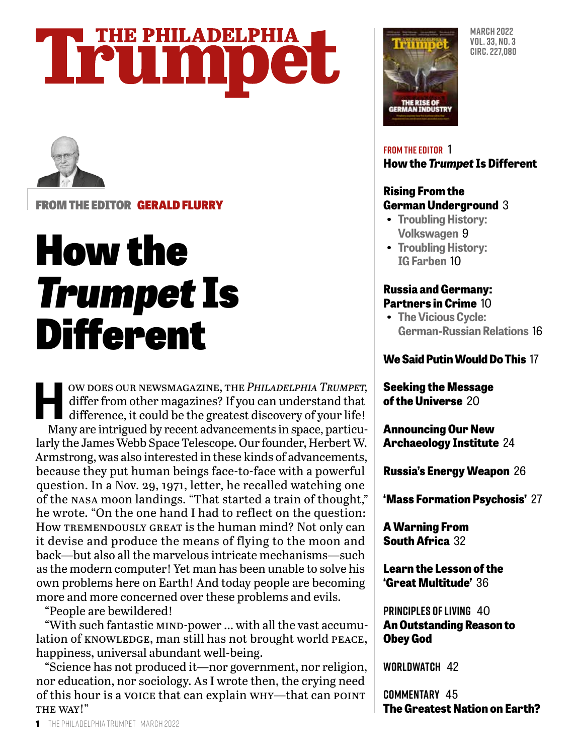# THE PHILADELPHIA Trumpet

MARCH 2022
VOL. 33, NO. 3
CIRC. 227,080

**FROM THE EDITOR** 1
**How the *Trumpet* Is Different**

**Rising From the German Underground** 3
- Troubling History: Volkswagen 9
- Troubling History: IG Farben 10

**Russia and Germany: Partners in Crime** 10
- The Vicious Cycle: German-Russian Relations 16

**We Said Putin Would Do This** 17

**Seeking the Message of the Universe** 20

**Announcing Our New Archaeology Institute** 24

**Russia's Energy Weapon** 26

**'Mass Formation Psychosis'** 27

**A Warning From South Africa** 32

**Learn the Lesson of the 'Great Multitude'** 36

**PRINCIPLES OF LIVING** 40
**An Outstanding Reason to Obey God**

**WORLDWATCH** 42

**COMMENTARY** 45
**The Greatest Nation on Earth?**

FROM THE EDITOR **GERALD FLURRY**

# How the *Trumpet* Is Different

HOW DOES OUR NEWSMAGAZINE, THE *PHILADELPHIA TRUMPET,* differ from other magazines? If you can understand that difference, it could be the greatest discovery of your life!

Many are intrigued by recent advancements in space, particularly the James Webb Space Telescope. Our founder, Herbert W. Armstrong, was also interested in these kinds of advancements, because they put human beings face-to-face with a powerful question. In a Nov. 29, 1971, letter, he recalled watching one of the NASA moon landings. "That started a train of thought," he wrote. "On the one hand I had to reflect on the question: How TREMENDOUSLY GREAT is the human mind? Not only can it devise and produce the means of flying to the moon and back—but also all the marvelous intricate mechanisms—such as the modern computer! Yet man has been unable to solve his own problems here on Earth! And today people are becoming more and more concerned over these problems and evils.

"People are bewildered!

"With such fantastic MIND-power … with all the vast accumulation of KNOWLEDGE, man still has not brought world PEACE, happiness, universal abundant well-being.

"Science has not produced it—nor government, nor religion, nor education, nor sociology. As I wrote then, the crying need of this hour is a VOICE that can explain WHY—that can POINT THE WAY!"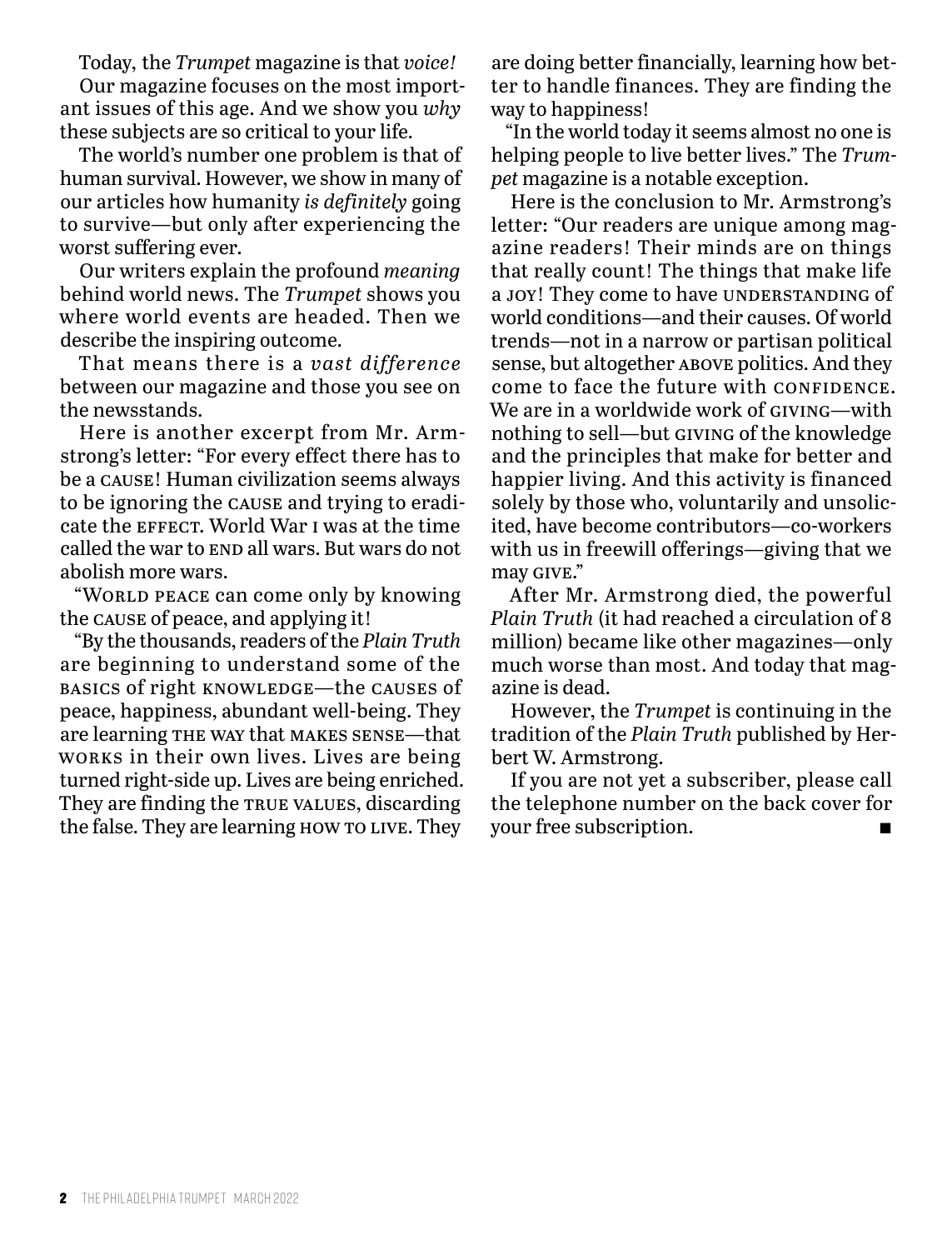Today, the *Trumpet* magazine is that *voice!*

Our magazine focuses on the most important issues of this age. And we show you *why* these subjects are so critical to your life.

The world's number one problem is that of human survival. However, we show in many of our articles how humanity *is definitely* going to survive—but only after experiencing the worst suffering ever.

Our writers explain the profound *meaning* behind world news. The *Trumpet* shows you where world events are headed. Then we describe the inspiring outcome.

That means there is a *vast difference* between our magazine and those you see on the newsstands.

Here is another excerpt from Mr. Armstrong's letter: "For every effect there has to be a CAUSE! Human civilization seems always to be ignoring the CAUSE and trying to eradicate the EFFECT. World War I was at the time called the war to END all wars. But wars do not abolish more wars.

"WORLD PEACE can come only by knowing the CAUSE of peace, and applying it!

"By the thousands, readers of the *Plain Truth* are beginning to understand some of the BASICS of right KNOWLEDGE—the CAUSES of peace, happiness, abundant well-being. They are learning THE WAY that MAKES SENSE—that WORKS in their own lives. Lives are being turned right-side up. Lives are being enriched. They are finding the TRUE VALUES, discarding the false. They are learning HOW TO LIVE. They are doing better financially, learning how better to handle finances. They are finding the way to happiness!

"In the world today it seems almost no one is helping people to live better lives." The *Trumpet* magazine is a notable exception.

Here is the conclusion to Mr. Armstrong's letter: "Our readers are unique among magazine readers! Their minds are on things that really count! The things that make life a JOY! They come to have UNDERSTANDING of world conditions—and their causes. Of world trends—not in a narrow or partisan political sense, but altogether ABOVE politics. And they come to face the future with CONFIDENCE. We are in a worldwide work of GIVING—with nothing to sell—but GIVING of the knowledge and the principles that make for better and happier living. And this activity is financed solely by those who, voluntarily and unsolicited, have become contributors—co-workers with us in freewill offerings—giving that we may GIVE."

After Mr. Armstrong died, the powerful *Plain Truth* (it had reached a circulation of 8 million) became like other magazines—only much worse than most. And today that magazine is dead.

However, the *Trumpet* is continuing in the tradition of the *Plain Truth* published by Herbert W. Armstrong.

If you are not yet a subscriber, please call the telephone number on the back cover for your free subscription. ■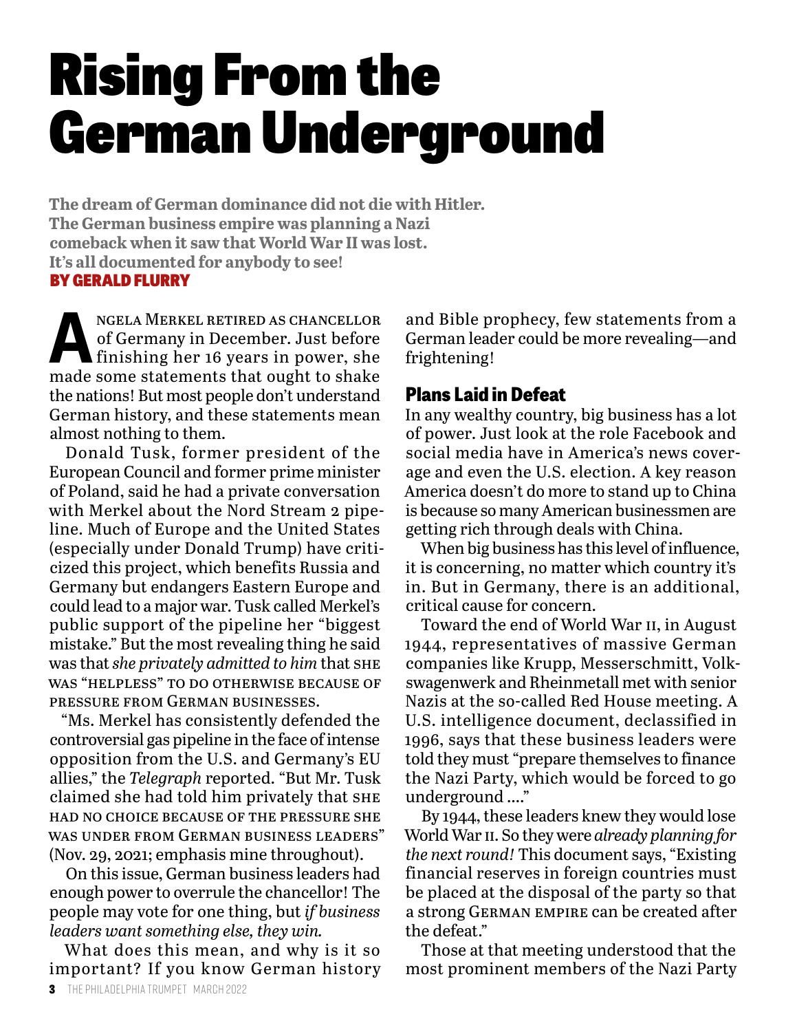# Rising From the German Underground

**The dream of German dominance did not die with Hitler. The German business empire was planning a Nazi comeback when it saw that World War II was lost. It's all documented for anybody to see!**

**BY GERALD FLURRY**

Angela Merkel retired as chancellor of Germany in December. Just before finishing her 16 years in power, she made some statements that ought to shake the nations! But most people don't understand German history, and these statements mean almost nothing to them.

Donald Tusk, former president of the European Council and former prime minister of Poland, said he had a private conversation with Merkel about the Nord Stream 2 pipeline. Much of Europe and the United States (especially under Donald Trump) have criticized this project, which benefits Russia and Germany but endangers Eastern Europe and could lead to a major war. Tusk called Merkel's public support of the pipeline her "biggest mistake." But the most revealing thing he said was that *she privately admitted to him* that SHE WAS "HELPLESS" TO DO OTHERWISE BECAUSE OF PRESSURE FROM GERMAN BUSINESSES.

"Ms. Merkel has consistently defended the controversial gas pipeline in the face of intense opposition from the U.S. and Germany's EU allies," the *Telegraph* reported. "But Mr. Tusk claimed she had told him privately that SHE HAD NO CHOICE BECAUSE OF THE PRESSURE SHE WAS UNDER FROM GERMAN BUSINESS LEADERS" (Nov. 29, 2021; emphasis mine throughout).

On this issue, German business leaders had enough power to overrule the chancellor! The people may vote for one thing, but *if business leaders want something else, they win.*

What does this mean, and why is it so important? If you know German history and Bible prophecy, few statements from a German leader could be more revealing—and frightening!

## Plans Laid in Defeat

In any wealthy country, big business has a lot of power. Just look at the role Facebook and social media have in America's news coverage and even the U.S. election. A key reason America doesn't do more to stand up to China is because so many American businessmen are getting rich through deals with China.

When big business has this level of influence, it is concerning, no matter which country it's in. But in Germany, there is an additional, critical cause for concern.

Toward the end of World War II, in August 1944, representatives of massive German companies like Krupp, Messerschmitt, Volkswagenwerk and Rheinmetall met with senior Nazis at the so-called Red House meeting. A U.S. intelligence document, declassified in 1996, says that these business leaders were told they must "prepare themselves to finance the Nazi Party, which would be forced to go underground …."

By 1944, these leaders knew they would lose World War II. So they were *already planning for the next round!* This document says, "Existing financial reserves in foreign countries must be placed at the disposal of the party so that a strong GERMAN EMPIRE can be created after the defeat."

Those at that meeting understood that the most prominent members of the Nazi Party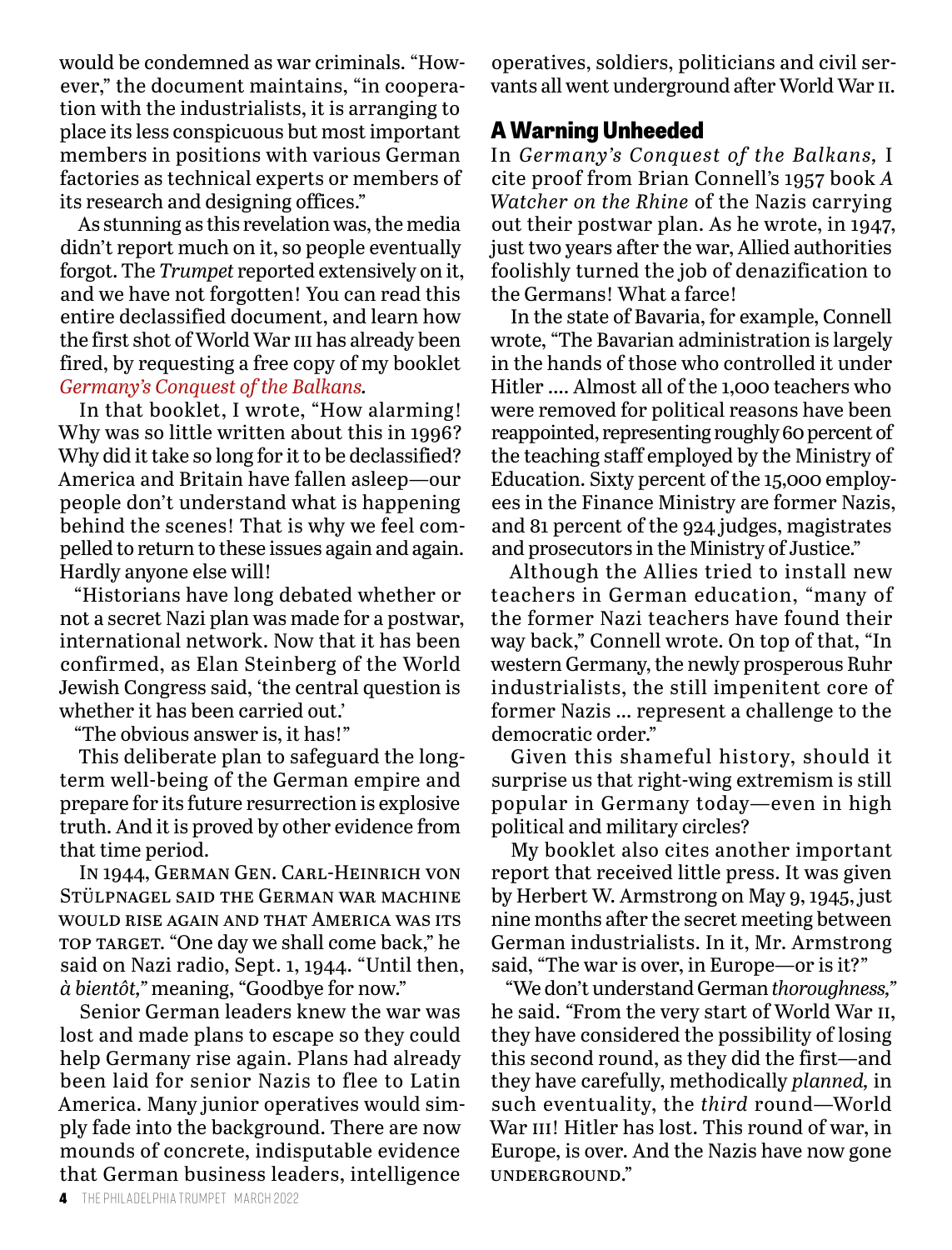would be condemned as war criminals. "However," the document maintains, "in cooperation with the industrialists, it is arranging to place its less conspicuous but most important members in positions with various German factories as technical experts or members of its research and designing offices."

As stunning as this revelation was, the media didn't report much on it, so people eventually forgot. The *Trumpet* reported extensively on it, and we have not forgotten! You can read this entire declassified document, and learn how the first shot of World War III has already been fired, by requesting a free copy of my booklet *Germany's Conquest of the Balkans.*

In that booklet, I wrote, "How alarming! Why was so little written about this in 1996? Why did it take so long for it to be declassified? America and Britain have fallen asleep—our people don't understand what is happening behind the scenes! That is why we feel compelled to return to these issues again and again. Hardly anyone else will!

"Historians have long debated whether or not a secret Nazi plan was made for a postwar, international network. Now that it has been confirmed, as Elan Steinberg of the World Jewish Congress said, 'the central question is whether it has been carried out.'

"The obvious answer is, it has!"

This deliberate plan to safeguard the long-term well-being of the German empire and prepare for its future resurrection is explosive truth. And it is proved by other evidence from that time period.

In 1944, German Gen. Carl-Heinrich von Stülpnagel said the German war machine would rise again and that America was its top target. "One day we shall come back," he said on Nazi radio, Sept. 1, 1944. "Until then, *à bientôt,*" meaning, "Goodbye for now."

Senior German leaders knew the war was lost and made plans to escape so they could help Germany rise again. Plans had already been laid for senior Nazis to flee to Latin America. Many junior operatives would simply fade into the background. There are now mounds of concrete, indisputable evidence that German business leaders, intelligence operatives, soldiers, politicians and civil servants all went underground after World War II.

## A Warning Unheeded

In *Germany's Conquest of the Balkans,* I cite proof from Brian Connell's 1957 book *A Watcher on the Rhine* of the Nazis carrying out their postwar plan. As he wrote, in 1947, just two years after the war, Allied authorities foolishly turned the job of denazification to the Germans! What a farce!

In the state of Bavaria, for example, Connell wrote, "The Bavarian administration is largely in the hands of those who controlled it under Hitler …. Almost all of the 1,000 teachers who were removed for political reasons have been reappointed, representing roughly 60 percent of the teaching staff employed by the Ministry of Education. Sixty percent of the 15,000 employees in the Finance Ministry are former Nazis, and 81 percent of the 924 judges, magistrates and prosecutors in the Ministry of Justice."

Although the Allies tried to install new teachers in German education, "many of the former Nazi teachers have found their way back," Connell wrote. On top of that, "In western Germany, the newly prosperous Ruhr industrialists, the still impenitent core of former Nazis … represent a challenge to the democratic order."

Given this shameful history, should it surprise us that right-wing extremism is still popular in Germany today—even in high political and military circles?

My booklet also cites another important report that received little press. It was given by Herbert W. Armstrong on May 9, 1945, just nine months after the secret meeting between German industrialists. In it, Mr. Armstrong said, "The war is over, in Europe—or is it?"

"We don't understand German *thoroughness,*" he said. "From the very start of World War II, they have considered the possibility of losing this second round, as they did the first—and they have carefully, methodically *planned,* in such eventuality, the *third* round—World War III! Hitler has lost. This round of war, in Europe, is over. And the Nazis have now gone UNDERGROUND."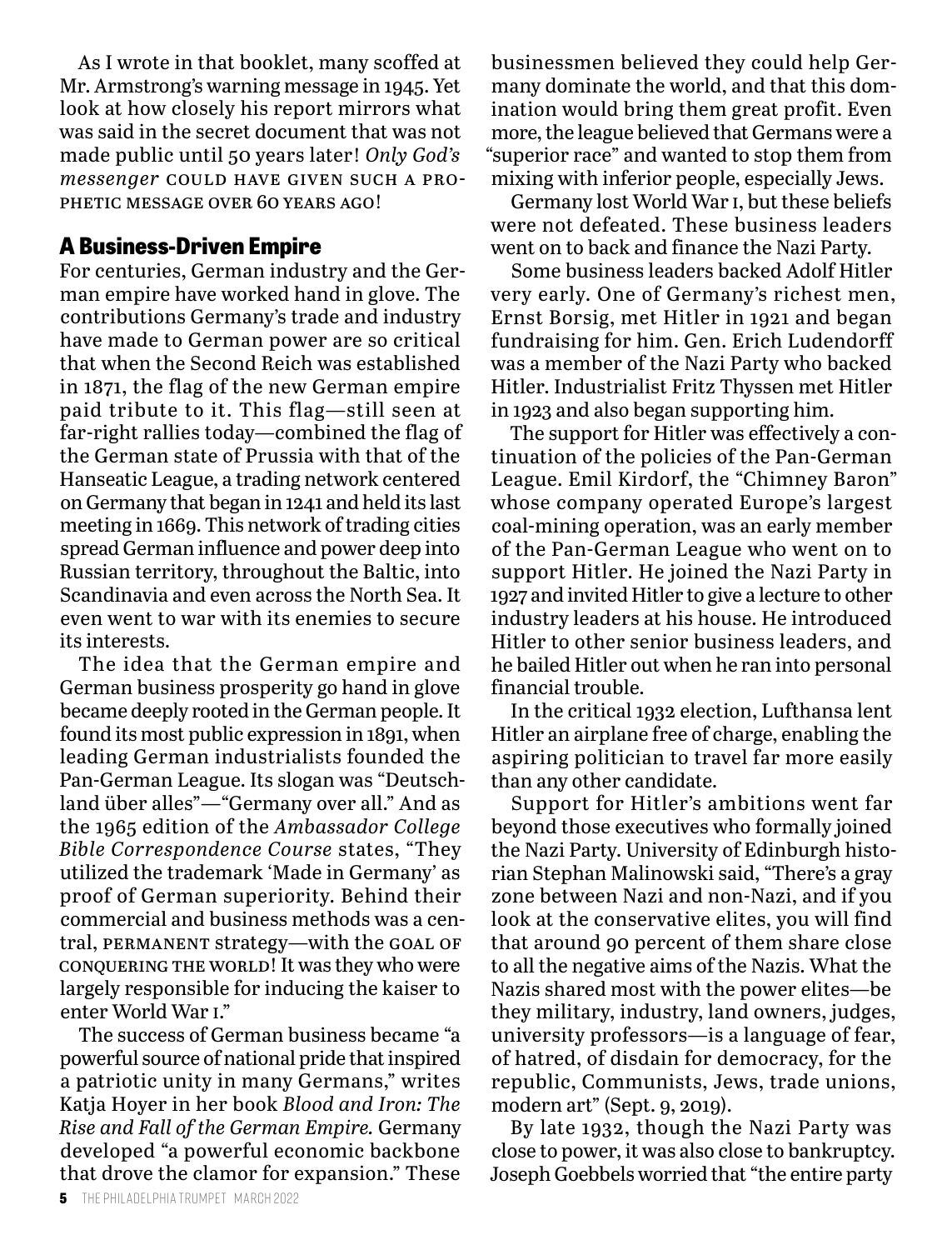As I wrote in that booklet, many scoffed at Mr. Armstrong's warning message in 1945. Yet look at how closely his report mirrors what was said in the secret document that was not made public until 50 years later! *Only God's messenger* COULD HAVE GIVEN SUCH A PROPHETIC MESSAGE OVER 60 YEARS AGO!

## A Business-Driven Empire

For centuries, German industry and the German empire have worked hand in glove. The contributions Germany's trade and industry have made to German power are so critical that when the Second Reich was established in 1871, the flag of the new German empire paid tribute to it. This flag—still seen at far-right rallies today—combined the flag of the German state of Prussia with that of the Hanseatic League, a trading network centered on Germany that began in 1241 and held its last meeting in 1669. This network of trading cities spread German influence and power deep into Russian territory, throughout the Baltic, into Scandinavia and even across the North Sea. It even went to war with its enemies to secure its interests.

The idea that the German empire and German business prosperity go hand in glove became deeply rooted in the German people. It found its most public expression in 1891, when leading German industrialists founded the Pan-German League. Its slogan was "Deutschland über alles"—"Germany over all." And as the 1965 edition of the *Ambassador College Bible Correspondence Course* states, "They utilized the trademark 'Made in Germany' as proof of German superiority. Behind their commercial and business methods was a central, PERMANENT strategy—with the GOAL OF CONQUERING THE WORLD! It was they who were largely responsible for inducing the kaiser to enter World War I."

The success of German business became "a powerful source of national pride that inspired a patriotic unity in many Germans," writes Katja Hoyer in her book *Blood and Iron: The Rise and Fall of the German Empire.* Germany developed "a powerful economic backbone that drove the clamor for expansion." These businessmen believed they could help Germany dominate the world, and that this domination would bring them great profit. Even more, the league believed that Germans were a "superior race" and wanted to stop them from mixing with inferior people, especially Jews.

Germany lost World War I, but these beliefs were not defeated. These business leaders went on to back and finance the Nazi Party.

Some business leaders backed Adolf Hitler very early. One of Germany's richest men, Ernst Borsig, met Hitler in 1921 and began fundraising for him. Gen. Erich Ludendorff was a member of the Nazi Party who backed Hitler. Industrialist Fritz Thyssen met Hitler in 1923 and also began supporting him.

The support for Hitler was effectively a continuation of the policies of the Pan-German League. Emil Kirdorf, the "Chimney Baron" whose company operated Europe's largest coal-mining operation, was an early member of the Pan-German League who went on to support Hitler. He joined the Nazi Party in 1927 and invited Hitler to give a lecture to other industry leaders at his house. He introduced Hitler to other senior business leaders, and he bailed Hitler out when he ran into personal financial trouble.

In the critical 1932 election, Lufthansa lent Hitler an airplane free of charge, enabling the aspiring politician to travel far more easily than any other candidate.

Support for Hitler's ambitions went far beyond those executives who formally joined the Nazi Party. University of Edinburgh historian Stephan Malinowski said, "There's a gray zone between Nazi and non-Nazi, and if you look at the conservative elites, you will find that around 90 percent of them share close to all the negative aims of the Nazis. What the Nazis shared most with the power elites—be they military, industry, land owners, judges, university professors—is a language of fear, of hatred, of disdain for democracy, for the republic, Communists, Jews, trade unions, modern art" (Sept. 9, 2019).

By late 1932, though the Nazi Party was close to power, it was also close to bankruptcy. Joseph Goebbels worried that "the entire party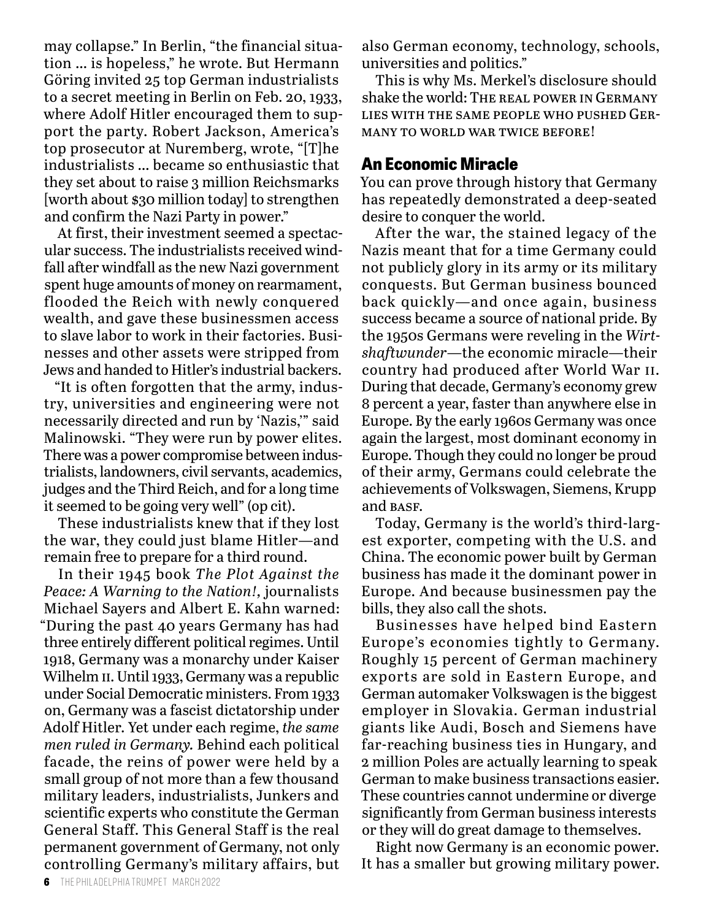may collapse." In Berlin, "the financial situation … is hopeless," he wrote. But Hermann Göring invited 25 top German industrialists to a secret meeting in Berlin on Feb. 20, 1933, where Adolf Hitler encouraged them to support the party. Robert Jackson, America's top prosecutor at Nuremberg, wrote, "[T]he industrialists … became so enthusiastic that they set about to raise 3 million Reichsmarks [worth about $30 million today] to strengthen and confirm the Nazi Party in power."

At first, their investment seemed a spectacular success. The industrialists received windfall after windfall as the new Nazi government spent huge amounts of money on rearmament, flooded the Reich with newly conquered wealth, and gave these businessmen access to slave labor to work in their factories. Businesses and other assets were stripped from Jews and handed to Hitler's industrial backers.

"It is often forgotten that the army, industry, universities and engineering were not necessarily directed and run by 'Nazis,'" said Malinowski. "They were run by power elites. There was a power compromise between industrialists, landowners, civil servants, academics, judges and the Third Reich, and for a long time it seemed to be going very well" (op cit).

These industrialists knew that if they lost the war, they could just blame Hitler—and remain free to prepare for a third round.

In their 1945 book *The Plot Against the Peace: A Warning to the Nation!*, journalists Michael Sayers and Albert E. Kahn warned: "During the past 40 years Germany has had three entirely different political regimes. Until 1918, Germany was a monarchy under Kaiser Wilhelm II. Until 1933, Germany was a republic under Social Democratic ministers. From 1933 on, Germany was a fascist dictatorship under Adolf Hitler. Yet under each regime, *the same men ruled in Germany.* Behind each political facade, the reins of power were held by a small group of not more than a few thousand military leaders, industrialists, Junkers and scientific experts who constitute the German General Staff. This General Staff is the real permanent government of Germany, not only controlling Germany's military affairs, but also German economy, technology, schools, universities and politics."

This is why Ms. Merkel's disclosure should shake the world: THE REAL POWER IN GERMANY LIES WITH THE SAME PEOPLE WHO PUSHED GERMANY TO WORLD WAR TWICE BEFORE!

## An Economic Miracle

You can prove through history that Germany has repeatedly demonstrated a deep-seated desire to conquer the world.

After the war, the stained legacy of the Nazis meant that for a time Germany could not publicly glory in its army or its military conquests. But German business bounced back quickly—and once again, business success became a source of national pride. By the 1950s Germans were reveling in the *Wirtschaftwunder*—the economic miracle—their country had produced after World War II. During that decade, Germany's economy grew 8 percent a year, faster than anywhere else in Europe. By the early 1960s Germany was once again the largest, most dominant economy in Europe. Though they could no longer be proud of their army, Germans could celebrate the achievements of Volkswagen, Siemens, Krupp and BASF.

Today, Germany is the world's third-largest exporter, competing with the U.S. and China. The economic power built by German business has made it the dominant power in Europe. And because businessmen pay the bills, they also call the shots.

Businesses have helped bind Eastern Europe's economies tightly to Germany. Roughly 15 percent of German machinery exports are sold in Eastern Europe, and German automaker Volkswagen is the biggest employer in Slovakia. German industrial giants like Audi, Bosch and Siemens have far-reaching business ties in Hungary, and 2 million Poles are actually learning to speak German to make business transactions easier. These countries cannot undermine or diverge significantly from German business interests or they will do great damage to themselves.

Right now Germany is an economic power. It has a smaller but growing military power.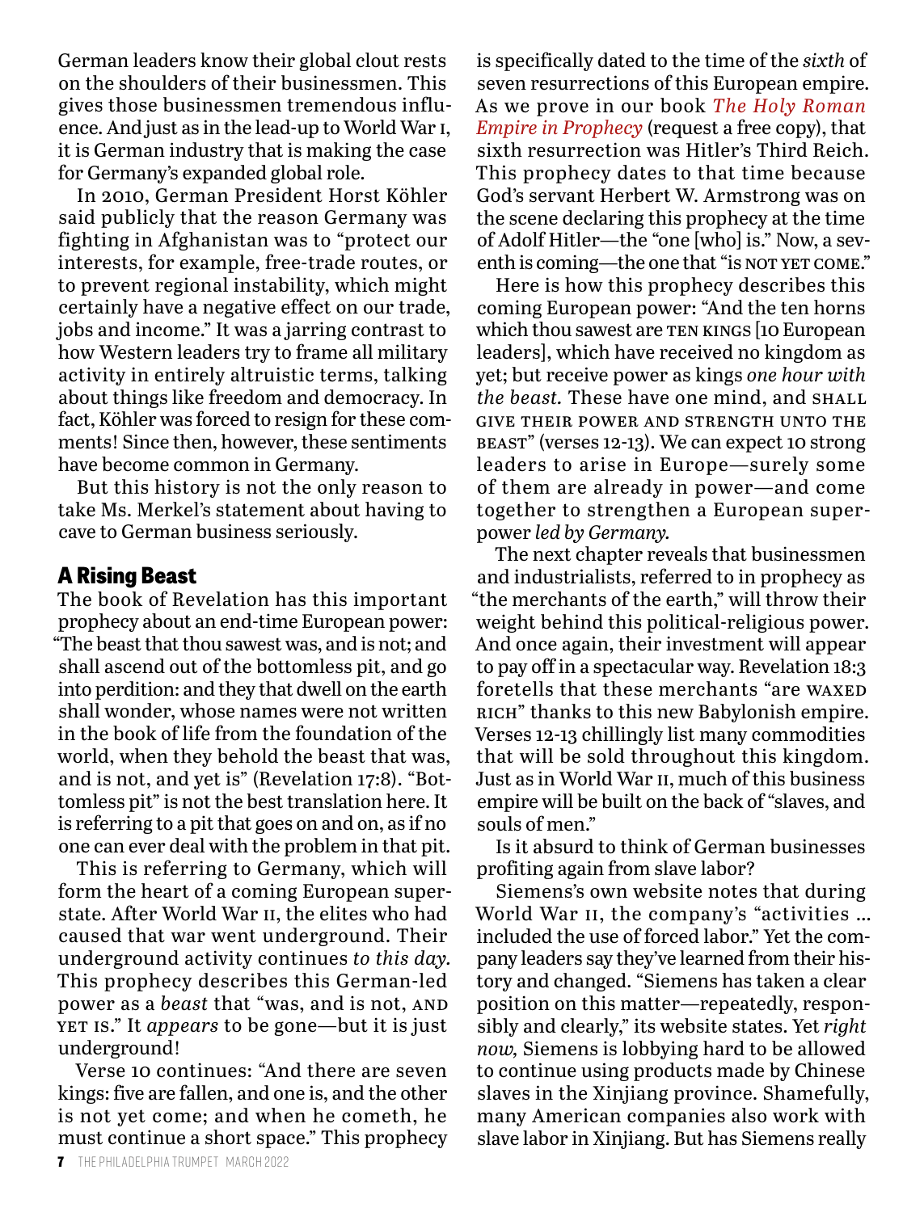German leaders know their global clout rests on the shoulders of their businessmen. This gives those businessmen tremendous influence. And just as in the lead-up to World War I, it is German industry that is making the case for Germany's expanded global role.

In 2010, German President Horst Köhler said publicly that the reason Germany was fighting in Afghanistan was to "protect our interests, for example, free-trade routes, or to prevent regional instability, which might certainly have a negative effect on our trade, jobs and income." It was a jarring contrast to how Western leaders try to frame all military activity in entirely altruistic terms, talking about things like freedom and democracy. In fact, Köhler was forced to resign for these comments! Since then, however, these sentiments have become common in Germany.

But this history is not the only reason to take Ms. Merkel's statement about having to cave to German business seriously.

## A Rising Beast

The book of Revelation has this important prophecy about an end-time European power: "The beast that thou sawest was, and is not; and shall ascend out of the bottomless pit, and go into perdition: and they that dwell on the earth shall wonder, whose names were not written in the book of life from the foundation of the world, when they behold the beast that was, and is not, and yet is" (Revelation 17:8). "Bottomless pit" is not the best translation here. It is referring to a pit that goes on and on, as if no one can ever deal with the problem in that pit.

This is referring to Germany, which will form the heart of a coming European superstate. After World War II, the elites who had caused that war went underground. Their underground activity continues *to this day.* This prophecy describes this German-led power as a *beast* that "was, and is not, AND YET IS." It *appears* to be gone—but it is just underground!

Verse 10 continues: "And there are seven kings: five are fallen, and one is, and the other is not yet come; and when he cometh, he must continue a short space." This prophecy is specifically dated to the time of the *sixth* of seven resurrections of this European empire. As we prove in our book *The Holy Roman Empire in Prophecy* (request a free copy), that sixth resurrection was Hitler's Third Reich. This prophecy dates to that time because God's servant Herbert W. Armstrong was on the scene declaring this prophecy at the time of Adolf Hitler—the "one [who] is." Now, a seventh is coming—the one that "is NOT YET COME."

Here is how this prophecy describes this coming European power: "And the ten horns which thou sawest are TEN KINGS [10 European leaders], which have received no kingdom as yet; but receive power as kings *one hour with the beast.* These have one mind, and SHALL GIVE THEIR POWER AND STRENGTH UNTO THE BEAST" (verses 12-13). We can expect 10 strong leaders to arise in Europe—surely some of them are already in power—and come together to strengthen a European superpower *led by Germany.*

The next chapter reveals that businessmen and industrialists, referred to in prophecy as "the merchants of the earth," will throw their weight behind this political-religious power. And once again, their investment will appear to pay off in a spectacular way. Revelation 18:3 foretells that these merchants "are WAXED RICH" thanks to this new Babylonish empire. Verses 12-13 chillingly list many commodities that will be sold throughout this kingdom. Just as in World War II, much of this business empire will be built on the back of "slaves, and souls of men."

Is it absurd to think of German businesses profiting again from slave labor?

Siemens's own website notes that during World War II, the company's "activities … included the use of forced labor." Yet the company leaders say they've learned from their history and changed. "Siemens has taken a clear position on this matter—repeatedly, responsibly and clearly," its website states. Yet *right now,* Siemens is lobbying hard to be allowed to continue using products made by Chinese slaves in the Xinjiang province. Shamefully, many American companies also work with slave labor in Xinjiang. But has Siemens really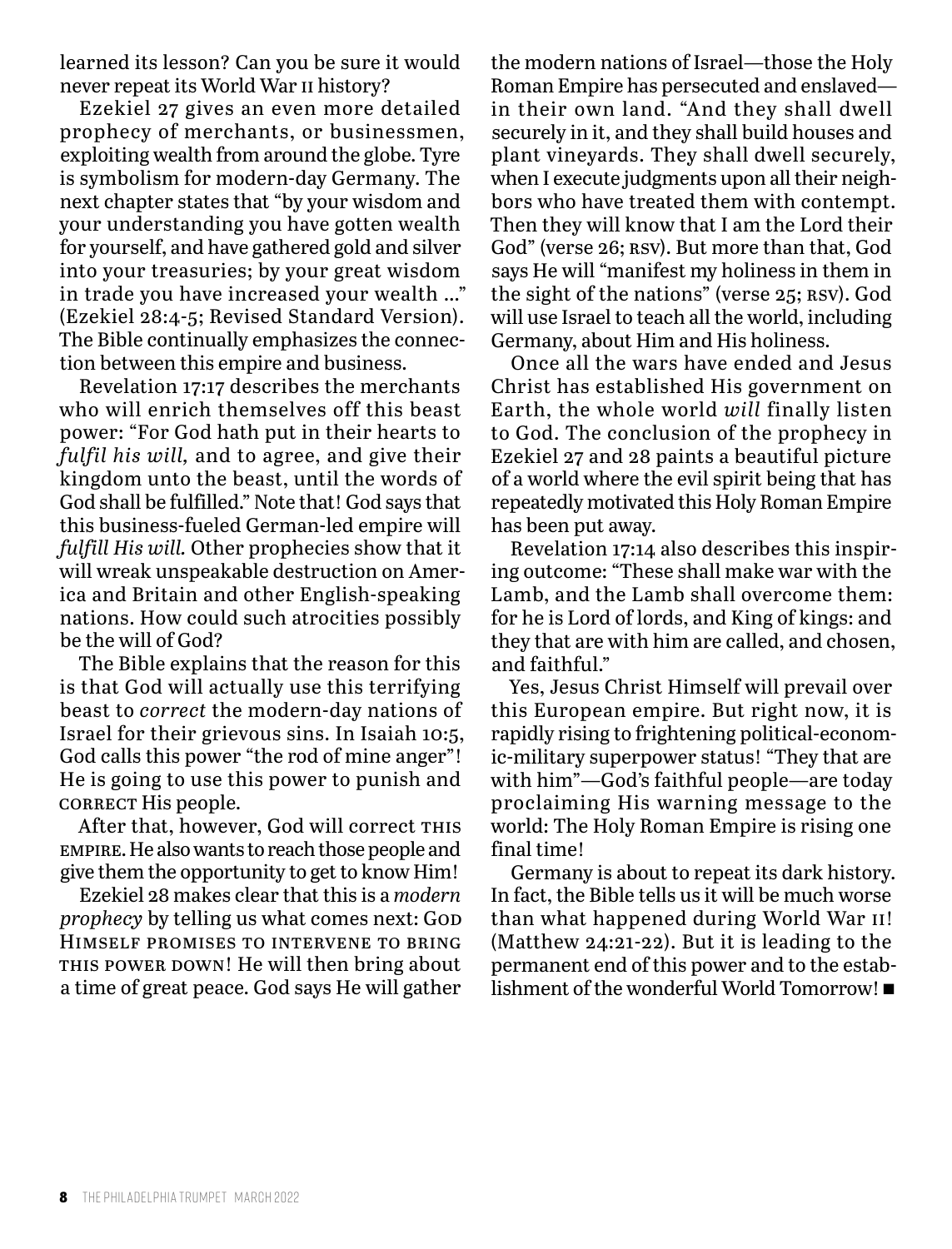learned its lesson? Can you be sure it would never repeat its World War II history?

Ezekiel 27 gives an even more detailed prophecy of merchants, or businessmen, exploiting wealth from around the globe. Tyre is symbolism for modern-day Germany. The next chapter states that "by your wisdom and your understanding you have gotten wealth for yourself, and have gathered gold and silver into your treasuries; by your great wisdom in trade you have increased your wealth …" (Ezekiel 28:4-5; Revised Standard Version). The Bible continually emphasizes the connection between this empire and business.

Revelation 17:17 describes the merchants who will enrich themselves off this beast power: "For God hath put in their hearts to *fulfil his will,* and to agree, and give their kingdom unto the beast, until the words of God shall be fulfilled." Note that! God says that this business-fueled German-led empire will *fulfill His will.* Other prophecies show that it will wreak unspeakable destruction on America and Britain and other English-speaking nations. How could such atrocities possibly be the will of God?

The Bible explains that the reason for this is that God will actually use this terrifying beast to *correct* the modern-day nations of Israel for their grievous sins. In Isaiah 10:5, God calls this power "the rod of mine anger"! He is going to use this power to punish and CORRECT His people.

After that, however, God will correct THIS EMPIRE. He also wants to reach those people and give them the opportunity to get to know Him!

Ezekiel 28 makes clear that this is a *modern prophecy* by telling us what comes next: GOD HIMSELF PROMISES TO INTERVENE TO BRING THIS POWER DOWN! He will then bring about a time of great peace. God says He will gather the modern nations of Israel—those the Holy Roman Empire has persecuted and enslaved—in their own land. "And they shall dwell securely in it, and they shall build houses and plant vineyards. They shall dwell securely, when I execute judgments upon all their neighbors who have treated them with contempt. Then they will know that I am the Lord their God" (verse 26; RSV). But more than that, God says He will "manifest my holiness in them in the sight of the nations" (verse 25; RSV). God will use Israel to teach all the world, including Germany, about Him and His holiness.

Once all the wars have ended and Jesus Christ has established His government on Earth, the whole world *will* finally listen to God. The conclusion of the prophecy in Ezekiel 27 and 28 paints a beautiful picture of a world where the evil spirit being that has repeatedly motivated this Holy Roman Empire has been put away.

Revelation 17:14 also describes this inspiring outcome: "These shall make war with the Lamb, and the Lamb shall overcome them: for he is Lord of lords, and King of kings: and they that are with him are called, and chosen, and faithful."

Yes, Jesus Christ Himself will prevail over this European empire. But right now, it is rapidly rising to frightening political-economic-military superpower status! "They that are with him"—God's faithful people—are today proclaiming His warning message to the world: The Holy Roman Empire is rising one final time!

Germany is about to repeat its dark history. In fact, the Bible tells us it will be much worse than what happened during World War II! (Matthew 24:21-22). But it is leading to the permanent end of this power and to the establishment of the wonderful World Tomorrow! ■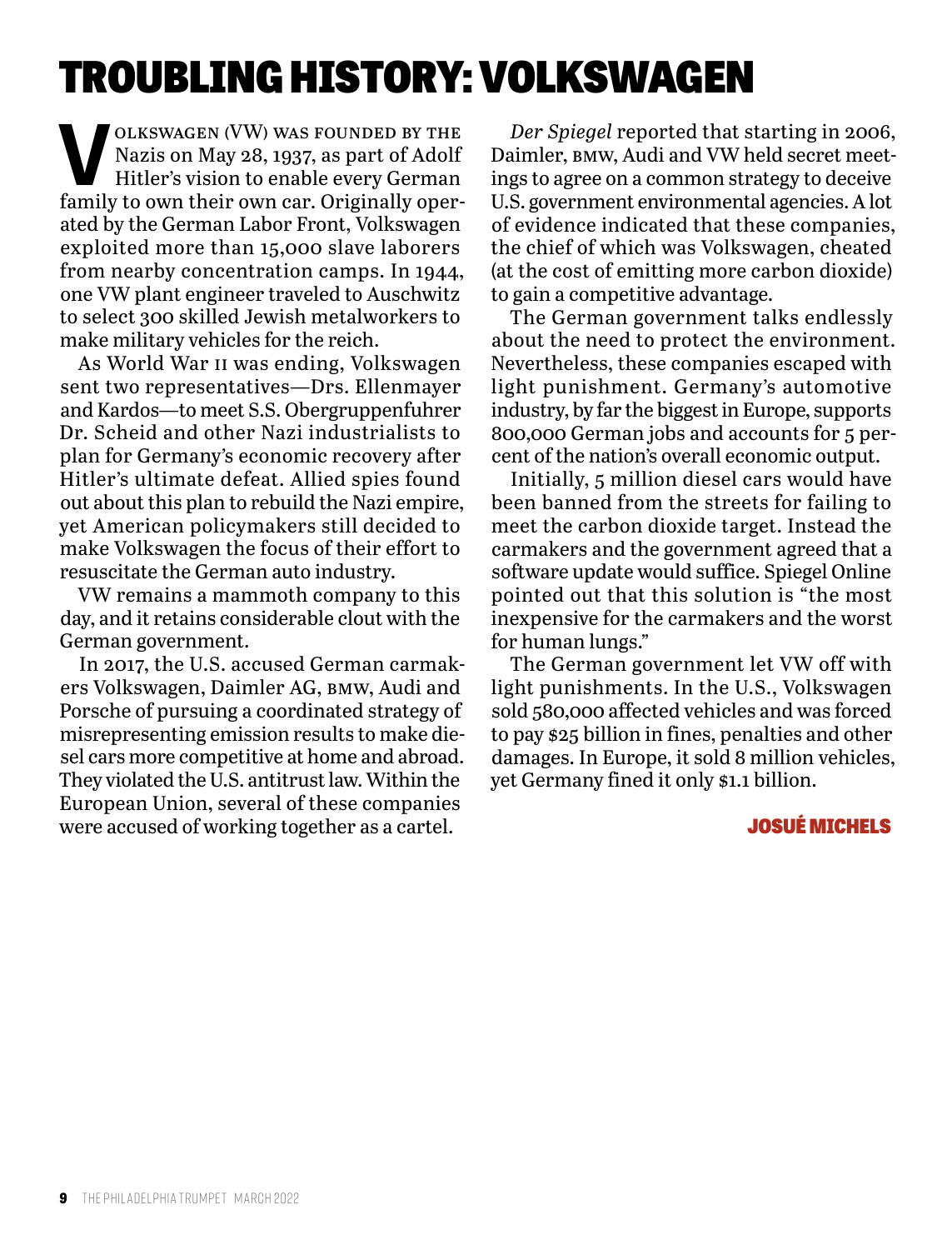# TROUBLING HISTORY: VOLKSWAGEN

Volkswagen (VW) was founded by the Nazis on May 28, 1937, as part of Adolf Hitler's vision to enable every German family to own their own car. Originally operated by the German Labor Front, Volkswagen exploited more than 15,000 slave laborers from nearby concentration camps. In 1944, one VW plant engineer traveled to Auschwitz to select 300 skilled Jewish metalworkers to make military vehicles for the reich.

As World War II was ending, Volkswagen sent two representatives—Drs. Ellenmayer and Kardos—to meet S.S. Obergruppenfuhrer Dr. Scheid and other Nazi industrialists to plan for Germany's economic recovery after Hitler's ultimate defeat. Allied spies found out about this plan to rebuild the Nazi empire, yet American policymakers still decided to make Volkswagen the focus of their effort to resuscitate the German auto industry.

VW remains a mammoth company to this day, and it retains considerable clout with the German government.

In 2017, the U.S. accused German carmakers Volkswagen, Daimler AG, BMW, Audi and Porsche of pursuing a coordinated strategy of misrepresenting emission results to make diesel cars more competitive at home and abroad. They violated the U.S. antitrust law. Within the European Union, several of these companies were accused of working together as a cartel.

*Der Spiegel* reported that starting in 2006, Daimler, BMW, Audi and VW held secret meetings to agree on a common strategy to deceive U.S. government environmental agencies. A lot of evidence indicated that these companies, the chief of which was Volkswagen, cheated (at the cost of emitting more carbon dioxide) to gain a competitive advantage.

The German government talks endlessly about the need to protect the environment. Nevertheless, these companies escaped with light punishment. Germany's automotive industry, by far the biggest in Europe, supports 800,000 German jobs and accounts for 5 percent of the nation's overall economic output.

Initially, 5 million diesel cars would have been banned from the streets for failing to meet the carbon dioxide target. Instead the carmakers and the government agreed that a software update would suffice. Spiegel Online pointed out that this solution is "the most inexpensive for the carmakers and the worst for human lungs."

The German government let VW off with light punishments. In the U.S., Volkswagen sold 580,000 affected vehicles and was forced to pay $25 billion in fines, penalties and other damages. In Europe, it sold 8 million vehicles, yet Germany fined it only $1.1 billion.

**JOSUÉ MICHELS**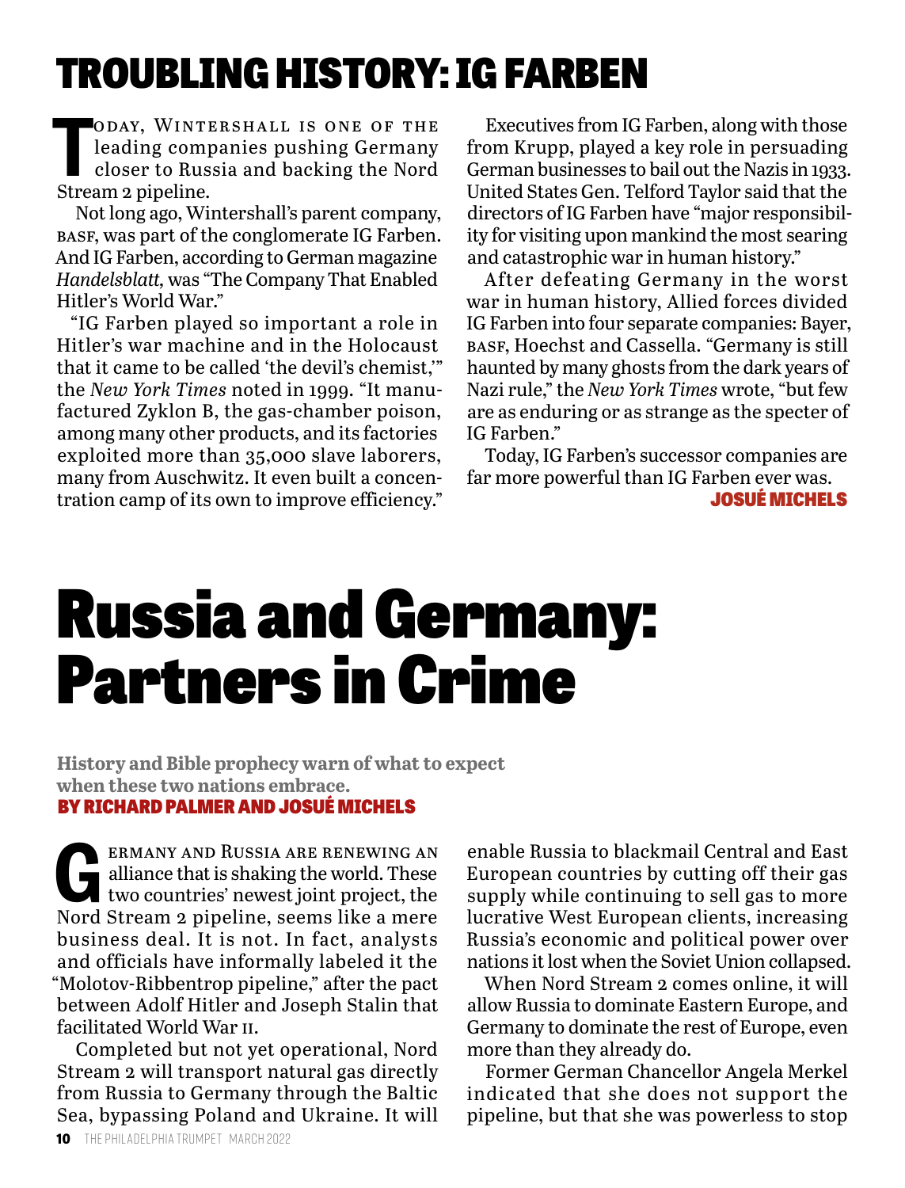# TROUBLING HISTORY: IG FARBEN

Today, Wintershall is one of the leading companies pushing Germany closer to Russia and backing the Nord Stream 2 pipeline.

Not long ago, Wintershall's parent company, BASF, was part of the conglomerate IG Farben. And IG Farben, according to German magazine *Handelsblatt*, was "The Company That Enabled Hitler's World War."

"IG Farben played so important a role in Hitler's war machine and in the Holocaust that it came to be called 'the devil's chemist,'" the *New York Times* noted in 1999. "It manufactured Zyklon B, the gas-chamber poison, among many other products, and its factories exploited more than 35,000 slave laborers, many from Auschwitz. It even built a concentration camp of its own to improve efficiency."

Executives from IG Farben, along with those from Krupp, played a key role in persuading German businesses to bail out the Nazis in 1933. United States Gen. Telford Taylor said that the directors of IG Farben have "major responsibility for visiting upon mankind the most searing and catastrophic war in human history."

After defeating Germany in the worst war in human history, Allied forces divided IG Farben into four separate companies: Bayer, BASF, Hoechst and Cassella. "Germany is still haunted by many ghosts from the dark years of Nazi rule," the *New York Times* wrote, "but few are as enduring or as strange as the specter of IG Farben."

Today, IG Farben's successor companies are far more powerful than IG Farben ever was.

**JOSUÉ MICHELS**

# Russia and Germany: Partners in Crime

**History and Bible prophecy warn of what to expect when these two nations embrace.**

**BY RICHARD PALMER AND JOSUÉ MICHELS**

Germany and Russia are renewing an alliance that is shaking the world. These two countries' newest joint project, the Nord Stream 2 pipeline, seems like a mere business deal. It is not. In fact, analysts and officials have informally labeled it the "Molotov-Ribbentrop pipeline," after the pact between Adolf Hitler and Joseph Stalin that facilitated World War II.

Completed but not yet operational, Nord Stream 2 will transport natural gas directly from Russia to Germany through the Baltic Sea, bypassing Poland and Ukraine. It will enable Russia to blackmail Central and East European countries by cutting off their gas supply while continuing to sell gas to more lucrative West European clients, increasing Russia's economic and political power over nations it lost when the Soviet Union collapsed.

When Nord Stream 2 comes online, it will allow Russia to dominate Eastern Europe, and Germany to dominate the rest of Europe, even more than they already do.

Former German Chancellor Angela Merkel indicated that she does not support the pipeline, but that she was powerless to stop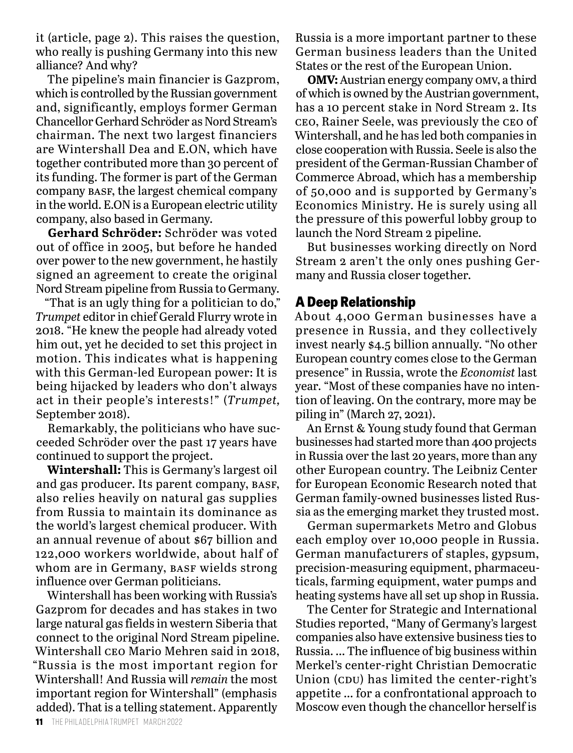it (article, page 2). This raises the question, who really is pushing Germany into this new alliance? And why?

The pipeline's main financier is Gazprom, which is controlled by the Russian government and, significantly, employs former German Chancellor Gerhard Schröder as Nord Stream's chairman. The next two largest financiers are Wintershall Dea and E.ON, which have together contributed more than 30 percent of its funding. The former is part of the German company BASF, the largest chemical company in the world. E.ON is a European electric utility company, also based in Germany.

**Gerhard Schröder:** Schröder was voted out of office in 2005, but before he handed over power to the new government, he hastily signed an agreement to create the original Nord Stream pipeline from Russia to Germany.

"That is an ugly thing for a politician to do," *Trumpet* editor in chief Gerald Flurry wrote in 2018. "He knew the people had already voted him out, yet he decided to set this project in motion. This indicates what is happening with this German-led European power: It is being hijacked by leaders who don't always act in their people's interests!" (*Trumpet*, September 2018).

Remarkably, the politicians who have succeeded Schröder over the past 17 years have continued to support the project.

**Wintershall:** This is Germany's largest oil and gas producer. Its parent company, BASF, also relies heavily on natural gas supplies from Russia to maintain its dominance as the world's largest chemical producer. With an annual revenue of about $67 billion and 122,000 workers worldwide, about half of whom are in Germany, BASF wields strong influence over German politicians.

Wintershall has been working with Russia's Gazprom for decades and has stakes in two large natural gas fields in western Siberia that connect to the original Nord Stream pipeline. Wintershall CEO Mario Mehren said in 2018, "Russia is the most important region for Wintershall! And Russia will *remain* the most important region for Wintershall" (emphasis added). That is a telling statement. Apparently Russia is a more important partner to these German business leaders than the United States or the rest of the European Union.

**OMV:** Austrian energy company OMV, a third of which is owned by the Austrian government, has a 10 percent stake in Nord Stream 2. Its CEO, Rainer Seele, was previously the CEO of Wintershall, and he has led both companies in close cooperation with Russia. Seele is also the president of the German-Russian Chamber of Commerce Abroad, which has a membership of 50,000 and is supported by Germany's Economics Ministry. He is surely using all the pressure of this powerful lobby group to launch the Nord Stream 2 pipeline.

But businesses working directly on Nord Stream 2 aren't the only ones pushing Germany and Russia closer together.

## A Deep Relationship

About 4,000 German businesses have a presence in Russia, and they collectively invest nearly $4.5 billion annually. "No other European country comes close to the German presence" in Russia, wrote the *Economist* last year. "Most of these companies have no intention of leaving. On the contrary, more may be piling in" (March 27, 2021).

An Ernst & Young study found that German businesses had started more than 400 projects in Russia over the last 20 years, more than any other European country. The Leibniz Center for European Economic Research noted that German family-owned businesses listed Russia as the emerging market they trusted most.

German supermarkets Metro and Globus each employ over 10,000 people in Russia. German manufacturers of staples, gypsum, precision-measuring equipment, pharmaceuticals, farming equipment, water pumps and heating systems have all set up shop in Russia.

The Center for Strategic and International Studies reported, "Many of Germany's largest companies also have extensive business ties to Russia. … The influence of big business within Merkel's center-right Christian Democratic Union (CDU) has limited the center-right's appetite … for a confrontational approach to Moscow even though the chancellor herself is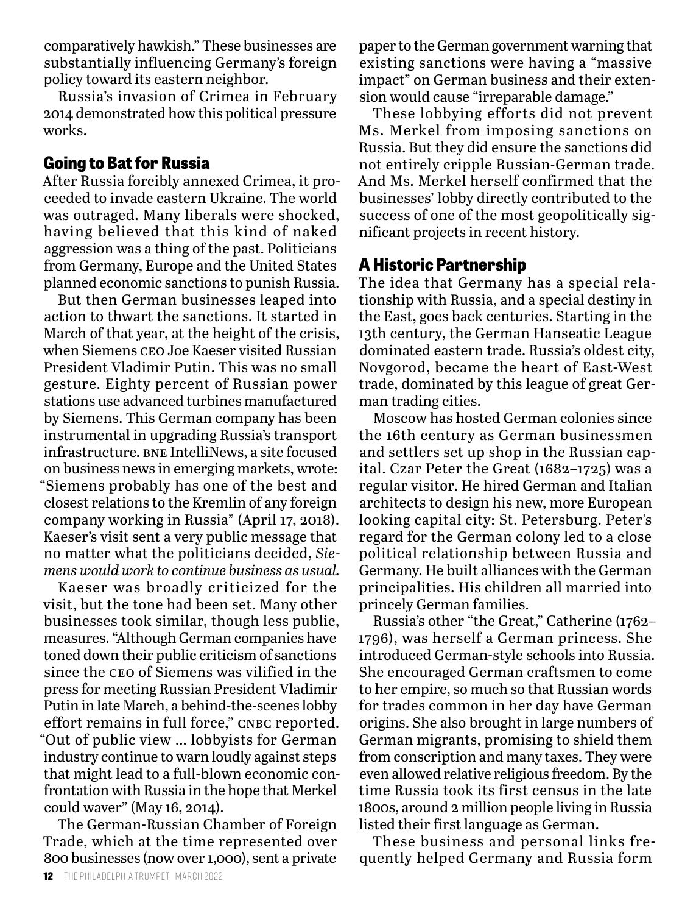comparatively hawkish." These businesses are substantially influencing Germany's foreign policy toward its eastern neighbor.

Russia's invasion of Crimea in February 2014 demonstrated how this political pressure works.

## Going to Bat for Russia

After Russia forcibly annexed Crimea, it proceeded to invade eastern Ukraine. The world was outraged. Many liberals were shocked, having believed that this kind of naked aggression was a thing of the past. Politicians from Germany, Europe and the United States planned economic sanctions to punish Russia.

But then German businesses leaped into action to thwart the sanctions. It started in March of that year, at the height of the crisis, when Siemens CEO Joe Kaeser visited Russian President Vladimir Putin. This was no small gesture. Eighty percent of Russian power stations use advanced turbines manufactured by Siemens. This German company has been instrumental in upgrading Russia's transport infrastructure. BNE IntelliNews, a site focused on business news in emerging markets, wrote: "Siemens probably has one of the best and closest relations to the Kremlin of any foreign company working in Russia" (April 17, 2018). Kaeser's visit sent a very public message that no matter what the politicians decided, *Siemens would work to continue business as usual.*

Kaeser was broadly criticized for the visit, but the tone had been set. Many other businesses took similar, though less public, measures. "Although German companies have toned down their public criticism of sanctions since the CEO of Siemens was vilified in the press for meeting Russian President Vladimir Putin in late March, a behind-the-scenes lobby effort remains in full force," CNBC reported. "Out of public view … lobbyists for German industry continue to warn loudly against steps that might lead to a full-blown economic confrontation with Russia in the hope that Merkel could waver" (May 16, 2014).

The German-Russian Chamber of Foreign Trade, which at the time represented over 800 businesses (now over 1,000), sent a private paper to the German government warning that existing sanctions were having a "massive impact" on German business and their extension would cause "irreparable damage."

These lobbying efforts did not prevent Ms. Merkel from imposing sanctions on Russia. But they did ensure the sanctions did not entirely cripple Russian-German trade. And Ms. Merkel herself confirmed that the businesses' lobby directly contributed to the success of one of the most geopolitically significant projects in recent history.

## A Historic Partnership

The idea that Germany has a special relationship with Russia, and a special destiny in the East, goes back centuries. Starting in the 13th century, the German Hanseatic League dominated eastern trade. Russia's oldest city, Novgorod, became the heart of East-West trade, dominated by this league of great German trading cities.

Moscow has hosted German colonies since the 16th century as German businessmen and settlers set up shop in the Russian capital. Czar Peter the Great (1682–1725) was a regular visitor. He hired German and Italian architects to design his new, more European looking capital city: St. Petersburg. Peter's regard for the German colony led to a close political relationship between Russia and Germany. He built alliances with the German principalities. His children all married into princely German families.

Russia's other "the Great," Catherine (1762–1796), was herself a German princess. She introduced German-style schools into Russia. She encouraged German craftsmen to come to her empire, so much so that Russian words for trades common in her day have German origins. She also brought in large numbers of German migrants, promising to shield them from conscription and many taxes. They were even allowed relative religious freedom. By the time Russia took its first census in the late 1800s, around 2 million people living in Russia listed their first language as German.

These business and personal links frequently helped Germany and Russia form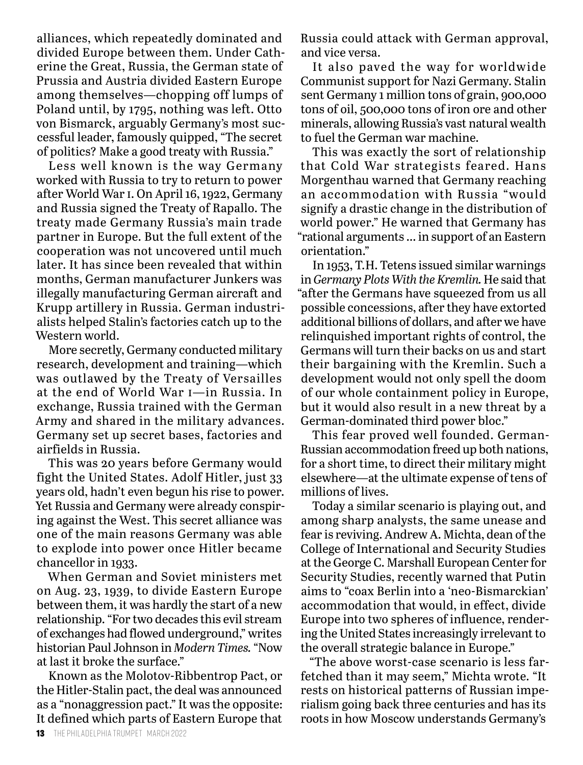alliances, which repeatedly dominated and divided Europe between them. Under Catherine the Great, Russia, the German state of Prussia and Austria divided Eastern Europe among themselves—chopping off lumps of Poland until, by 1795, nothing was left. Otto von Bismarck, arguably Germany's most successful leader, famously quipped, "The secret of politics? Make a good treaty with Russia."

Less well known is the way Germany worked with Russia to try to return to power after World War I. On April 16, 1922, Germany and Russia signed the Treaty of Rapallo. The treaty made Germany Russia's main trade partner in Europe. But the full extent of the cooperation was not uncovered until much later. It has since been revealed that within months, German manufacturer Junkers was illegally manufacturing German aircraft and Krupp artillery in Russia. German industrialists helped Stalin's factories catch up to the Western world.

More secretly, Germany conducted military research, development and training—which was outlawed by the Treaty of Versailles at the end of World War I—in Russia. In exchange, Russia trained with the German Army and shared in the military advances. Germany set up secret bases, factories and airfields in Russia.

This was 20 years before Germany would fight the United States. Adolf Hitler, just 33 years old, hadn't even begun his rise to power. Yet Russia and Germany were already conspiring against the West. This secret alliance was one of the main reasons Germany was able to explode into power once Hitler became chancellor in 1933.

When German and Soviet ministers met on Aug. 23, 1939, to divide Eastern Europe between them, it was hardly the start of a new relationship. "For two decades this evil stream of exchanges had flowed underground," writes historian Paul Johnson in *Modern Times.* "Now at last it broke the surface."

Known as the Molotov-Ribbentrop Pact, or the Hitler-Stalin pact, the deal was announced as a "nonaggression pact." It was the opposite: It defined which parts of Eastern Europe that Russia could attack with German approval, and vice versa.

It also paved the way for worldwide Communist support for Nazi Germany. Stalin sent Germany 1 million tons of grain, 900,000 tons of oil, 500,000 tons of iron ore and other minerals, allowing Russia's vast natural wealth to fuel the German war machine.

This was exactly the sort of relationship that Cold War strategists feared. Hans Morgenthau warned that Germany reaching an accommodation with Russia "would signify a drastic change in the distribution of world power." He warned that Germany has "rational arguments … in support of an Eastern orientation."

In 1953, T.H. Tetens issued similar warnings in *Germany Plots With the Kremlin.* He said that "after the Germans have squeezed from us all possible concessions, after they have extorted additional billions of dollars, and after we have relinquished important rights of control, the Germans will turn their backs on us and start their bargaining with the Kremlin. Such a development would not only spell the doom of our whole containment policy in Europe, but it would also result in a new threat by a German-dominated third power bloc."

This fear proved well founded. German-Russian accommodation freed up both nations, for a short time, to direct their military might elsewhere—at the ultimate expense of tens of millions of lives.

Today a similar scenario is playing out, and among sharp analysts, the same unease and fear is reviving. Andrew A. Michta, dean of the College of International and Security Studies at the George C. Marshall European Center for Security Studies, recently warned that Putin aims to "coax Berlin into a 'neo-Bismarckian' accommodation that would, in effect, divide Europe into two spheres of influence, rendering the United States increasingly irrelevant to the overall strategic balance in Europe."

"The above worst-case scenario is less far-fetched than it may seem," Michta wrote. "It rests on historical patterns of Russian imperialism going back three centuries and has its roots in how Moscow understands Germany's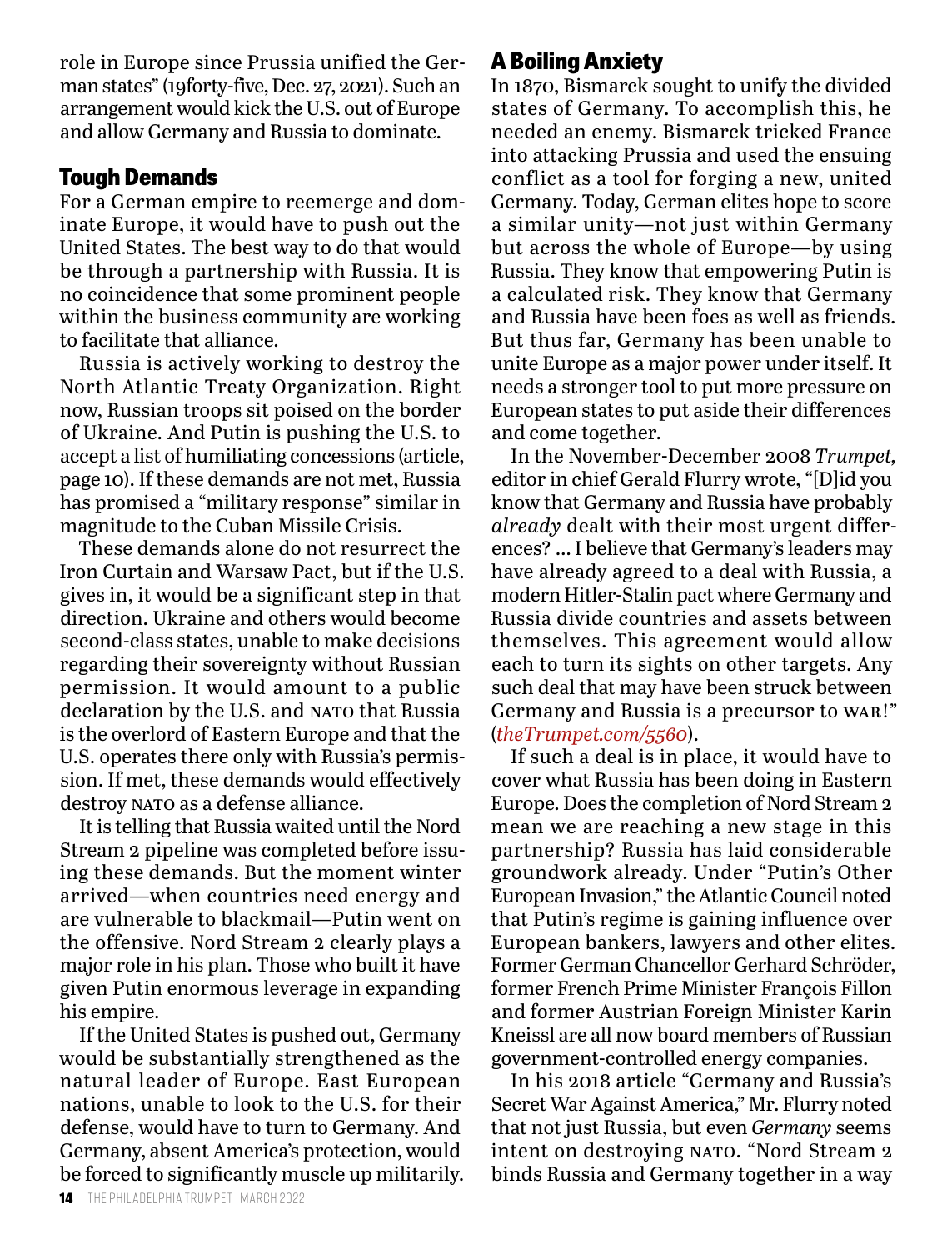role in Europe since Prussia unified the German states" (19forty-five, Dec. 27, 2021). Such an arrangement would kick the U.S. out of Europe and allow Germany and Russia to dominate.

## Tough Demands

For a German empire to reemerge and dominate Europe, it would have to push out the United States. The best way to do that would be through a partnership with Russia. It is no coincidence that some prominent people within the business community are working to facilitate that alliance.

Russia is actively working to destroy the North Atlantic Treaty Organization. Right now, Russian troops sit poised on the border of Ukraine. And Putin is pushing the U.S. to accept a list of humiliating concessions (article, page 10). If these demands are not met, Russia has promised a "military response" similar in magnitude to the Cuban Missile Crisis.

These demands alone do not resurrect the Iron Curtain and Warsaw Pact, but if the U.S. gives in, it would be a significant step in that direction. Ukraine and others would become second-class states, unable to make decisions regarding their sovereignty without Russian permission. It would amount to a public declaration by the U.S. and NATO that Russia is the overlord of Eastern Europe and that the U.S. operates there only with Russia's permission. If met, these demands would effectively destroy NATO as a defense alliance.

It is telling that Russia waited until the Nord Stream 2 pipeline was completed before issuing these demands. But the moment winter arrived—when countries need energy and are vulnerable to blackmail—Putin went on the offensive. Nord Stream 2 clearly plays a major role in his plan. Those who built it have given Putin enormous leverage in expanding his empire.

If the United States is pushed out, Germany would be substantially strengthened as the natural leader of Europe. East European nations, unable to look to the U.S. for their defense, would have to turn to Germany. And Germany, absent America's protection, would be forced to significantly muscle up militarily.

## A Boiling Anxiety

In 1870, Bismarck sought to unify the divided states of Germany. To accomplish this, he needed an enemy. Bismarck tricked France into attacking Prussia and used the ensuing conflict as a tool for forging a new, united Germany. Today, German elites hope to score a similar unity—not just within Germany but across the whole of Europe—by using Russia. They know that empowering Putin is a calculated risk. They know that Germany and Russia have been foes as well as friends. But thus far, Germany has been unable to unite Europe as a major power under itself. It needs a stronger tool to put more pressure on European states to put aside their differences and come together.

In the November-December 2008 *Trumpet*, editor in chief Gerald Flurry wrote, "[D]id you know that Germany and Russia have probably *already* dealt with their most urgent differences? … I believe that Germany's leaders may have already agreed to a deal with Russia, a modern Hitler-Stalin pact where Germany and Russia divide countries and assets between themselves. This agreement would allow each to turn its sights on other targets. Any such deal that may have been struck between Germany and Russia is a precursor to WAR!" (*theTrumpet.com/5560*).

If such a deal is in place, it would have to cover what Russia has been doing in Eastern Europe. Does the completion of Nord Stream 2 mean we are reaching a new stage in this partnership? Russia has laid considerable groundwork already. Under "Putin's Other European Invasion," the Atlantic Council noted that Putin's regime is gaining influence over European bankers, lawyers and other elites. Former German Chancellor Gerhard Schröder, former French Prime Minister François Fillon and former Austrian Foreign Minister Karin Kneissl are all now board members of Russian government-controlled energy companies.

In his 2018 article "Germany and Russia's Secret War Against America," Mr. Flurry noted that not just Russia, but even *Germany* seems intent on destroying NATO. "Nord Stream 2 binds Russia and Germany together in a way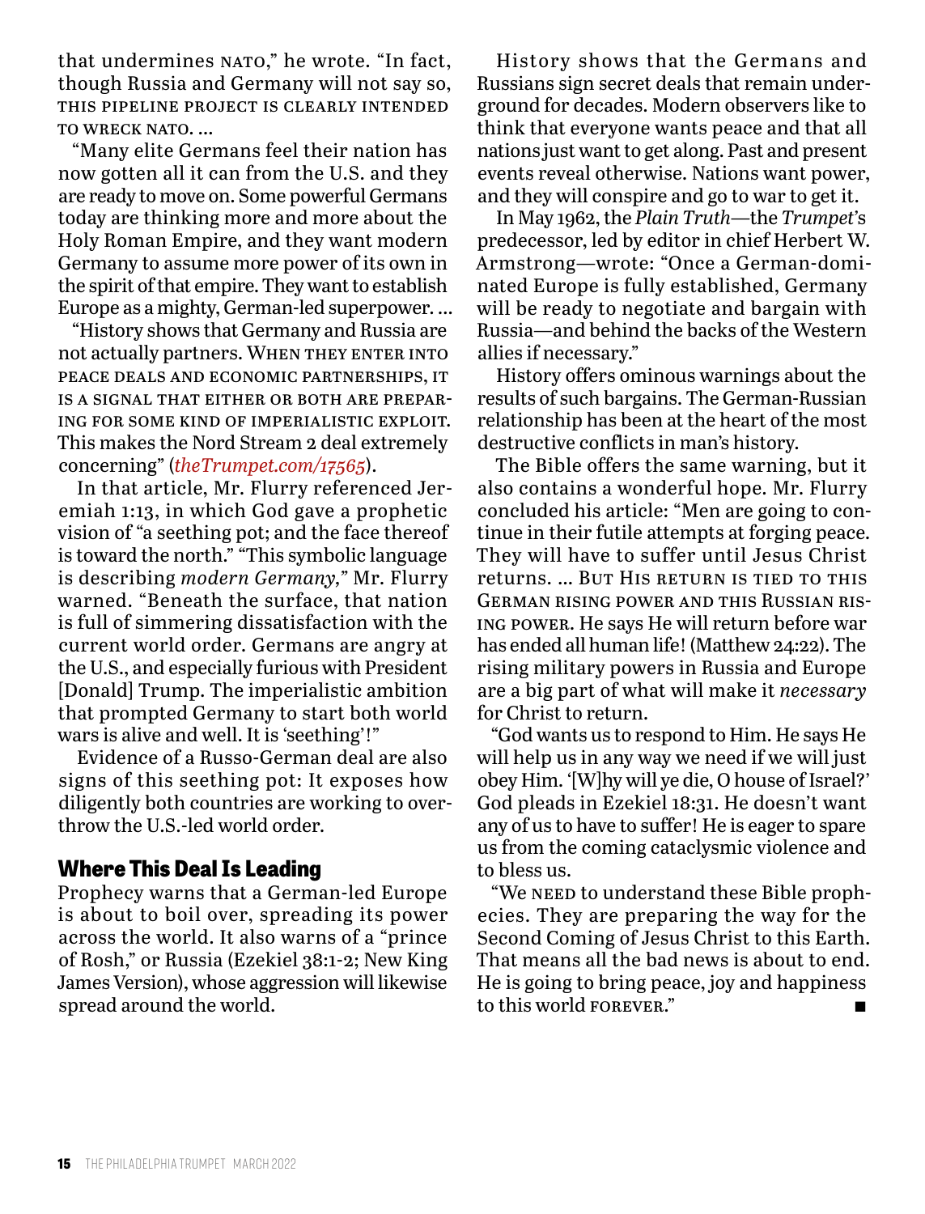that undermines NATO," he wrote. "In fact, though Russia and Germany will not say so, THIS PIPELINE PROJECT IS CLEARLY INTENDED TO WRECK NATO. …

"Many elite Germans feel their nation has now gotten all it can from the U.S. and they are ready to move on. Some powerful Germans today are thinking more and more about the Holy Roman Empire, and they want modern Germany to assume more power of its own in the spirit of that empire. They want to establish Europe as a mighty, German-led superpower. …

"History shows that Germany and Russia are not actually partners. WHEN THEY ENTER INTO PEACE DEALS AND ECONOMIC PARTNERSHIPS, IT IS A SIGNAL THAT EITHER OR BOTH ARE PREPARING FOR SOME KIND OF IMPERIALISTIC EXPLOIT. This makes the Nord Stream 2 deal extremely concerning" (*theTrumpet.com/17565*).

In that article, Mr. Flurry referenced Jeremiah 1:13, in which God gave a prophetic vision of "a seething pot; and the face thereof is toward the north." "This symbolic language is describing *modern Germany,*" Mr. Flurry warned. "Beneath the surface, that nation is full of simmering dissatisfaction with the current world order. Germans are angry at the U.S., and especially furious with President [Donald] Trump. The imperialistic ambition that prompted Germany to start both world wars is alive and well. It is 'seething'!"

Evidence of a Russo-German deal are also signs of this seething pot: It exposes how diligently both countries are working to overthrow the U.S.-led world order.

## Where This Deal Is Leading

Prophecy warns that a German-led Europe is about to boil over, spreading its power across the world. It also warns of a "prince of Rosh," or Russia (Ezekiel 38:1-2; New King James Version), whose aggression will likewise spread around the world.

History shows that the Germans and Russians sign secret deals that remain underground for decades. Modern observers like to think that everyone wants peace and that all nations just want to get along. Past and present events reveal otherwise. Nations want power, and they will conspire and go to war to get it.

In May 1962, the *Plain Truth*—the *Trumpet*'s predecessor, led by editor in chief Herbert W. Armstrong—wrote: "Once a German-dominated Europe is fully established, Germany will be ready to negotiate and bargain with Russia—and behind the backs of the Western allies if necessary."

History offers ominous warnings about the results of such bargains. The German-Russian relationship has been at the heart of the most destructive conflicts in man's history.

The Bible offers the same warning, but it also contains a wonderful hope. Mr. Flurry concluded his article: "Men are going to continue in their futile attempts at forging peace. They will have to suffer until Jesus Christ returns. … BUT HIS RETURN IS TIED TO THIS GERMAN RISING POWER AND THIS RUSSIAN RISING POWER. He says He will return before war has ended all human life! (Matthew 24:22). The rising military powers in Russia and Europe are a big part of what will make it *necessary* for Christ to return.

"God wants us to respond to Him. He says He will help us in any way we need if we will just obey Him. '[W]hy will ye die, O house of Israel?' God pleads in Ezekiel 18:31. He doesn't want any of us to have to suffer! He is eager to spare us from the coming cataclysmic violence and to bless us.

"We NEED to understand these Bible prophecies. They are preparing the way for the Second Coming of Jesus Christ to this Earth. That means all the bad news is about to end. He is going to bring peace, joy and happiness to this world FOREVER." ■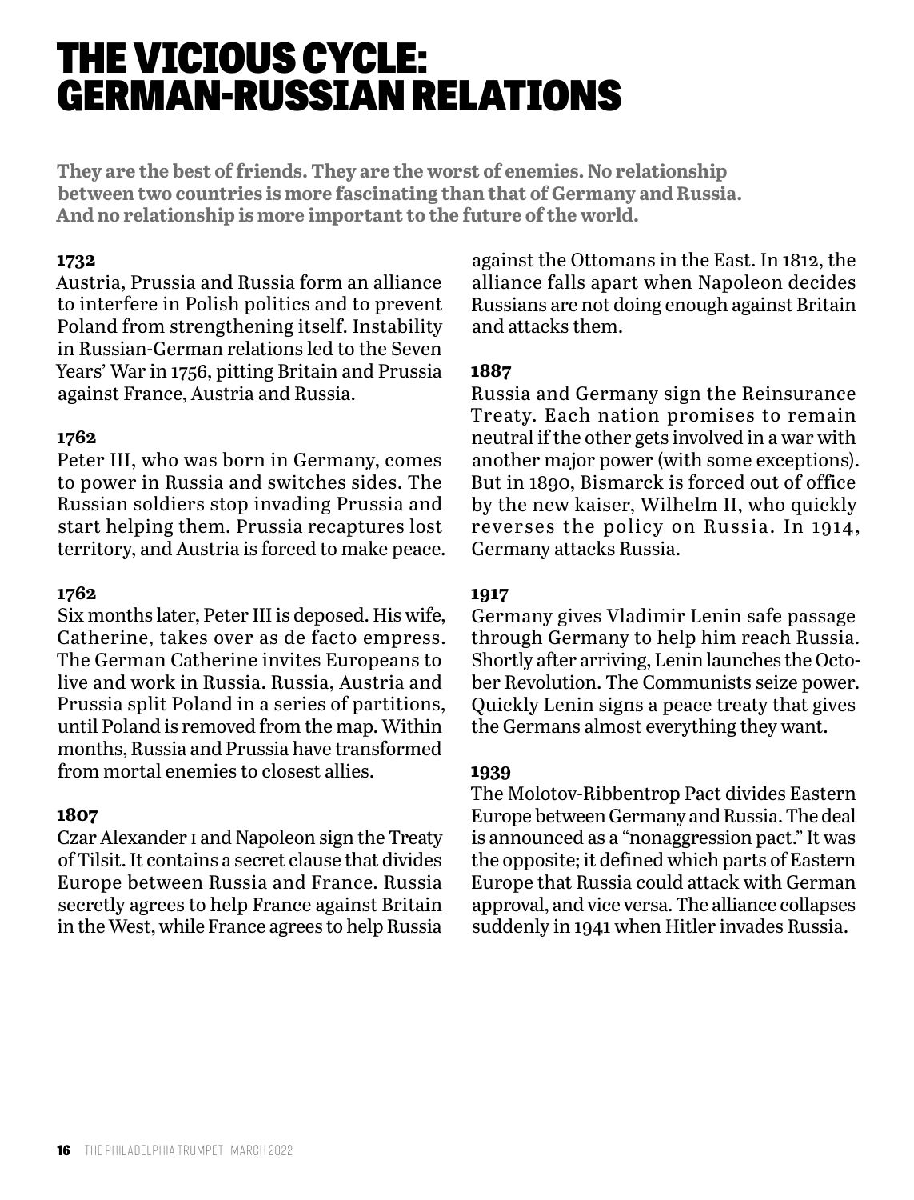# THE VICIOUS CYCLE: GERMAN-RUSSIAN RELATIONS

**They are the best of friends. They are the worst of enemies. No relationship between two countries is more fascinating than that of Germany and Russia. And no relationship is more important to the future of the world.**

**1732**

Austria, Prussia and Russia form an alliance to interfere in Polish politics and to prevent Poland from strengthening itself. Instability in Russian-German relations led to the Seven Years' War in 1756, pitting Britain and Prussia against France, Austria and Russia.

**1762**

Peter III, who was born in Germany, comes to power in Russia and switches sides. The Russian soldiers stop invading Prussia and start helping them. Prussia recaptures lost territory, and Austria is forced to make peace.

**1762**

Six months later, Peter III is deposed. His wife, Catherine, takes over as de facto empress. The German Catherine invites Europeans to live and work in Russia. Russia, Austria and Prussia split Poland in a series of partitions, until Poland is removed from the map. Within months, Russia and Prussia have transformed from mortal enemies to closest allies.

**1807**

Czar Alexander I and Napoleon sign the Treaty of Tilsit. It contains a secret clause that divides Europe between Russia and France. Russia secretly agrees to help France against Britain in the West, while France agrees to help Russia against the Ottomans in the East. In 1812, the alliance falls apart when Napoleon decides Russians are not doing enough against Britain and attacks them.

**1887**

Russia and Germany sign the Reinsurance Treaty. Each nation promises to remain neutral if the other gets involved in a war with another major power (with some exceptions). But in 1890, Bismarck is forced out of office by the new kaiser, Wilhelm II, who quickly reverses the policy on Russia. In 1914, Germany attacks Russia.

**1917**

Germany gives Vladimir Lenin safe passage through Germany to help him reach Russia. Shortly after arriving, Lenin launches the October Revolution. The Communists seize power. Quickly Lenin signs a peace treaty that gives the Germans almost everything they want.

**1939**

The Molotov-Ribbentrop Pact divides Eastern Europe between Germany and Russia. The deal is announced as a "nonaggression pact." It was the opposite; it defined which parts of Eastern Europe that Russia could attack with German approval, and vice versa. The alliance collapses suddenly in 1941 when Hitler invades Russia.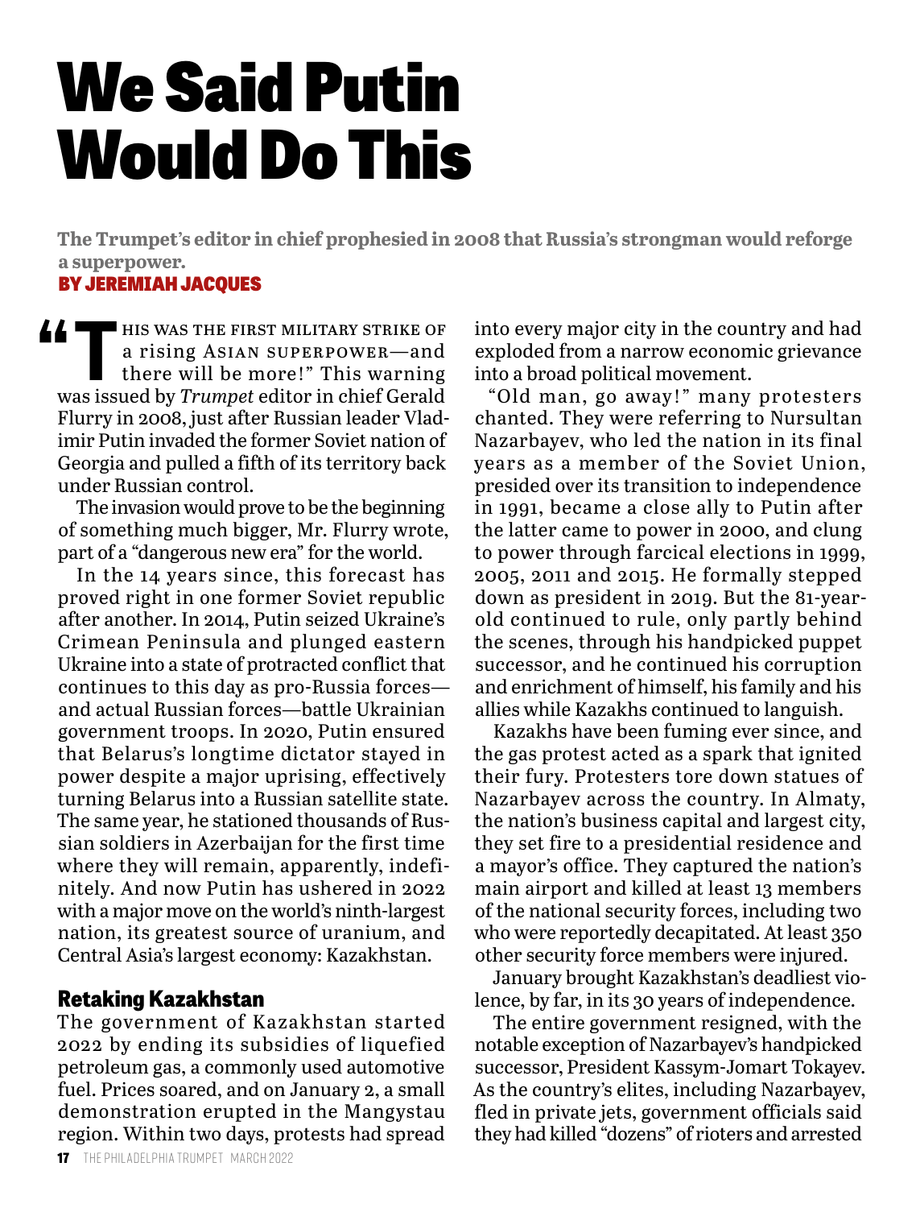# We Said Putin Would Do This

**The Trumpet's editor in chief prophesied in 2008 that Russia's strongman would reforge a superpower.**

BY JEREMIAH JACQUES

"THIS WAS THE FIRST MILITARY STRIKE OF a rising ASIAN SUPERPOWER—and there will be more!" This warning was issued by *Trumpet* editor in chief Gerald Flurry in 2008, just after Russian leader Vladimir Putin invaded the former Soviet nation of Georgia and pulled a fifth of its territory back under Russian control.

The invasion would prove to be the beginning of something much bigger, Mr. Flurry wrote, part of a "dangerous new era" for the world.

In the 14 years since, this forecast has proved right in one former Soviet republic after another. In 2014, Putin seized Ukraine's Crimean Peninsula and plunged eastern Ukraine into a state of protracted conflict that continues to this day as pro-Russia forces—and actual Russian forces—battle Ukrainian government troops. In 2020, Putin ensured that Belarus's longtime dictator stayed in power despite a major uprising, effectively turning Belarus into a Russian satellite state. The same year, he stationed thousands of Russian soldiers in Azerbaijan for the first time where they will remain, apparently, indefinitely. And now Putin has ushered in 2022 with a major move on the world's ninth-largest nation, its greatest source of uranium, and Central Asia's largest economy: Kazakhstan.

## Retaking Kazakhstan

The government of Kazakhstan started 2022 by ending its subsidies of liquefied petroleum gas, a commonly used automotive fuel. Prices soared, and on January 2, a small demonstration erupted in the Mangystau region. Within two days, protests had spread into every major city in the country and had exploded from a narrow economic grievance into a broad political movement.

"Old man, go away!" many protesters chanted. They were referring to Nursultan Nazarbayev, who led the nation in its final years as a member of the Soviet Union, presided over its transition to independence in 1991, became a close ally to Putin after the latter came to power in 2000, and clung to power through farcical elections in 1999, 2005, 2011 and 2015. He formally stepped down as president in 2019. But the 81-year-old continued to rule, only partly behind the scenes, through his handpicked puppet successor, and he continued his corruption and enrichment of himself, his family and his allies while Kazakhs continued to languish.

Kazakhs have been fuming ever since, and the gas protest acted as a spark that ignited their fury. Protesters tore down statues of Nazarbayev across the country. In Almaty, the nation's business capital and largest city, they set fire to a presidential residence and a mayor's office. They captured the nation's main airport and killed at least 13 members of the national security forces, including two who were reportedly decapitated. At least 350 other security force members were injured.

January brought Kazakhstan's deadliest violence, by far, in its 30 years of independence.

The entire government resigned, with the notable exception of Nazarbayev's handpicked successor, President Kassym-Jomart Tokayev. As the country's elites, including Nazarbayev, fled in private jets, government officials said they had killed "dozens" of rioters and arrested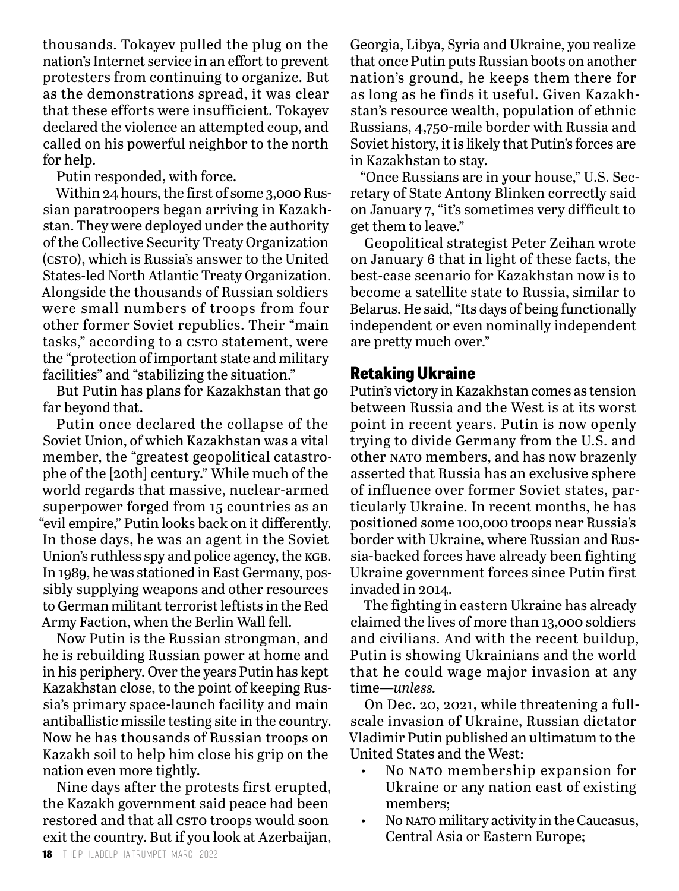thousands. Tokayev pulled the plug on the nation's Internet service in an effort to prevent protesters from continuing to organize. But as the demonstrations spread, it was clear that these efforts were insufficient. Tokayev declared the violence an attempted coup, and called on his powerful neighbor to the north for help.

Putin responded, with force.

Within 24 hours, the first of some 3,000 Russian paratroopers began arriving in Kazakhstan. They were deployed under the authority of the Collective Security Treaty Organization (CSTO), which is Russia's answer to the United States-led North Atlantic Treaty Organization. Alongside the thousands of Russian soldiers were small numbers of troops from four other former Soviet republics. Their "main tasks," according to a CSTO statement, were the "protection of important state and military facilities" and "stabilizing the situation."

But Putin has plans for Kazakhstan that go far beyond that.

Putin once declared the collapse of the Soviet Union, of which Kazakhstan was a vital member, the "greatest geopolitical catastrophe of the [20th] century." While much of the world regards that massive, nuclear-armed superpower forged from 15 countries as an "evil empire," Putin looks back on it differently. In those days, he was an agent in the Soviet Union's ruthless spy and police agency, the KGB. In 1989, he was stationed in East Germany, possibly supplying weapons and other resources to German militant terrorist leftists in the Red Army Faction, when the Berlin Wall fell.

Now Putin is the Russian strongman, and he is rebuilding Russian power at home and in his periphery. Over the years Putin has kept Kazakhstan close, to the point of keeping Russia's primary space-launch facility and main antiballistic missile testing site in the country. Now he has thousands of Russian troops on Kazakh soil to help him close his grip on the nation even more tightly.

Nine days after the protests first erupted, the Kazakh government said peace had been restored and that all CSTO troops would soon exit the country. But if you look at Azerbaijan, Georgia, Libya, Syria and Ukraine, you realize that once Putin puts Russian boots on another nation's ground, he keeps them there for as long as he finds it useful. Given Kazakhstan's resource wealth, population of ethnic Russians, 4,750-mile border with Russia and Soviet history, it is likely that Putin's forces are in Kazakhstan to stay.

"Once Russians are in your house," U.S. Secretary of State Antony Blinken correctly said on January 7, "it's sometimes very difficult to get them to leave."

Geopolitical strategist Peter Zeihan wrote on January 6 that in light of these facts, the best-case scenario for Kazakhstan now is to become a satellite state to Russia, similar to Belarus. He said, "Its days of being functionally independent or even nominally independent are pretty much over."

## Retaking Ukraine

Putin's victory in Kazakhstan comes as tension between Russia and the West is at its worst point in recent years. Putin is now openly trying to divide Germany from the U.S. and other NATO members, and has now brazenly asserted that Russia has an exclusive sphere of influence over former Soviet states, particularly Ukraine. In recent months, he has positioned some 100,000 troops near Russia's border with Ukraine, where Russian and Russia-backed forces have already been fighting Ukraine government forces since Putin first invaded in 2014.

The fighting in eastern Ukraine has already claimed the lives of more than 13,000 soldiers and civilians. And with the recent buildup, Putin is showing Ukrainians and the world that he could wage major invasion at any time—*unless.*

On Dec. 20, 2021, while threatening a full-scale invasion of Ukraine, Russian dictator Vladimir Putin published an ultimatum to the United States and the West:

- No NATO membership expansion for Ukraine or any nation east of existing members;
- No NATO military activity in the Caucasus, Central Asia or Eastern Europe;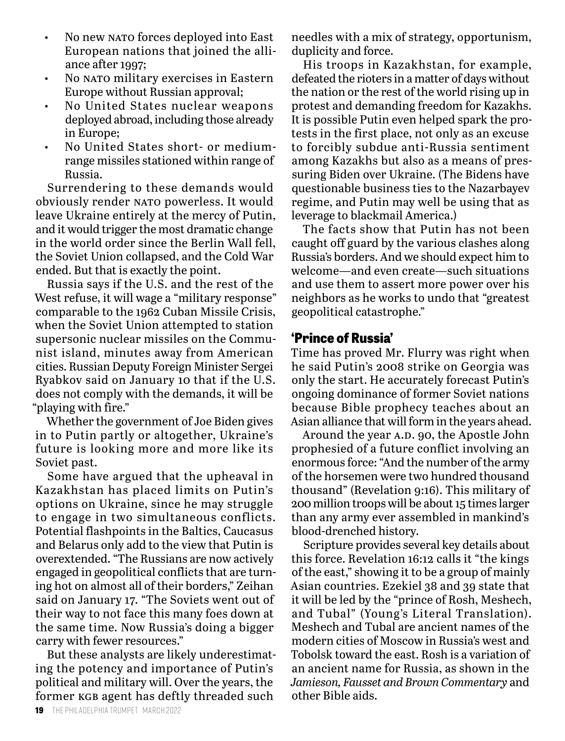- No new NATO forces deployed into East European nations that joined the alliance after 1997;
- No NATO military exercises in Eastern Europe without Russian approval;
- No United States nuclear weapons deployed abroad, including those already in Europe;
- No United States short- or medium-range missiles stationed within range of Russia.

Surrendering to these demands would obviously render NATO powerless. It would leave Ukraine entirely at the mercy of Putin, and it would trigger the most dramatic change in the world order since the Berlin Wall fell, the Soviet Union collapsed, and the Cold War ended. But that is exactly the point.

Russia says if the U.S. and the rest of the West refuse, it will wage a "military response" comparable to the 1962 Cuban Missile Crisis, when the Soviet Union attempted to station supersonic nuclear missiles on the Communist island, minutes away from American cities. Russian Deputy Foreign Minister Sergei Ryabkov said on January 10 that if the U.S. does not comply with the demands, it will be "playing with fire."

Whether the government of Joe Biden gives in to Putin partly or altogether, Ukraine's future is looking more and more like its Soviet past.

Some have argued that the upheaval in Kazakhstan has placed limits on Putin's options on Ukraine, since he may struggle to engage in two simultaneous conflicts. Potential flashpoints in the Baltics, Caucasus and Belarus only add to the view that Putin is overextended. "The Russians are now actively engaged in geopolitical conflicts that are turning hot on almost all of their borders," Zeihan said on January 17. "The Soviets went out of their way to not face this many foes down at the same time. Now Russia's doing a bigger carry with fewer resources."

But these analysts are likely underestimating the potency and importance of Putin's political and military will. Over the years, the former KGB agent has deftly threaded such needles with a mix of strategy, opportunism, duplicity and force.

His troops in Kazakhstan, for example, defeated the rioters in a matter of days without the nation or the rest of the world rising up in protest and demanding freedom for Kazakhs. It is possible Putin even helped spark the protests in the first place, not only as an excuse to forcibly subdue anti-Russia sentiment among Kazakhs but also as a means of pressuring Biden over Ukraine. (The Bidens have questionable business ties to the Nazarbayev regime, and Putin may well be using that as leverage to blackmail America.)

The facts show that Putin has not been caught off guard by the various clashes along Russia's borders. And we should expect him to welcome—and even create—such situations and use them to assert more power over his neighbors as he works to undo that "greatest geopolitical catastrophe."

## 'Prince of Russia'

Time has proved Mr. Flurry was right when he said Putin's 2008 strike on Georgia was only the start. He accurately forecast Putin's ongoing dominance of former Soviet nations because Bible prophecy teaches about an Asian alliance that will form in the years ahead.

Around the year A.D. 90, the Apostle John prophesied of a future conflict involving an enormous force: "And the number of the army of the horsemen were two hundred thousand thousand" (Revelation 9:16). This military of 200 million troops will be about 15 times larger than any army ever assembled in mankind's blood-drenched history.

Scripture provides several key details about this force. Revelation 16:12 calls it "the kings of the east," showing it to be a group of mainly Asian countries. Ezekiel 38 and 39 state that it will be led by the "prince of Rosh, Meshech, and Tubal" (Young's Literal Translation). Meshech and Tubal are ancient names of the modern cities of Moscow in Russia's west and Tobolsk toward the east. Rosh is a variation of an ancient name for Russia, as shown in the *Jamieson, Fausset and Brown Commentary* and other Bible aids.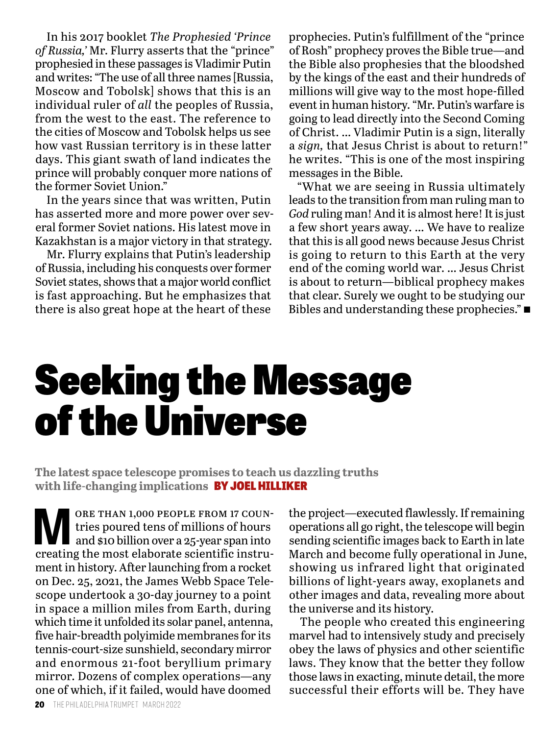In his 2017 booklet *The Prophesied 'Prince of Russia,'* Mr. Flurry asserts that the "prince" prophesied in these passages is Vladimir Putin and writes: "The use of all three names [Russia, Moscow and Tobolsk] shows that this is an individual ruler of *all* the peoples of Russia, from the west to the east. The reference to the cities of Moscow and Tobolsk helps us see how vast Russian territory is in these latter days. This giant swath of land indicates the prince will probably conquer more nations of the former Soviet Union."

In the years since that was written, Putin has asserted more and more power over several former Soviet nations. His latest move in Kazakhstan is a major victory in that strategy.

Mr. Flurry explains that Putin's leadership of Russia, including his conquests over former Soviet states, shows that a major world conflict is fast approaching. But he emphasizes that there is also great hope at the heart of these prophecies. Putin's fulfillment of the "prince of Rosh" prophecy proves the Bible true—and the Bible also prophesies that the bloodshed by the kings of the east and their hundreds of millions will give way to the most hope-filled event in human history. "Mr. Putin's warfare is going to lead directly into the Second Coming of Christ. … Vladimir Putin is a sign, literally a *sign*, that Jesus Christ is about to return!" he writes. "This is one of the most inspiring messages in the Bible.

"What we are seeing in Russia ultimately leads to the transition from man ruling man to *God* ruling man! And it is almost here! It is just a few short years away. … We have to realize that this is all good news because Jesus Christ is going to return to this Earth at the very end of the coming world war. … Jesus Christ is about to return—biblical prophecy makes that clear. Surely we ought to be studying our Bibles and understanding these prophecies." ■

# Seeking the Message of the Universe

**The latest space telescope promises to teach us dazzling truths with life-changing implications** BY JOEL HILLIKER

More than 1,000 people from 17 countries poured tens of millions of hours and $10 billion over a 25-year span into creating the most elaborate scientific instrument in history. After launching from a rocket on Dec. 25, 2021, the James Webb Space Telescope undertook a 30-day journey to a point in space a million miles from Earth, during which time it unfolded its solar panel, antenna, five hair-breadth polyimide membranes for its tennis-court-size sunshield, secondary mirror and enormous 21-foot beryllium primary mirror. Dozens of complex operations—any one of which, if it failed, would have doomed the project—executed flawlessly. If remaining operations all go right, the telescope will begin sending scientific images back to Earth in late March and become fully operational in June, showing us infrared light that originated billions of light-years away, exoplanets and other images and data, revealing more about the universe and its history.

The people who created this engineering marvel had to intensively study and precisely obey the laws of physics and other scientific laws. They know that the better they follow those laws in exacting, minute detail, the more successful their efforts will be. They have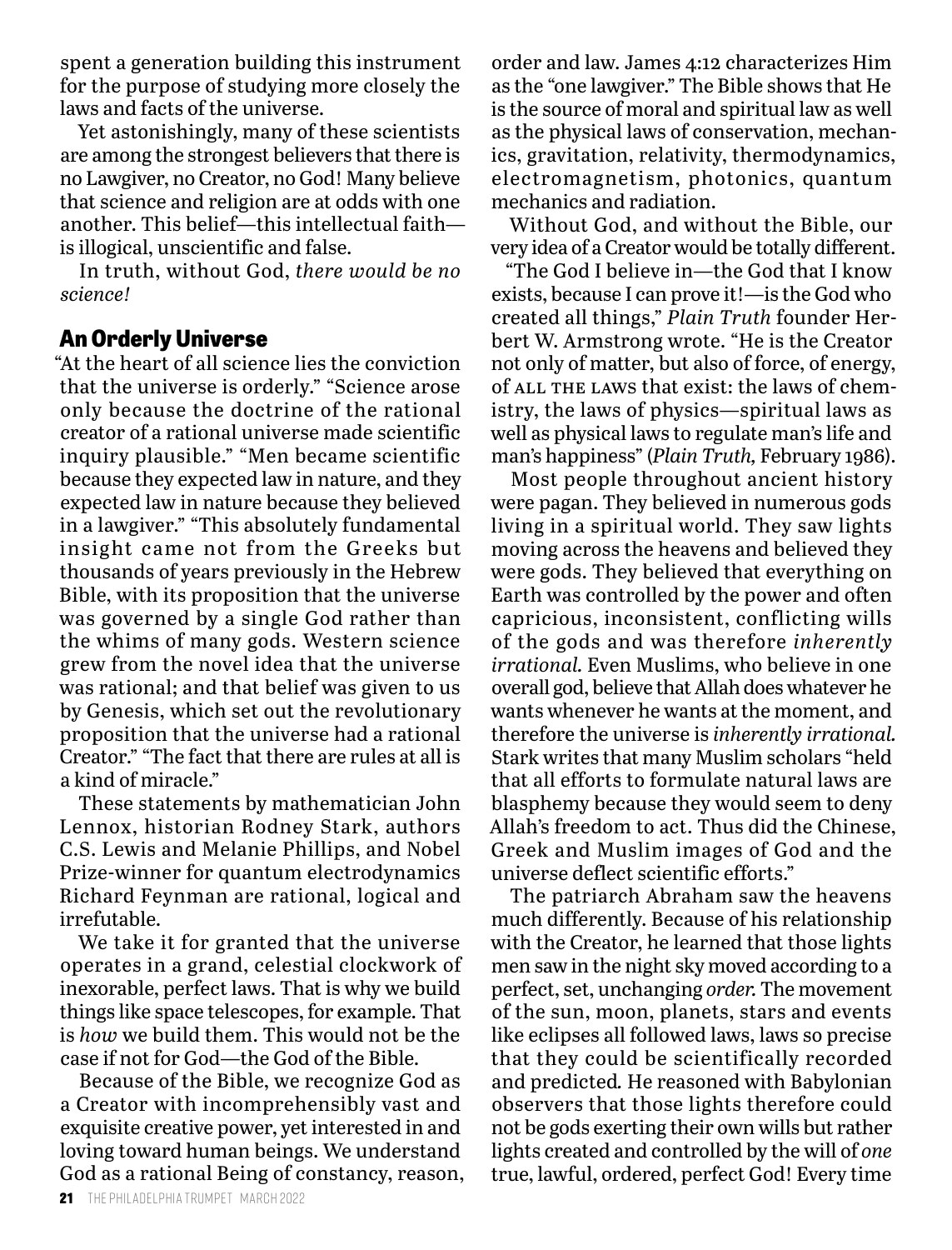spent a generation building this instrument for the purpose of studying more closely the laws and facts of the universe.

Yet astonishingly, many of these scientists are among the strongest believers that there is no Lawgiver, no Creator, no God! Many believe that science and religion are at odds with one another. This belief—this intellectual faith—is illogical, unscientific and false.

In truth, without God, *there would be no science!*

## An Orderly Universe

"At the heart of all science lies the conviction that the universe is orderly." "Science arose only because the doctrine of the rational creator of a rational universe made scientific inquiry plausible." "Men became scientific because they expected law in nature, and they expected law in nature because they believed in a lawgiver." "This absolutely fundamental insight came not from the Greeks but thousands of years previously in the Hebrew Bible, with its proposition that the universe was governed by a single God rather than the whims of many gods. Western science grew from the novel idea that the universe was rational; and that belief was given to us by Genesis, which set out the revolutionary proposition that the universe had a rational Creator." "The fact that there are rules at all is a kind of miracle."

These statements by mathematician John Lennox, historian Rodney Stark, authors C.S. Lewis and Melanie Phillips, and Nobel Prize-winner for quantum electrodynamics Richard Feynman are rational, logical and irrefutable.

We take it for granted that the universe operates in a grand, celestial clockwork of inexorable, perfect laws. That is why we build things like space telescopes, for example. That is *how* we build them. This would not be the case if not for God—the God of the Bible.

Because of the Bible, we recognize God as a Creator with incomprehensibly vast and exquisite creative power, yet interested in and loving toward human beings. We understand God as a rational Being of constancy, reason, order and law. James 4:12 characterizes Him as the "one lawgiver." The Bible shows that He is the source of moral and spiritual law as well as the physical laws of conservation, mechanics, gravitation, relativity, thermodynamics, electromagnetism, photonics, quantum mechanics and radiation.

Without God, and without the Bible, our very idea of a Creator would be totally different.

"The God I believe in—the God that I know exists, because I can prove it!—is the God who created all things," *Plain Truth* founder Herbert W. Armstrong wrote. "He is the Creator not only of matter, but also of force, of energy, of ALL THE LAWS that exist: the laws of chemistry, the laws of physics—spiritual laws as well as physical laws to regulate man's life and man's happiness" (*Plain Truth,* February 1986).

Most people throughout ancient history were pagan. They believed in numerous gods living in a spiritual world. They saw lights moving across the heavens and believed they were gods. They believed that everything on Earth was controlled by the power and often capricious, inconsistent, conflicting wills of the gods and was therefore *inherently irrational.* Even Muslims, who believe in one overall god, believe that Allah does whatever he wants whenever he wants at the moment, and therefore the universe is *inherently irrational.* Stark writes that many Muslim scholars "held that all efforts to formulate natural laws are blasphemy because they would seem to deny Allah's freedom to act. Thus did the Chinese, Greek and Muslim images of God and the universe deflect scientific efforts."

The patriarch Abraham saw the heavens much differently. Because of his relationship with the Creator, he learned that those lights men saw in the night sky moved according to a perfect, set, unchanging *order.* The movement of the sun, moon, planets, stars and events like eclipses all followed laws, laws so precise that they could be scientifically recorded and predicted. He reasoned with Babylonian observers that those lights therefore could not be gods exerting their own wills but rather lights created and controlled by the will of *one* true, lawful, ordered, perfect God! Every time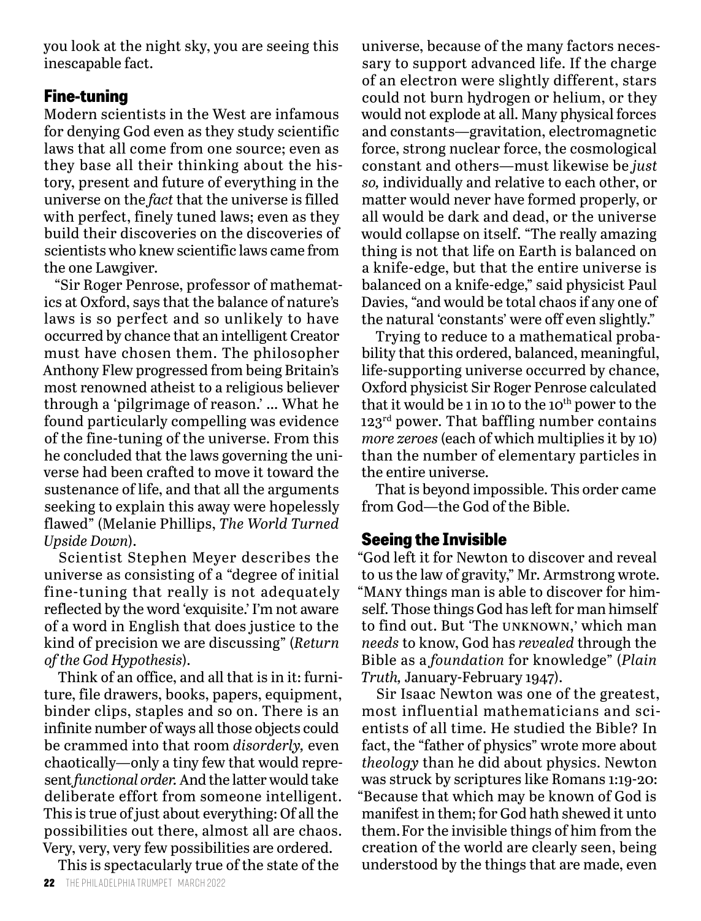you look at the night sky, you are seeing this inescapable fact.

## Fine-tuning

Modern scientists in the West are infamous for denying God even as they study scientific laws that all come from one source; even as they base all their thinking about the history, present and future of everything in the universe on the *fact* that the universe is filled with perfect, finely tuned laws; even as they build their discoveries on the discoveries of scientists who knew scientific laws came from the one Lawgiver.

"Sir Roger Penrose, professor of mathematics at Oxford, says that the balance of nature's laws is so perfect and so unlikely to have occurred by chance that an intelligent Creator must have chosen them. The philosopher Anthony Flew progressed from being Britain's most renowned atheist to a religious believer through a 'pilgrimage of reason.' … What he found particularly compelling was evidence of the fine-tuning of the universe. From this he concluded that the laws governing the universe had been crafted to move it toward the sustenance of life, and that all the arguments seeking to explain this away were hopelessly flawed" (Melanie Phillips, *The World Turned Upside Down*).

Scientist Stephen Meyer describes the universe as consisting of a "degree of initial fine-tuning that really is not adequately reflected by the word 'exquisite.' I'm not aware of a word in English that does justice to the kind of precision we are discussing" (*Return of the God Hypothesis*).

Think of an office, and all that is in it: furniture, file drawers, books, papers, equipment, binder clips, staples and so on. There is an infinite number of ways all those objects could be crammed into that room *disorderly,* even chaotically—only a tiny few that would represent *functional order.* And the latter would take deliberate effort from someone intelligent. This is true of just about everything: Of all the possibilities out there, almost all are chaos. Very, very, very few possibilities are ordered.

This is spectacularly true of the state of the universe, because of the many factors necessary to support advanced life. If the charge of an electron were slightly different, stars could not burn hydrogen or helium, or they would not explode at all. Many physical forces and constants—gravitation, electromagnetic force, strong nuclear force, the cosmological constant and others—must likewise be *just so,* individually and relative to each other, or matter would never have formed properly, or all would be dark and dead, or the universe would collapse on itself. "The really amazing thing is not that life on Earth is balanced on a knife-edge, but that the entire universe is balanced on a knife-edge," said physicist Paul Davies, "and would be total chaos if any one of the natural 'constants' were off even slightly."

Trying to reduce to a mathematical probability that this ordered, balanced, meaningful, life-supporting universe occurred by chance, Oxford physicist Sir Roger Penrose calculated that it would be 1 in 10 to the 10th power to the 123rd power. That baffling number contains *more zeroes* (each of which multiplies it by 10) than the number of elementary particles in the entire universe.

That is beyond impossible. This order came from God—the God of the Bible.

## Seeing the Invisible

"God left it for Newton to discover and reveal to us the law of gravity," Mr. Armstrong wrote. "MANY things man is able to discover for himself. Those things God has left for man himself to find out. But 'The UNKNOWN,' which man *needs* to know, God has *revealed* through the Bible as a *foundation* for knowledge" (*Plain Truth,* January-February 1947).

Sir Isaac Newton was one of the greatest, most influential mathematicians and scientists of all time. He studied the Bible? In fact, the "father of physics" wrote more about *theology* than he did about physics. Newton was struck by scriptures like Romans 1:19-20: "Because that which may be known of God is manifest in them; for God hath shewed it unto them. For the invisible things of him from the creation of the world are clearly seen, being understood by the things that are made, even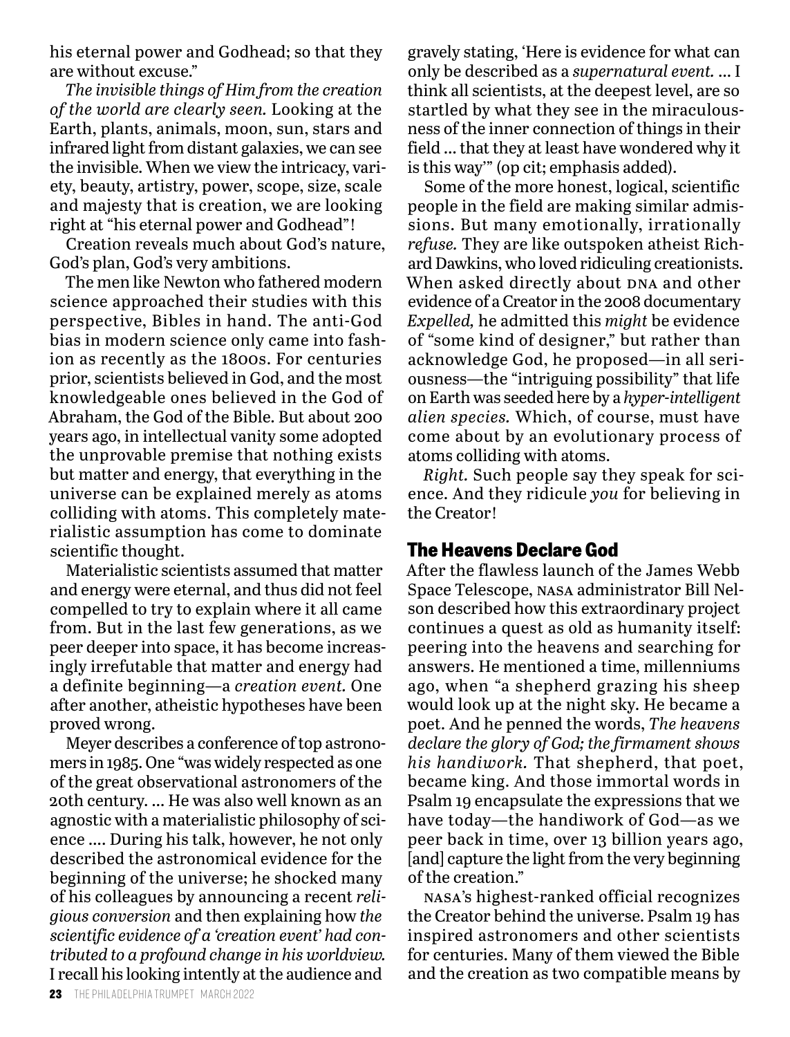his eternal power and Godhead; so that they are without excuse."

*The invisible things of Him from the creation of the world are clearly seen.* Looking at the Earth, plants, animals, moon, sun, stars and infrared light from distant galaxies, we can see the invisible. When we view the intricacy, variety, beauty, artistry, power, scope, size, scale and majesty that is creation, we are looking right at "his eternal power and Godhead"!

Creation reveals much about God's nature, God's plan, God's very ambitions.

The men like Newton who fathered modern science approached their studies with this perspective, Bibles in hand. The anti-God bias in modern science only came into fashion as recently as the 1800s. For centuries prior, scientists believed in God, and the most knowledgeable ones believed in the God of Abraham, the God of the Bible. But about 200 years ago, in intellectual vanity some adopted the unprovable premise that nothing exists but matter and energy, that everything in the universe can be explained merely as atoms colliding with atoms. This completely materialistic assumption has come to dominate scientific thought.

Materialistic scientists assumed that matter and energy were eternal, and thus did not feel compelled to try to explain where it all came from. But in the last few generations, as we peer deeper into space, it has become increasingly irrefutable that matter and energy had a definite beginning—a *creation event.* One after another, atheistic hypotheses have been proved wrong.

Meyer describes a conference of top astronomers in 1985. One "was widely respected as one of the great observational astronomers of the 20th century. … He was also well known as an agnostic with a materialistic philosophy of science …. During his talk, however, he not only described the astronomical evidence for the beginning of the universe; he shocked many of his colleagues by announcing a recent *religious conversion* and then explaining how *the scientific evidence of a 'creation event' had contributed to a profound change in his worldview.* I recall his looking intently at the audience and gravely stating, 'Here is evidence for what can only be described as a *supernatural event.* … I think all scientists, at the deepest level, are so startled by what they see in the miraculousness of the inner connection of things in their field … that they at least have wondered why it is this way'" (op cit; emphasis added).

Some of the more honest, logical, scientific people in the field are making similar admissions. But many emotionally, irrationally *refuse.* They are like outspoken atheist Richard Dawkins, who loved ridiculing creationists. When asked directly about DNA and other evidence of a Creator in the 2008 documentary *Expelled,* he admitted this *might* be evidence of "some kind of designer," but rather than acknowledge God, he proposed—in all seriousness—the "intriguing possibility" that life on Earth was seeded here by a *hyper-intelligent alien species.* Which, of course, must have come about by an evolutionary process of atoms colliding with atoms.

*Right.* Such people say they speak for science. And they ridicule *you* for believing in the Creator!

## The Heavens Declare God

After the flawless launch of the James Webb Space Telescope, NASA administrator Bill Nelson described how this extraordinary project continues a quest as old as humanity itself: peering into the heavens and searching for answers. He mentioned a time, millenniums ago, when "a shepherd grazing his sheep would look up at the night sky. He became a poet. And he penned the words, *The heavens declare the glory of God; the firmament shows his handiwork.* That shepherd, that poet, became king. And those immortal words in Psalm 19 encapsulate the expressions that we have today—the handiwork of God—as we peer back in time, over 13 billion years ago, [and] capture the light from the very beginning of the creation."

NASA's highest-ranked official recognizes the Creator behind the universe. Psalm 19 has inspired astronomers and other scientists for centuries. Many of them viewed the Bible and the creation as two compatible means by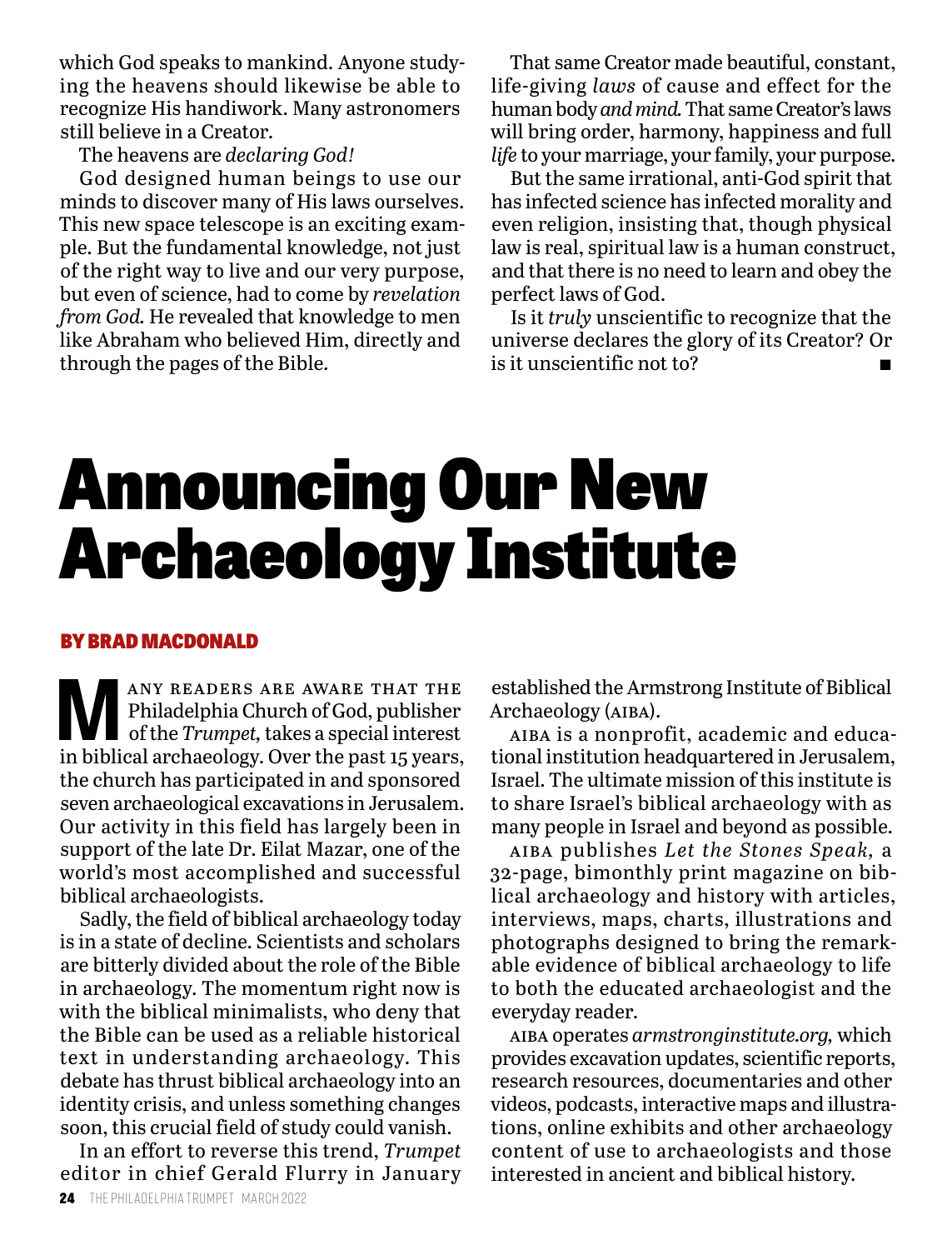which God speaks to mankind. Anyone studying the heavens should likewise be able to recognize His handiwork. Many astronomers still believe in a Creator.

The heavens are *declaring God!*

God designed human beings to use our minds to discover many of His laws ourselves. This new space telescope is an exciting example. But the fundamental knowledge, not just of the right way to live and our very purpose, but even of science, had to come by *revelation from God.* He revealed that knowledge to men like Abraham who believed Him, directly and through the pages of the Bible.

That same Creator made beautiful, constant, life-giving *laws* of cause and effect for the human body *and mind.* That same Creator's laws will bring order, harmony, happiness and full *life* to your marriage, your family, your purpose.

But the same irrational, anti-God spirit that has infected science has infected morality and even religion, insisting that, though physical law is real, spiritual law is a human construct, and that there is no need to learn and obey the perfect laws of God.

Is it *truly* unscientific to recognize that the universe declares the glory of its Creator? Or is it unscientific not to? ■

# Announcing Our New Archaeology Institute

**BY BRAD MACDONALD**

Many readers are aware that the Philadelphia Church of God, publisher of the *Trumpet,* takes a special interest in biblical archaeology. Over the past 15 years, the church has participated in and sponsored seven archaeological excavations in Jerusalem. Our activity in this field has largely been in support of the late Dr. Eilat Mazar, one of the world's most accomplished and successful biblical archaeologists.

Sadly, the field of biblical archaeology today is in a state of decline. Scientists and scholars are bitterly divided about the role of the Bible in archaeology. The momentum right now is with the biblical minimalists, who deny that the Bible can be used as a reliable historical text in understanding archaeology. This debate has thrust biblical archaeology into an identity crisis, and unless something changes soon, this crucial field of study could vanish.

In an effort to reverse this trend, *Trumpet* editor in chief Gerald Flurry in January established the Armstrong Institute of Biblical Archaeology (AIBA).

AIBA is a nonprofit, academic and educational institution headquartered in Jerusalem, Israel. The ultimate mission of this institute is to share Israel's biblical archaeology with as many people in Israel and beyond as possible.

AIBA publishes *Let the Stones Speak,* a 32-page, bimonthly print magazine on biblical archaeology and history with articles, interviews, maps, charts, illustrations and photographs designed to bring the remarkable evidence of biblical archaeology to life to both the educated archaeologist and the everyday reader.

AIBA operates *armstronginstitute.org,* which provides excavation updates, scientific reports, research resources, documentaries and other videos, podcasts, interactive maps and illustrations, online exhibits and other archaeology content of use to archaeologists and those interested in ancient and biblical history.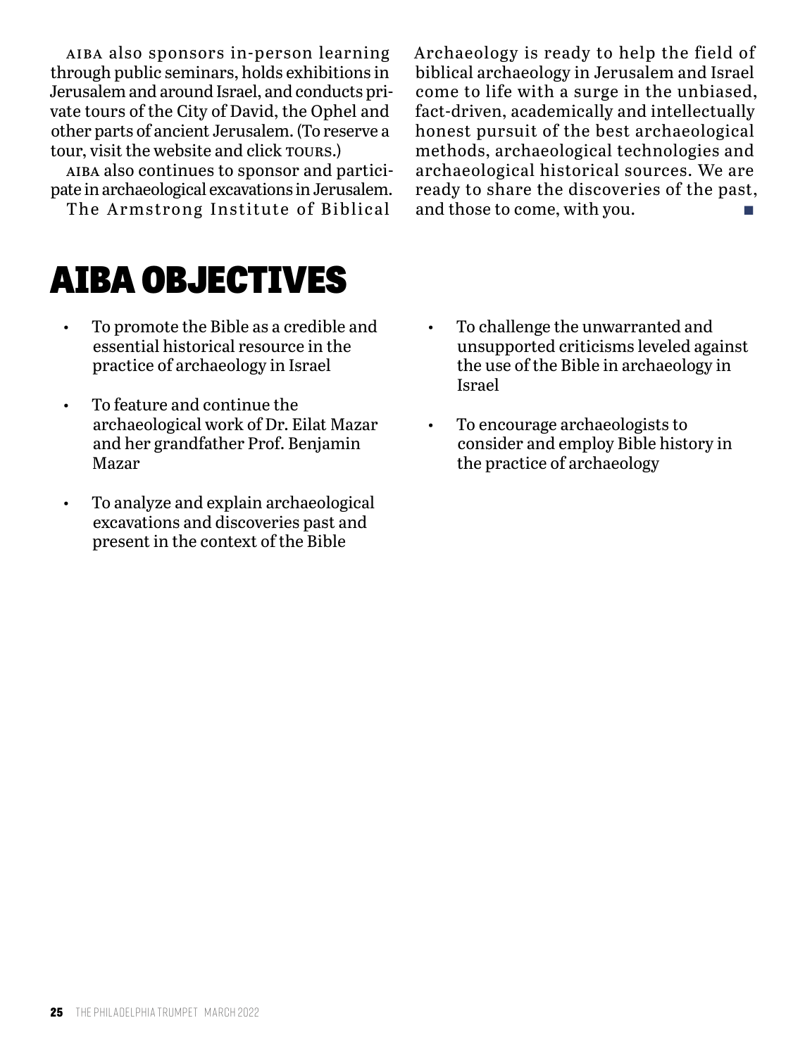AIBA also sponsors in-person learning through public seminars, holds exhibitions in Jerusalem and around Israel, and conducts private tours of the City of David, the Ophel and other parts of ancient Jerusalem. (To reserve a tour, visit the website and click TOURS.)

AIBA also continues to sponsor and participate in archaeological excavations in Jerusalem.

The Armstrong Institute of Biblical Archaeology is ready to help the field of biblical archaeology in Jerusalem and Israel come to life with a surge in the unbiased, fact-driven, academically and intellectually honest pursuit of the best archaeological methods, archaeological technologies and archaeological historical sources. We are ready to share the discoveries of the past, and those to come, with you. ■

# AIBA OBJECTIVES

- To promote the Bible as a credible and essential historical resource in the practice of archaeology in Israel
- To feature and continue the archaeological work of Dr. Eilat Mazar and her grandfather Prof. Benjamin Mazar
- To analyze and explain archaeological excavations and discoveries past and present in the context of the Bible
- To challenge the unwarranted and unsupported criticisms leveled against the use of the Bible in archaeology in Israel
- To encourage archaeologists to consider and employ Bible history in the practice of archaeology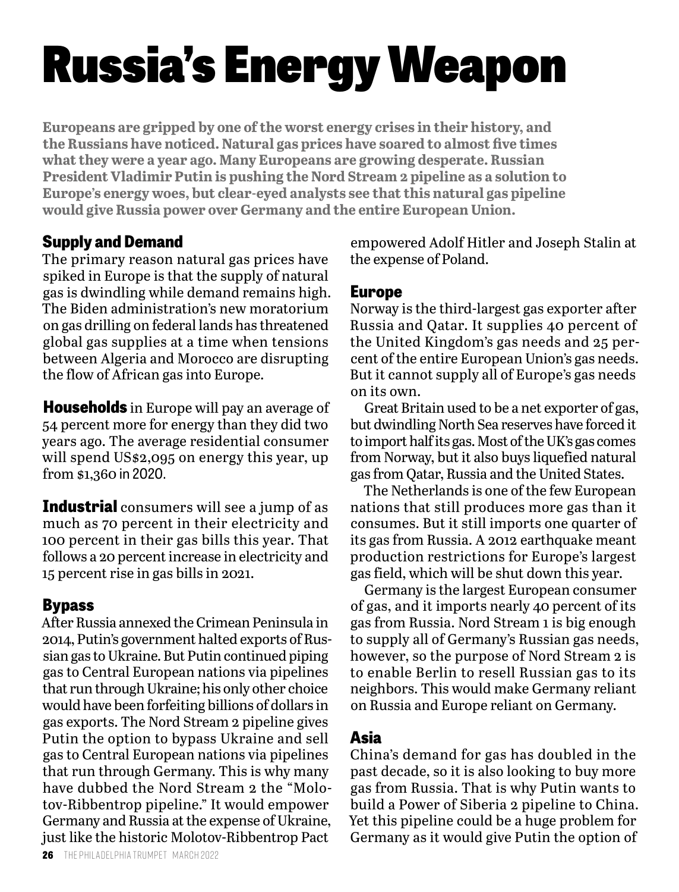# Russia's Energy Weapon

**Europeans are gripped by one of the worst energy crises in their history, and the Russians have noticed. Natural gas prices have soared to almost five times what they were a year ago. Many Europeans are growing desperate. Russian President Vladimir Putin is pushing the Nord Stream 2 pipeline as a solution to Europe's energy woes, but clear-eyed analysts see that this natural gas pipeline would give Russia power over Germany and the entire European Union.**

## Supply and Demand

The primary reason natural gas prices have spiked in Europe is that the supply of natural gas is dwindling while demand remains high. The Biden administration's new moratorium on gas drilling on federal lands has threatened global gas supplies at a time when tensions between Algeria and Morocco are disrupting the flow of African gas into Europe.

**Households** in Europe will pay an average of 54 percent more for energy than they did two years ago. The average residential consumer will spend US$2,095 on energy this year, up from $1,360 in 2020.

**Industrial** consumers will see a jump of as much as 70 percent in their electricity and 100 percent in their gas bills this year. That follows a 20 percent increase in electricity and 15 percent rise in gas bills in 2021.

## Bypass

After Russia annexed the Crimean Peninsula in 2014, Putin's government halted exports of Russian gas to Ukraine. But Putin continued piping gas to Central European nations via pipelines that run through Ukraine; his only other choice would have been forfeiting billions of dollars in gas exports. The Nord Stream 2 pipeline gives Putin the option to bypass Ukraine and sell gas to Central European nations via pipelines that run through Germany. This is why many have dubbed the Nord Stream 2 the "Molotov-Ribbentrop pipeline." It would empower Germany and Russia at the expense of Ukraine, just like the historic Molotov-Ribbentrop Pact empowered Adolf Hitler and Joseph Stalin at the expense of Poland.

## Europe

Norway is the third-largest gas exporter after Russia and Qatar. It supplies 40 percent of the United Kingdom's gas needs and 25 percent of the entire European Union's gas needs. But it cannot supply all of Europe's gas needs on its own.

Great Britain used to be a net exporter of gas, but dwindling North Sea reserves have forced it to import half its gas. Most of the UK's gas comes from Norway, but it also buys liquefied natural gas from Qatar, Russia and the United States.

The Netherlands is one of the few European nations that still produces more gas than it consumes. But it still imports one quarter of its gas from Russia. A 2012 earthquake meant production restrictions for Europe's largest gas field, which will be shut down this year.

Germany is the largest European consumer of gas, and it imports nearly 40 percent of its gas from Russia. Nord Stream 1 is big enough to supply all of Germany's Russian gas needs, however, so the purpose of Nord Stream 2 is to enable Berlin to resell Russian gas to its neighbors. This would make Germany reliant on Russia and Europe reliant on Germany.

## Asia

China's demand for gas has doubled in the past decade, so it is also looking to buy more gas from Russia. That is why Putin wants to build a Power of Siberia 2 pipeline to China. Yet this pipeline could be a huge problem for Germany as it would give Putin the option of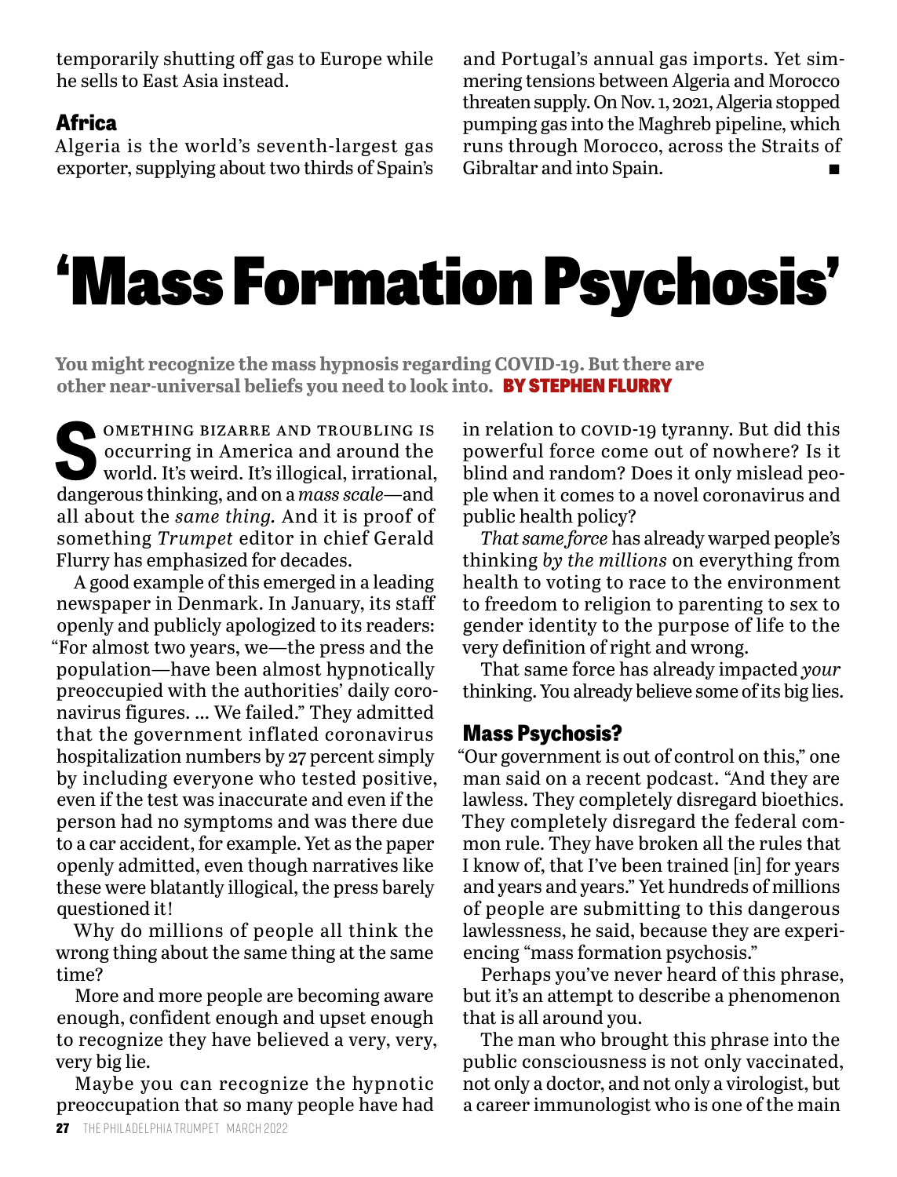temporarily shutting off gas to Europe while he sells to East Asia instead.

### Africa

Algeria is the world's seventh-largest gas exporter, supplying about two thirds of Spain's and Portugal's annual gas imports. Yet simmering tensions between Algeria and Morocco threaten supply. On Nov. 1, 2021, Algeria stopped pumping gas into the Maghreb pipeline, which runs through Morocco, across the Straits of Gibraltar and into Spain. ■

# 'Mass Formation Psychosis'

**You might recognize the mass hypnosis regarding COVID-19. But there are other near-universal beliefs you need to look into.** **BY STEPHEN FLURRY**

SOMETHING BIZARRE AND TROUBLING IS occurring in America and around the world. It's weird. It's illogical, irrational, dangerous thinking, and on a *mass scale*—and all about the *same thing.* And it is proof of something *Trumpet* editor in chief Gerald Flurry has emphasized for decades.

A good example of this emerged in a leading newspaper in Denmark. In January, its staff openly and publicly apologized to its readers: "For almost two years, we—the press and the population—have been almost hypnotically preoccupied with the authorities' daily coronavirus figures. … We failed." They admitted that the government inflated coronavirus hospitalization numbers by 27 percent simply by including everyone who tested positive, even if the test was inaccurate and even if the person had no symptoms and was there due to a car accident, for example. Yet as the paper openly admitted, even though narratives like these were blatantly illogical, the press barely questioned it!

Why do millions of people all think the wrong thing about the same thing at the same time?

More and more people are becoming aware enough, confident enough and upset enough to recognize they have believed a very, very, very big lie.

Maybe you can recognize the hypnotic preoccupation that so many people have had in relation to COVID-19 tyranny. But did this powerful force come out of nowhere? Is it blind and random? Does it only mislead people when it comes to a novel coronavirus and public health policy?

*That same force* has already warped people's thinking *by the millions* on everything from health to voting to race to the environment to freedom to religion to parenting to sex to gender identity to the purpose of life to the very definition of right and wrong.

That same force has already impacted *your* thinking. You already believe some of its big lies.

### Mass Psychosis?

"Our government is out of control on this," one man said on a recent podcast. "And they are lawless. They completely disregard bioethics. They completely disregard the federal common rule. They have broken all the rules that I know of, that I've been trained [in] for years and years and years." Yet hundreds of millions of people are submitting to this dangerous lawlessness, he said, because they are experiencing "mass formation psychosis."

Perhaps you've never heard of this phrase, but it's an attempt to describe a phenomenon that is all around you.

The man who brought this phrase into the public consciousness is not only vaccinated, not only a doctor, and not only a virologist, but a career immunologist who is one of the main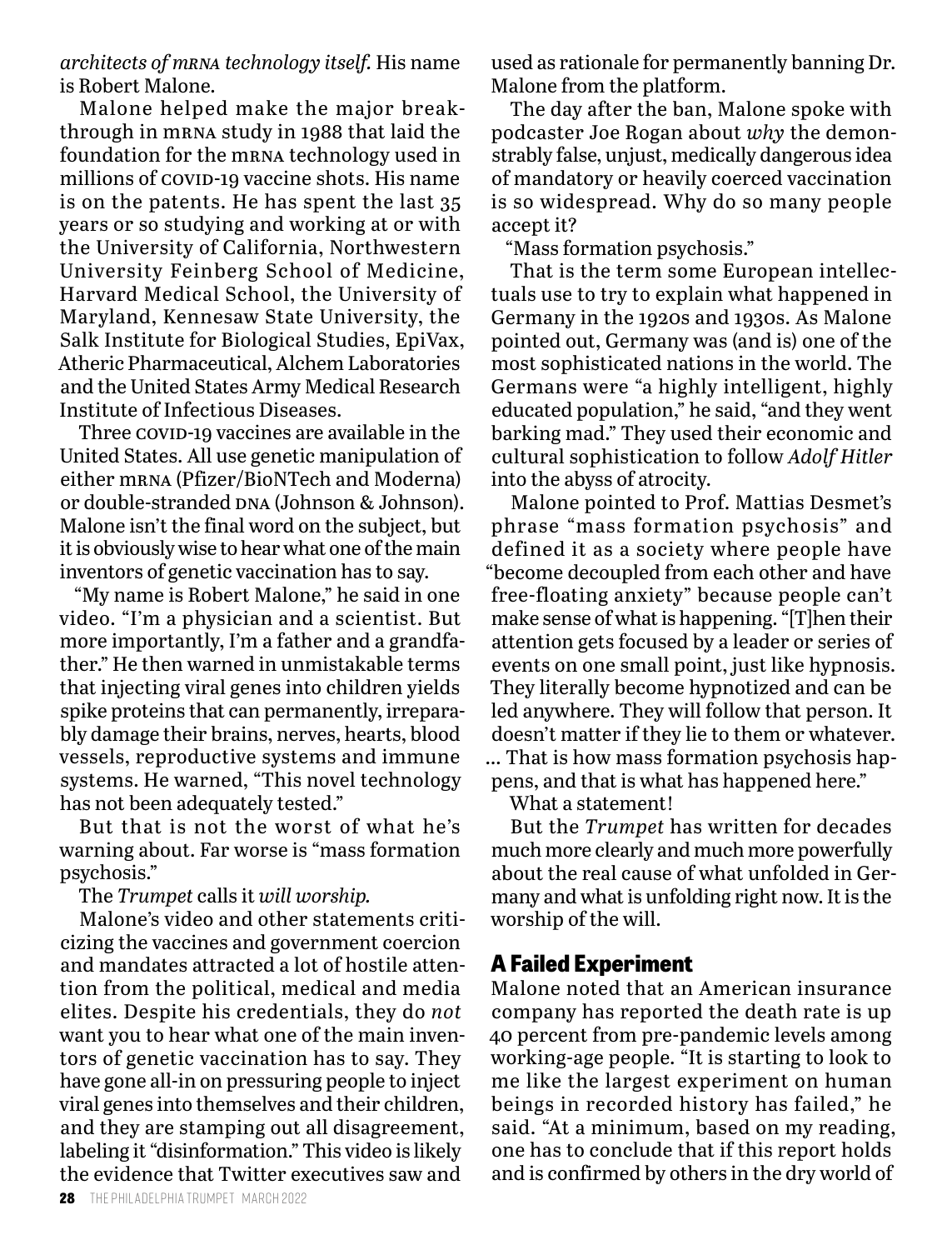*architects of mRNA technology itself.* His name is Robert Malone.

Malone helped make the major breakthrough in mRNA study in 1988 that laid the foundation for the mRNA technology used in millions of COVID-19 vaccine shots. His name is on the patents. He has spent the last 35 years or so studying and working at or with the University of California, Northwestern University Feinberg School of Medicine, Harvard Medical School, the University of Maryland, Kennesaw State University, the Salk Institute for Biological Studies, EpiVax, Atheric Pharmaceutical, Alchem Laboratories and the United States Army Medical Research Institute of Infectious Diseases.

Three COVID-19 vaccines are available in the United States. All use genetic manipulation of either mRNA (Pfizer/BioNTech and Moderna) or double-stranded DNA (Johnson & Johnson). Malone isn't the final word on the subject, but it is obviously wise to hear what one of the main inventors of genetic vaccination has to say.

"My name is Robert Malone," he said in one video. "I'm a physician and a scientist. But more importantly, I'm a father and a grandfather." He then warned in unmistakable terms that injecting viral genes into children yields spike proteins that can permanently, irreparably damage their brains, nerves, hearts, blood vessels, reproductive systems and immune systems. He warned, "This novel technology has not been adequately tested."

But that is not the worst of what he's warning about. Far worse is "mass formation psychosis."

The *Trumpet* calls it *will worship.*

Malone's video and other statements criticizing the vaccines and government coercion and mandates attracted a lot of hostile attention from the political, medical and media elites. Despite his credentials, they do *not* want you to hear what one of the main inventors of genetic vaccination has to say. They have gone all-in on pressuring people to inject viral genes into themselves and their children, and they are stamping out all disagreement, labeling it "disinformation." This video is likely the evidence that Twitter executives saw and used as rationale for permanently banning Dr. Malone from the platform.

The day after the ban, Malone spoke with podcaster Joe Rogan about *why* the demonstrably false, unjust, medically dangerous idea of mandatory or heavily coerced vaccination is so widespread. Why do so many people accept it?

"Mass formation psychosis."

That is the term some European intellectuals use to try to explain what happened in Germany in the 1920s and 1930s. As Malone pointed out, Germany was (and is) one of the most sophisticated nations in the world. The Germans were "a highly intelligent, highly educated population," he said, "and they went barking mad." They used their economic and cultural sophistication to follow *Adolf Hitler* into the abyss of atrocity.

Malone pointed to Prof. Mattias Desmet's phrase "mass formation psychosis" and defined it as a society where people have "become decoupled from each other and have free-floating anxiety" because people can't make sense of what is happening. "[T]hen their attention gets focused by a leader or series of events on one small point, just like hypnosis. They literally become hypnotized and can be led anywhere. They will follow that person. It doesn't matter if they lie to them or whatever. … That is how mass formation psychosis happens, and that is what has happened here."

What a statement!

But the *Trumpet* has written for decades much more clearly and much more powerfully about the real cause of what unfolded in Germany and what is unfolding right now. It is the worship of the will.

## A Failed Experiment

Malone noted that an American insurance company has reported the death rate is up 40 percent from pre-pandemic levels among working-age people. "It is starting to look to me like the largest experiment on human beings in recorded history has failed," he said. "At a minimum, based on my reading, one has to conclude that if this report holds and is confirmed by others in the dry world of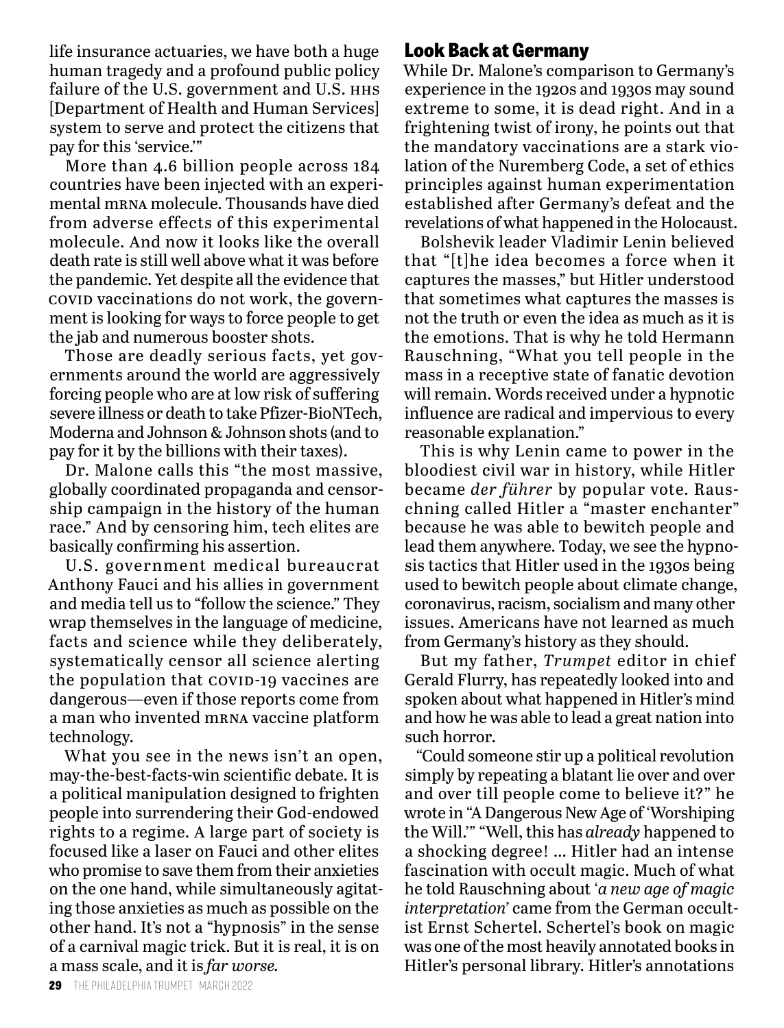life insurance actuaries, we have both a huge human tragedy and a profound public policy failure of the U.S. government and U.S. HHS [Department of Health and Human Services] system to serve and protect the citizens that pay for this 'service.'"

More than 4.6 billion people across 184 countries have been injected with an experimental MRNA molecule. Thousands have died from adverse effects of this experimental molecule. And now it looks like the overall death rate is still well above what it was before the pandemic. Yet despite all the evidence that COVID vaccinations do not work, the government is looking for ways to force people to get the jab and numerous booster shots.

Those are deadly serious facts, yet governments around the world are aggressively forcing people who are at low risk of suffering severe illness or death to take Pfizer-BioNTech, Moderna and Johnson & Johnson shots (and to pay for it by the billions with their taxes).

Dr. Malone calls this "the most massive, globally coordinated propaganda and censorship campaign in the history of the human race." And by censoring him, tech elites are basically confirming his assertion.

U.S. government medical bureaucrat Anthony Fauci and his allies in government and media tell us to "follow the science." They wrap themselves in the language of medicine, facts and science while they deliberately, systematically censor all science alerting the population that COVID-19 vaccines are dangerous—even if those reports come from a man who invented MRNA vaccine platform technology.

What you see in the news isn't an open, may-the-best-facts-win scientific debate. It is a political manipulation designed to frighten people into surrendering their God-endowed rights to a regime. A large part of society is focused like a laser on Fauci and other elites who promise to save them from their anxieties on the one hand, while simultaneously agitating those anxieties as much as possible on the other hand. It's not a "hypnosis" in the sense of a carnival magic trick. But it is real, it is on a mass scale, and it is *far worse.*

## Look Back at Germany

While Dr. Malone's comparison to Germany's experience in the 1920s and 1930s may sound extreme to some, it is dead right. And in a frightening twist of irony, he points out that the mandatory vaccinations are a stark violation of the Nuremberg Code, a set of ethics principles against human experimentation established after Germany's defeat and the revelations of what happened in the Holocaust.

Bolshevik leader Vladimir Lenin believed that "[t]he idea becomes a force when it captures the masses," but Hitler understood that sometimes what captures the masses is not the truth or even the idea as much as it is the emotions. That is why he told Hermann Rauschning, "What you tell people in the mass in a receptive state of fanatic devotion will remain. Words received under a hypnotic influence are radical and impervious to every reasonable explanation."

This is why Lenin came to power in the bloodiest civil war in history, while Hitler became *der führer* by popular vote. Rauschning called Hitler a "master enchanter" because he was able to bewitch people and lead them anywhere. Today, we see the hypnosis tactics that Hitler used in the 1930s being used to bewitch people about climate change, coronavirus, racism, socialism and many other issues. Americans have not learned as much from Germany's history as they should.

But my father, *Trumpet* editor in chief Gerald Flurry, has repeatedly looked into and spoken about what happened in Hitler's mind and how he was able to lead a great nation into such horror.

"Could someone stir up a political revolution simply by repeating a blatant lie over and over and over till people come to believe it?" he wrote in "A Dangerous New Age of 'Worshiping the Will.'" "Well, this has *already* happened to a shocking degree! … Hitler had an intense fascination with occult magic. Much of what he told Rauschning about '*a new age of magic interpretation*' came from the German occultist Ernst Schertel. Schertel's book on magic was one of the most heavily annotated books in Hitler's personal library. Hitler's annotations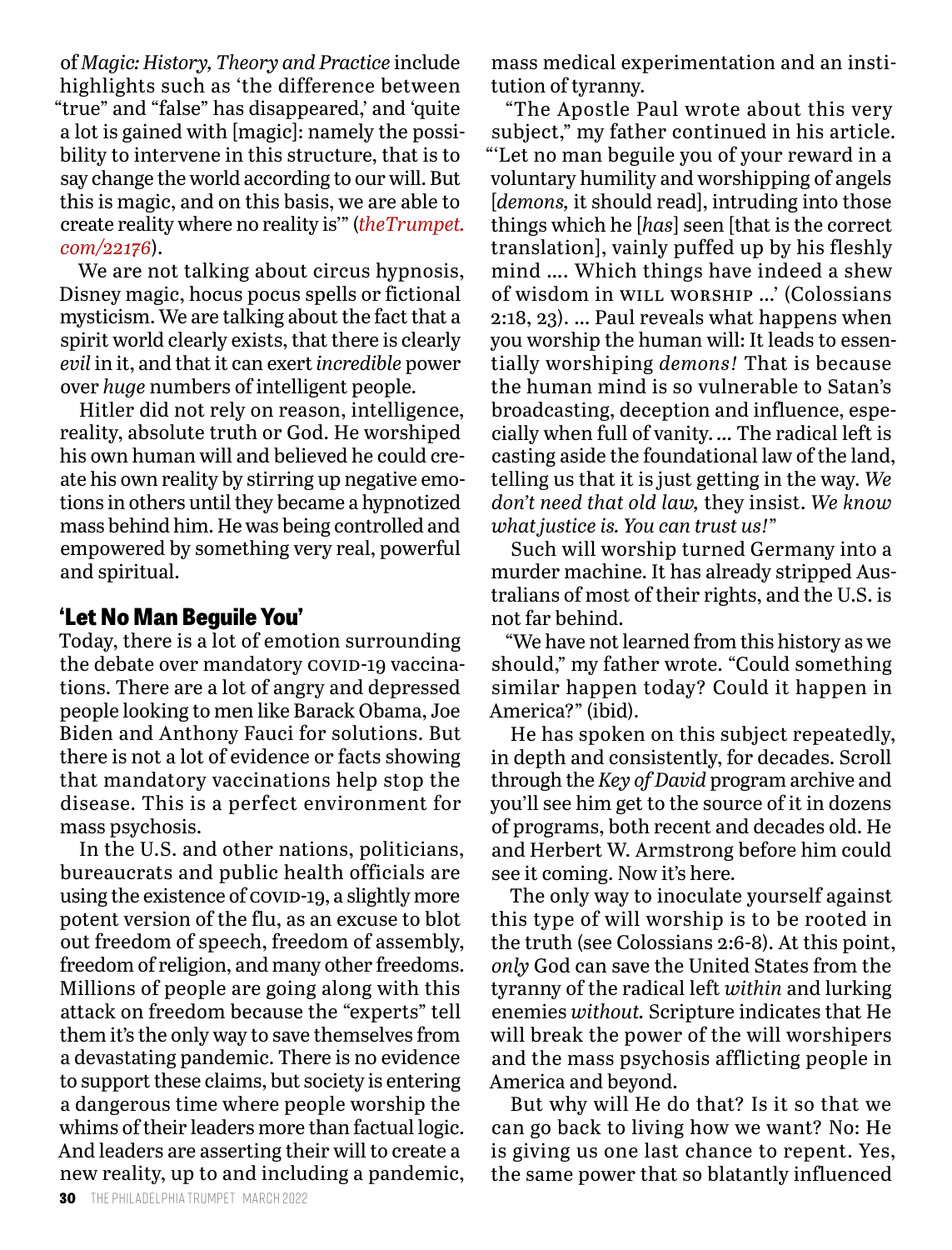of *Magic: History, Theory and Practice* include highlights such as 'the difference between "true" and "false" has disappeared,' and 'quite a lot is gained with [magic]: namely the possibility to intervene in this structure, that is to say change the world according to our will. But this is magic, and on this basis, we are able to create reality where no reality is'" (*theTrumpet.com/22176*).

We are not talking about circus hypnosis, Disney magic, hocus pocus spells or fictional mysticism. We are talking about the fact that a spirit world clearly exists, that there is clearly *evil* in it, and that it can exert *incredible* power over *huge* numbers of intelligent people.

Hitler did not rely on reason, intelligence, reality, absolute truth or God. He worshiped his own human will and believed he could create his own reality by stirring up negative emotions in others until they became a hypnotized mass behind him. He was being controlled and empowered by something very real, powerful and spiritual.

## 'Let No Man Beguile You'

Today, there is a lot of emotion surrounding the debate over mandatory COVID-19 vaccinations. There are a lot of angry and depressed people looking to men like Barack Obama, Joe Biden and Anthony Fauci for solutions. But there is not a lot of evidence or facts showing that mandatory vaccinations help stop the disease. This is a perfect environment for mass psychosis.

In the U.S. and other nations, politicians, bureaucrats and public health officials are using the existence of COVID-19, a slightly more potent version of the flu, as an excuse to blot out freedom of speech, freedom of assembly, freedom of religion, and many other freedoms. Millions of people are going along with this attack on freedom because the "experts" tell them it's the only way to save themselves from a devastating pandemic. There is no evidence to support these claims, but society is entering a dangerous time where people worship the whims of their leaders more than factual logic. And leaders are asserting their will to create a new reality, up to and including a pandemic, mass medical experimentation and an institution of tyranny.

"The Apostle Paul wrote about this very subject," my father continued in his article. "'Let no man beguile you of your reward in a voluntary humility and worshipping of angels [*demons,* it should read], intruding into those things which he [*has*] seen [that is the correct translation], vainly puffed up by his fleshly mind …. Which things have indeed a shew of wisdom in WILL WORSHIP …' (Colossians 2:18, 23). … Paul reveals what happens when you worship the human will: It leads to essentially worshiping *demons!* That is because the human mind is so vulnerable to Satan's broadcasting, deception and influence, especially when full of vanity. … The radical left is casting aside the foundational law of the land, telling us that it is just getting in the way. *We don't need that old law,* they insist. *We know what justice is. You can trust us!*"

Such will worship turned Germany into a murder machine. It has already stripped Australians of most of their rights, and the U.S. is not far behind.

"We have not learned from this history as we should," my father wrote. "Could something similar happen today? Could it happen in America?" (ibid).

He has spoken on this subject repeatedly, in depth and consistently, for decades. Scroll through the *Key of David* program archive and you'll see him get to the source of it in dozens of programs, both recent and decades old. He and Herbert W. Armstrong before him could see it coming. Now it's here.

The only way to inoculate yourself against this type of will worship is to be rooted in the truth (see Colossians 2:6-8). At this point, *only* God can save the United States from the tyranny of the radical left *within* and lurking enemies *without.* Scripture indicates that He will break the power of the will worshipers and the mass psychosis afflicting people in America and beyond.

But why will He do that? Is it so that we can go back to living how we want? No: He is giving us one last chance to repent. Yes, the same power that so blatantly influenced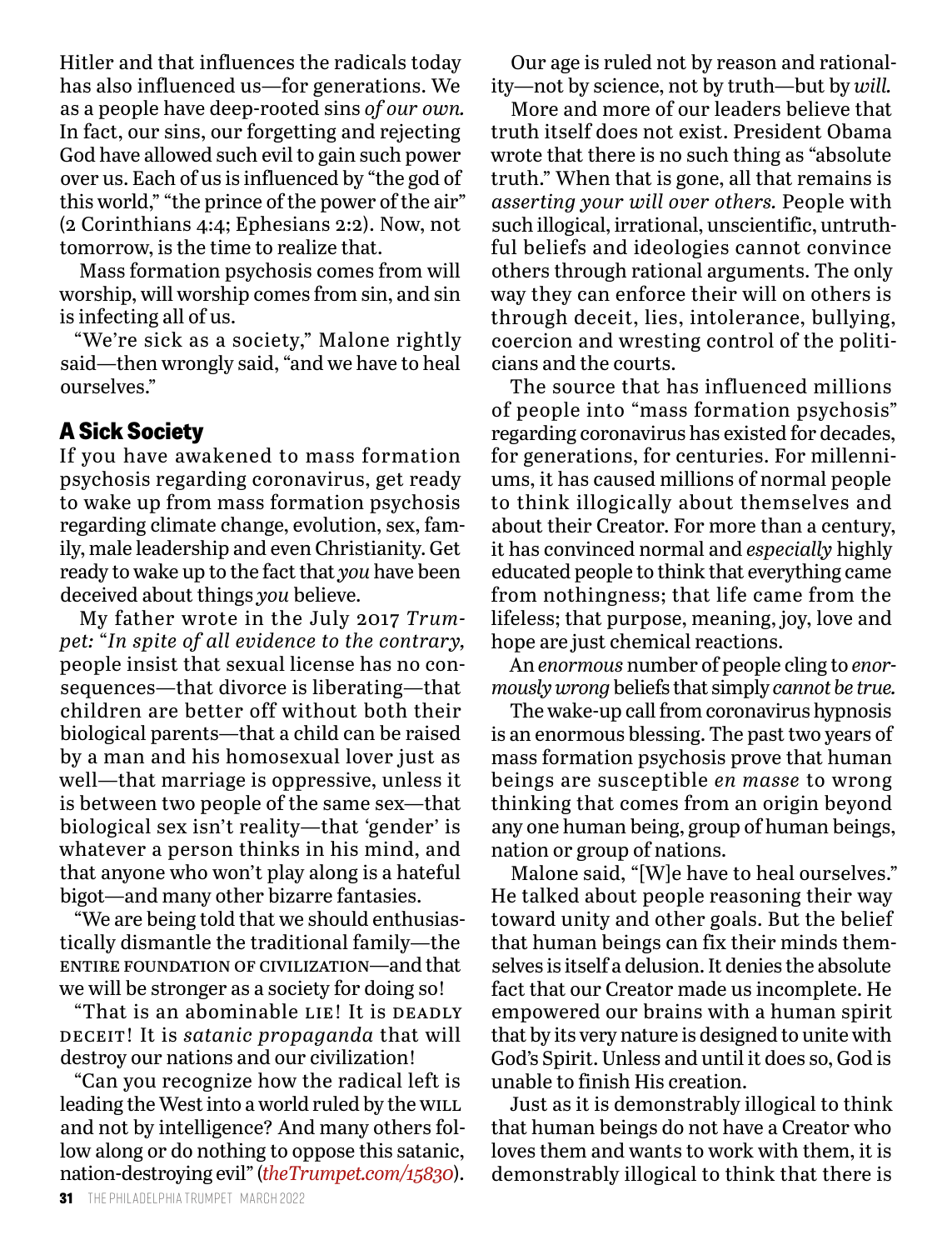Hitler and that influences the radicals today has also influenced us—for generations. We as a people have deep-rooted sins *of our own.* In fact, our sins, our forgetting and rejecting God have allowed such evil to gain such power over us. Each of us is influenced by "the god of this world," "the prince of the power of the air" (2 Corinthians 4:4; Ephesians 2:2). Now, not tomorrow, is the time to realize that.

Mass formation psychosis comes from will worship, will worship comes from sin, and sin is infecting all of us.

"We're sick as a society," Malone rightly said—then wrongly said, "and we have to heal ourselves."

## A Sick Society

If you have awakened to mass formation psychosis regarding coronavirus, get ready to wake up from mass formation psychosis regarding climate change, evolution, sex, family, male leadership and even Christianity. Get ready to wake up to the fact that *you* have been deceived about things *you* believe.

My father wrote in the July 2017 *Trumpet:* "*In spite of all evidence to the contrary,* people insist that sexual license has no consequences—that divorce is liberating—that children are better off without both their biological parents—that a child can be raised by a man and his homosexual lover just as well—that marriage is oppressive, unless it is between two people of the same sex—that biological sex isn't reality—that 'gender' is whatever a person thinks in his mind, and that anyone who won't play along is a hateful bigot—and many other bizarre fantasies.

"We are being told that we should enthusiastically dismantle the traditional family—the ENTIRE FOUNDATION OF CIVILIZATION—and that we will be stronger as a society for doing so!

"That is an abominable LIE! It is DEADLY DECEIT! It is *satanic propaganda* that will destroy our nations and our civilization!

"Can you recognize how the radical left is leading the West into a world ruled by the WILL and not by intelligence? And many others follow along or do nothing to oppose this satanic, nation-destroying evil" (*theTrumpet.com/15830*).

Our age is ruled not by reason and rationality—not by science, not by truth—but by *will.*

More and more of our leaders believe that truth itself does not exist. President Obama wrote that there is no such thing as "absolute truth." When that is gone, all that remains is *asserting your will over others.* People with such illogical, irrational, unscientific, untruthful beliefs and ideologies cannot convince others through rational arguments. The only way they can enforce their will on others is through deceit, lies, intolerance, bullying, coercion and wresting control of the politicians and the courts.

The source that has influenced millions of people into "mass formation psychosis" regarding coronavirus has existed for decades, for generations, for centuries. For millenniums, it has caused millions of normal people to think illogically about themselves and about their Creator. For more than a century, it has convinced normal and *especially* highly educated people to think that everything came from nothingness; that life came from the lifeless; that purpose, meaning, joy, love and hope are just chemical reactions.

An *enormous* number of people cling to *enormously wrong* beliefs that simply *cannot be true.*

The wake-up call from coronavirus hypnosis is an enormous blessing. The past two years of mass formation psychosis prove that human beings are susceptible *en masse* to wrong thinking that comes from an origin beyond any one human being, group of human beings, nation or group of nations.

Malone said, "[W]e have to heal ourselves." He talked about people reasoning their way toward unity and other goals. But the belief that human beings can fix their minds themselves is itself a delusion. It denies the absolute fact that our Creator made us incomplete. He empowered our brains with a human spirit that by its very nature is designed to unite with God's Spirit. Unless and until it does so, God is unable to finish His creation.

Just as it is demonstrably illogical to think that human beings do not have a Creator who loves them and wants to work with them, it is demonstrably illogical to think that there is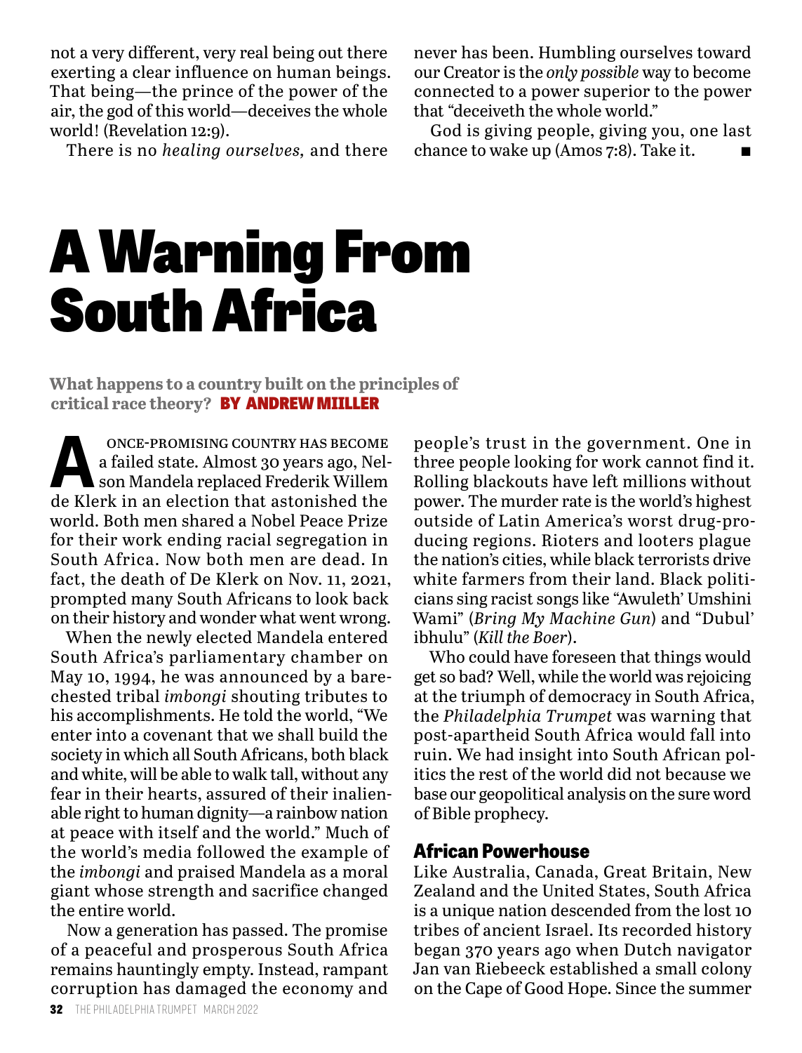not a very different, very real being out there exerting a clear influence on human beings. That being—the prince of the power of the air, the god of this world—deceives the whole world! (Revelation 12:9).

There is no *healing ourselves,* and there never has been. Humbling ourselves toward our Creator is the *only possible* way to become connected to a power superior to the power that "deceiveth the whole world."

God is giving people, giving you, one last chance to wake up (Amos 7:8). Take it. ■

# A Warning From South Africa

**What happens to a country built on the principles of critical race theory?** **BY ANDREW MIILLER**

A ONCE-PROMISING COUNTRY HAS BECOME a failed state. Almost 30 years ago, Nelson Mandela replaced Frederik Willem de Klerk in an election that astonished the world. Both men shared a Nobel Peace Prize for their work ending racial segregation in South Africa. Now both men are dead. In fact, the death of De Klerk on Nov. 11, 2021, prompted many South Africans to look back on their history and wonder what went wrong.

When the newly elected Mandela entered South Africa's parliamentary chamber on May 10, 1994, he was announced by a bare-chested tribal *imbongi* shouting tributes to his accomplishments. He told the world, "We enter into a covenant that we shall build the society in which all South Africans, both black and white, will be able to walk tall, without any fear in their hearts, assured of their inalienable right to human dignity—a rainbow nation at peace with itself and the world." Much of the world's media followed the example of the *imbongi* and praised Mandela as a moral giant whose strength and sacrifice changed the entire world.

Now a generation has passed. The promise of a peaceful and prosperous South Africa remains hauntingly empty. Instead, rampant corruption has damaged the economy and people's trust in the government. One in three people looking for work cannot find it. Rolling blackouts have left millions without power. The murder rate is the world's highest outside of Latin America's worst drug-producing regions. Rioters and looters plague the nation's cities, while black terrorists drive white farmers from their land. Black politicians sing racist songs like "Awuleth' Umshini Wami" (*Bring My Machine Gun*) and "Dubul' ibhulu" (*Kill the Boer*).

Who could have foreseen that things would get so bad? Well, while the world was rejoicing at the triumph of democracy in South Africa, the *Philadelphia Trumpet* was warning that post-apartheid South Africa would fall into ruin. We had insight into South African politics the rest of the world did not because we base our geopolitical analysis on the sure word of Bible prophecy.

## African Powerhouse

Like Australia, Canada, Great Britain, New Zealand and the United States, South Africa is a unique nation descended from the lost 10 tribes of ancient Israel. Its recorded history began 370 years ago when Dutch navigator Jan van Riebeeck established a small colony on the Cape of Good Hope. Since the summer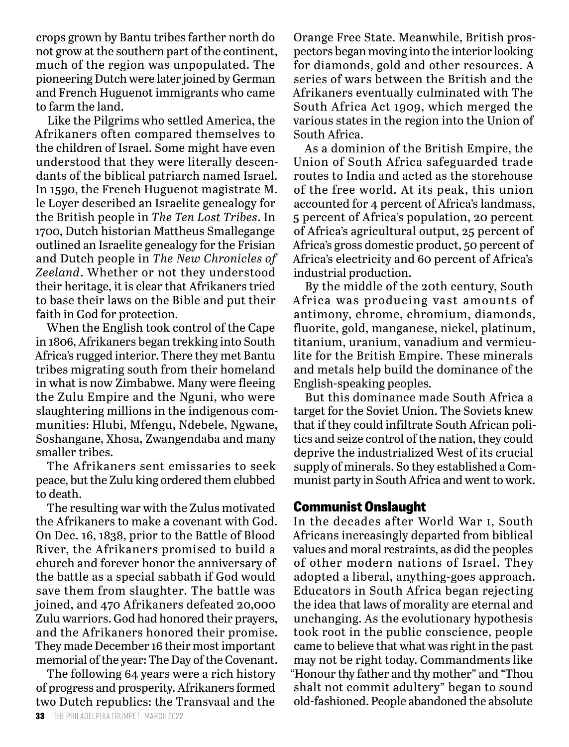crops grown by Bantu tribes farther north do not grow at the southern part of the continent, much of the region was unpopulated. The pioneering Dutch were later joined by German and French Huguenot immigrants who came to farm the land.

Like the Pilgrims who settled America, the Afrikaners often compared themselves to the children of Israel. Some might have even understood that they were literally descendants of the biblical patriarch named Israel. In 1590, the French Huguenot magistrate M. le Loyer described an Israelite genealogy for the British people in *The Ten Lost Tribes*. In 1700, Dutch historian Mattheus Smallegange outlined an Israelite genealogy for the Frisian and Dutch people in *The New Chronicles of Zeeland*. Whether or not they understood their heritage, it is clear that Afrikaners tried to base their laws on the Bible and put their faith in God for protection.

When the English took control of the Cape in 1806, Afrikaners began trekking into South Africa's rugged interior. There they met Bantu tribes migrating south from their homeland in what is now Zimbabwe. Many were fleeing the Zulu Empire and the Nguni, who were slaughtering millions in the indigenous communities: Hlubi, Mfengu, Ndebele, Ngwane, Soshangane, Xhosa, Zwangendaba and many smaller tribes.

The Afrikaners sent emissaries to seek peace, but the Zulu king ordered them clubbed to death.

The resulting war with the Zulus motivated the Afrikaners to make a covenant with God. On Dec. 16, 1838, prior to the Battle of Blood River, the Afrikaners promised to build a church and forever honor the anniversary of the battle as a special sabbath if God would save them from slaughter. The battle was joined, and 470 Afrikaners defeated 20,000 Zulu warriors. God had honored their prayers, and the Afrikaners honored their promise. They made December 16 their most important memorial of the year: The Day of the Covenant.

The following 64 years were a rich history of progress and prosperity. Afrikaners formed two Dutch republics: the Transvaal and the Orange Free State. Meanwhile, British prospectors began moving into the interior looking for diamonds, gold and other resources. A series of wars between the British and the Afrikaners eventually culminated with The South Africa Act 1909, which merged the various states in the region into the Union of South Africa.

As a dominion of the British Empire, the Union of South Africa safeguarded trade routes to India and acted as the storehouse of the free world. At its peak, this union accounted for 4 percent of Africa's landmass, 5 percent of Africa's population, 20 percent of Africa's agricultural output, 25 percent of Africa's gross domestic product, 50 percent of Africa's electricity and 60 percent of Africa's industrial production.

By the middle of the 20th century, South Africa was producing vast amounts of antimony, chrome, chromium, diamonds, fluorite, gold, manganese, nickel, platinum, titanium, uranium, vanadium and vermiculite for the British Empire. These minerals and metals help build the dominance of the English-speaking peoples.

But this dominance made South Africa a target for the Soviet Union. The Soviets knew that if they could infiltrate South African politics and seize control of the nation, they could deprive the industrialized West of its crucial supply of minerals. So they established a Communist party in South Africa and went to work.

## Communist Onslaught

In the decades after World War I, South Africans increasingly departed from biblical values and moral restraints, as did the peoples of other modern nations of Israel. They adopted a liberal, anything-goes approach. Educators in South Africa began rejecting the idea that laws of morality are eternal and unchanging. As the evolutionary hypothesis took root in the public conscience, people came to believe that what was right in the past may not be right today. Commandments like "Honour thy father and thy mother" and "Thou shalt not commit adultery" began to sound old-fashioned. People abandoned the absolute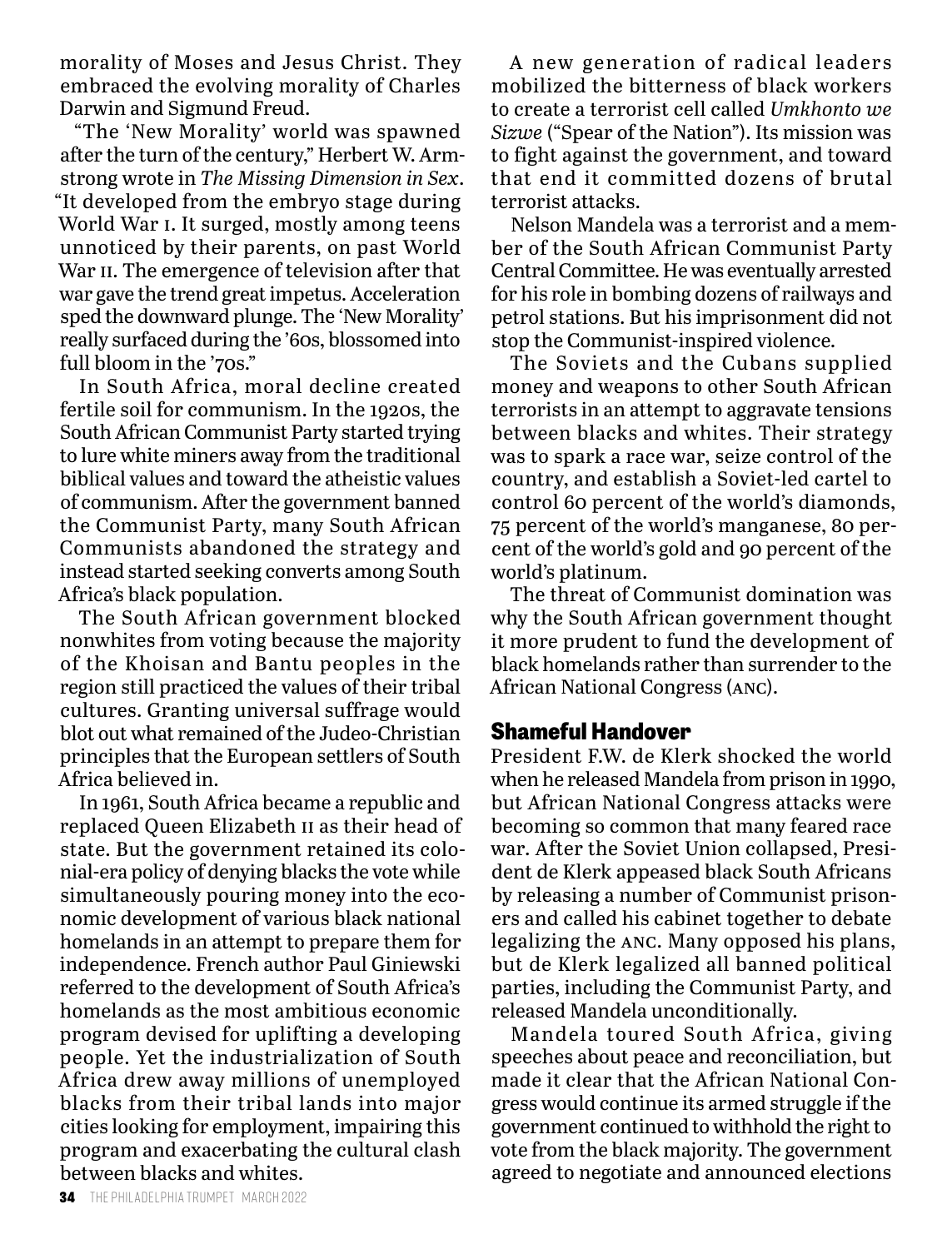morality of Moses and Jesus Christ. They embraced the evolving morality of Charles Darwin and Sigmund Freud.

"The 'New Morality' world was spawned after the turn of the century," Herbert W. Armstrong wrote in *The Missing Dimension in Sex*. "It developed from the embryo stage during World War I. It surged, mostly among teens unnoticed by their parents, on past World War II. The emergence of television after that war gave the trend great impetus. Acceleration sped the downward plunge. The 'New Morality' really surfaced during the '60s, blossomed into full bloom in the '70s."

In South Africa, moral decline created fertile soil for communism. In the 1920s, the South African Communist Party started trying to lure white miners away from the traditional biblical values and toward the atheistic values of communism. After the government banned the Communist Party, many South African Communists abandoned the strategy and instead started seeking converts among South Africa's black population.

The South African government blocked nonwhites from voting because the majority of the Khoisan and Bantu peoples in the region still practiced the values of their tribal cultures. Granting universal suffrage would blot out what remained of the Judeo-Christian principles that the European settlers of South Africa believed in.

In 1961, South Africa became a republic and replaced Queen Elizabeth II as their head of state. But the government retained its colonial-era policy of denying blacks the vote while simultaneously pouring money into the economic development of various black national homelands in an attempt to prepare them for independence. French author Paul Giniewski referred to the development of South Africa's homelands as the most ambitious economic program devised for uplifting a developing people. Yet the industrialization of South Africa drew away millions of unemployed blacks from their tribal lands into major cities looking for employment, impairing this program and exacerbating the cultural clash between blacks and whites.

A new generation of radical leaders mobilized the bitterness of black workers to create a terrorist cell called *Umkhonto we Sizwe* ("Spear of the Nation"). Its mission was to fight against the government, and toward that end it committed dozens of brutal terrorist attacks.

Nelson Mandela was a terrorist and a member of the South African Communist Party Central Committee. He was eventually arrested for his role in bombing dozens of railways and petrol stations. But his imprisonment did not stop the Communist-inspired violence.

The Soviets and the Cubans supplied money and weapons to other South African terrorists in an attempt to aggravate tensions between blacks and whites. Their strategy was to spark a race war, seize control of the country, and establish a Soviet-led cartel to control 60 percent of the world's diamonds, 75 percent of the world's manganese, 80 percent of the world's gold and 90 percent of the world's platinum.

The threat of Communist domination was why the South African government thought it more prudent to fund the development of black homelands rather than surrender to the African National Congress (ANC).

## Shameful Handover

President F.W. de Klerk shocked the world when he released Mandela from prison in 1990, but African National Congress attacks were becoming so common that many feared race war. After the Soviet Union collapsed, President de Klerk appeased black South Africans by releasing a number of Communist prisoners and called his cabinet together to debate legalizing the ANC. Many opposed his plans, but de Klerk legalized all banned political parties, including the Communist Party, and released Mandela unconditionally.

Mandela toured South Africa, giving speeches about peace and reconciliation, but made it clear that the African National Congress would continue its armed struggle if the government continued to withhold the right to vote from the black majority. The government agreed to negotiate and announced elections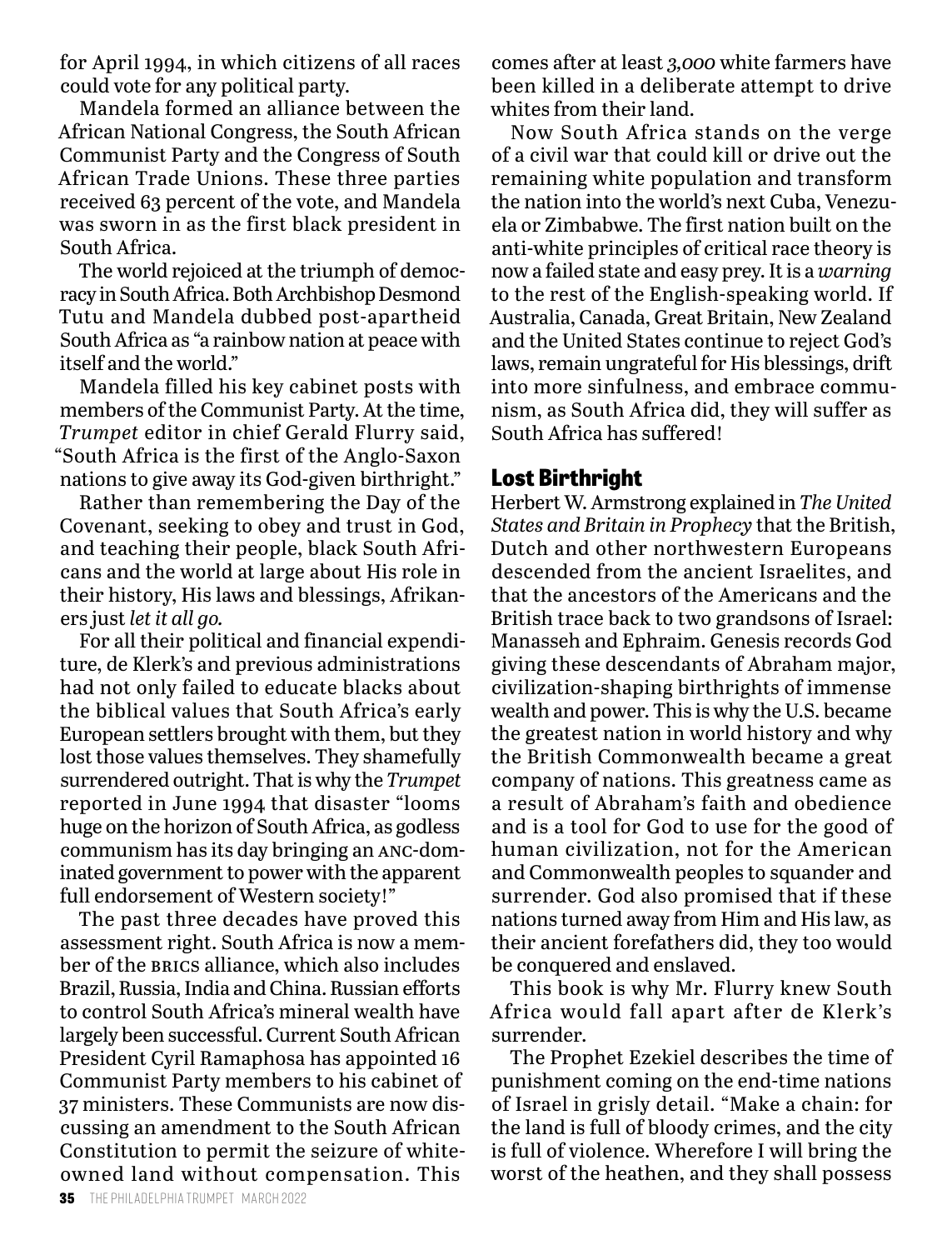for April 1994, in which citizens of all races could vote for any political party.

Mandela formed an alliance between the African National Congress, the South African Communist Party and the Congress of South African Trade Unions. These three parties received 63 percent of the vote, and Mandela was sworn in as the first black president in South Africa.

The world rejoiced at the triumph of democracy in South Africa. Both Archbishop Desmond Tutu and Mandela dubbed post-apartheid South Africa as "a rainbow nation at peace with itself and the world."

Mandela filled his key cabinet posts with members of the Communist Party. At the time, *Trumpet* editor in chief Gerald Flurry said, "South Africa is the first of the Anglo-Saxon nations to give away its God-given birthright."

Rather than remembering the Day of the Covenant, seeking to obey and trust in God, and teaching their people, black South Africans and the world at large about His role in their history, His laws and blessings, Afrikaners just *let it all go.*

For all their political and financial expenditure, de Klerk's and previous administrations had not only failed to educate blacks about the biblical values that South Africa's early European settlers brought with them, but they lost those values themselves. They shamefully surrendered outright. That is why the *Trumpet* reported in June 1994 that disaster "looms huge on the horizon of South Africa, as godless communism has its day bringing an ANC-dominated government to power with the apparent full endorsement of Western society!"

The past three decades have proved this assessment right. South Africa is now a member of the BRICS alliance, which also includes Brazil, Russia, India and China. Russian efforts to control South Africa's mineral wealth have largely been successful. Current South African President Cyril Ramaphosa has appointed 16 Communist Party members to his cabinet of 37 ministers. These Communists are now discussing an amendment to the South African Constitution to permit the seizure of white-owned land without compensation. This comes after at least *3,000* white farmers have been killed in a deliberate attempt to drive whites from their land.

Now South Africa stands on the verge of a civil war that could kill or drive out the remaining white population and transform the nation into the world's next Cuba, Venezuela or Zimbabwe. The first nation built on the anti-white principles of critical race theory is now a failed state and easy prey. It is a *warning* to the rest of the English-speaking world. If Australia, Canada, Great Britain, New Zealand and the United States continue to reject God's laws, remain ungrateful for His blessings, drift into more sinfulness, and embrace communism, as South Africa did, they will suffer as South Africa has suffered!

## Lost Birthright

Herbert W. Armstrong explained in *The United States and Britain in Prophecy* that the British, Dutch and other northwestern Europeans descended from the ancient Israelites, and that the ancestors of the Americans and the British trace back to two grandsons of Israel: Manasseh and Ephraim. Genesis records God giving these descendants of Abraham major, civilization-shaping birthrights of immense wealth and power. This is why the U.S. became the greatest nation in world history and why the British Commonwealth became a great company of nations. This greatness came as a result of Abraham's faith and obedience and is a tool for God to use for the good of human civilization, not for the American and Commonwealth peoples to squander and surrender. God also promised that if these nations turned away from Him and His law, as their ancient forefathers did, they too would be conquered and enslaved.

This book is why Mr. Flurry knew South Africa would fall apart after de Klerk's surrender.

The Prophet Ezekiel describes the time of punishment coming on the end-time nations of Israel in grisly detail. "Make a chain: for the land is full of bloody crimes, and the city is full of violence. Wherefore I will bring the worst of the heathen, and they shall possess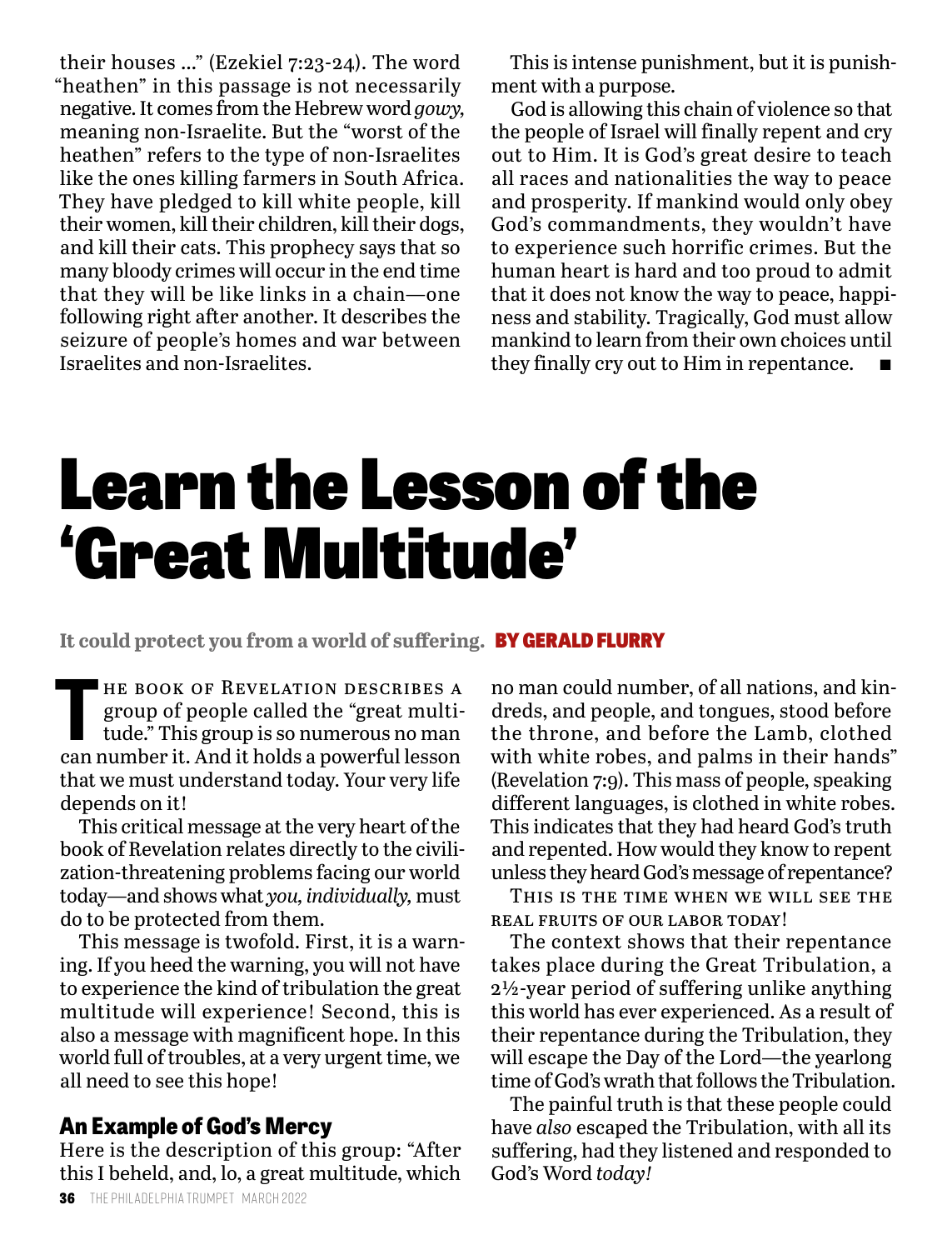their houses …" (Ezekiel 7:23-24). The word "heathen" in this passage is not necessarily negative. It comes from the Hebrew word *gowy*, meaning non-Israelite. But the "worst of the heathen" refers to the type of non-Israelites like the ones killing farmers in South Africa. They have pledged to kill white people, kill their women, kill their children, kill their dogs, and kill their cats. This prophecy says that so many bloody crimes will occur in the end time that they will be like links in a chain—one following right after another. It describes the seizure of people's homes and war between Israelites and non-Israelites.

This is intense punishment, but it is punishment with a purpose.

God is allowing this chain of violence so that the people of Israel will finally repent and cry out to Him. It is God's great desire to teach all races and nationalities the way to peace and prosperity. If mankind would only obey God's commandments, they wouldn't have to experience such horrific crimes. But the human heart is hard and too proud to admit that it does not know the way to peace, happiness and stability. Tragically, God must allow mankind to learn from their own choices until they finally cry out to Him in repentance. ■

# Learn the Lesson of the 'Great Multitude'

**It could protect you from a world of suffering.** **BY GERALD FLURRY**

The book of Revelation describes a group of people called the "great multitude." This group is so numerous no man can number it. And it holds a powerful lesson that we must understand today. Your very life depends on it!

This critical message at the very heart of the book of Revelation relates directly to the civilization-threatening problems facing our world today—and shows what *you, individually,* must do to be protected from them.

This message is twofold. First, it is a warning. If you heed the warning, you will not have to experience the kind of tribulation the great multitude will experience! Second, this is also a message with magnificent hope. In this world full of troubles, at a very urgent time, we all need to see this hope!

## An Example of God's Mercy

Here is the description of this group: "After this I beheld, and, lo, a great multitude, which no man could number, of all nations, and kindreds, and people, and tongues, stood before the throne, and before the Lamb, clothed with white robes, and palms in their hands" (Revelation 7:9). This mass of people, speaking different languages, is clothed in white robes. This indicates that they had heard God's truth and repented. How would they know to repent unless they heard God's message of repentance?

This is the time when we will see the real fruits of our labor today!

The context shows that their repentance takes place during the Great Tribulation, a 2½-year period of suffering unlike anything this world has ever experienced. As a result of their repentance during the Tribulation, they will escape the Day of the Lord—the yearlong time of God's wrath that follows the Tribulation.

The painful truth is that these people could have *also* escaped the Tribulation, with all its suffering, had they listened and responded to God's Word *today!*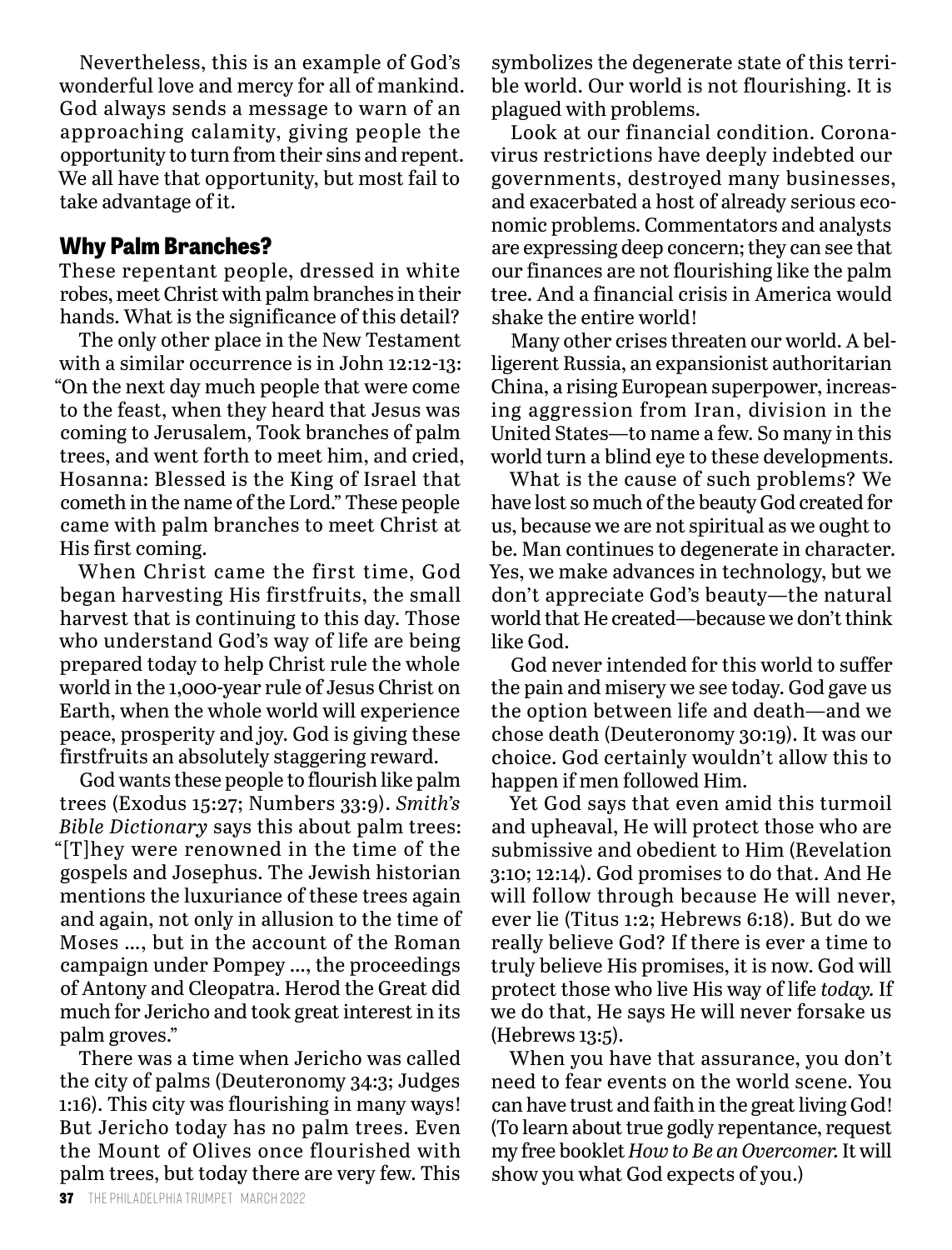Nevertheless, this is an example of God's wonderful love and mercy for all of mankind. God always sends a message to warn of an approaching calamity, giving people the opportunity to turn from their sins and repent. We all have that opportunity, but most fail to take advantage of it.

## Why Palm Branches?

These repentant people, dressed in white robes, meet Christ with palm branches in their hands. What is the significance of this detail?

The only other place in the New Testament with a similar occurrence is in John 12:12-13: "On the next day much people that were come to the feast, when they heard that Jesus was coming to Jerusalem, Took branches of palm trees, and went forth to meet him, and cried, Hosanna: Blessed is the King of Israel that cometh in the name of the Lord." These people came with palm branches to meet Christ at His first coming.

When Christ came the first time, God began harvesting His firstfruits, the small harvest that is continuing to this day. Those who understand God's way of life are being prepared today to help Christ rule the whole world in the 1,000-year rule of Jesus Christ on Earth, when the whole world will experience peace, prosperity and joy. God is giving these firstfruits an absolutely staggering reward.

God wants these people to flourish like palm trees (Exodus 15:27; Numbers 33:9). *Smith's Bible Dictionary* says this about palm trees: "[T]hey were renowned in the time of the gospels and Josephus. The Jewish historian mentions the luxuriance of these trees again and again, not only in allusion to the time of Moses …, but in the account of the Roman campaign under Pompey …, the proceedings of Antony and Cleopatra. Herod the Great did much for Jericho and took great interest in its palm groves."

There was a time when Jericho was called the city of palms (Deuteronomy 34:3; Judges 1:16). This city was flourishing in many ways! But Jericho today has no palm trees. Even the Mount of Olives once flourished with palm trees, but today there are very few. This symbolizes the degenerate state of this terrible world. Our world is not flourishing. It is plagued with problems.

Look at our financial condition. Coronavirus restrictions have deeply indebted our governments, destroyed many businesses, and exacerbated a host of already serious economic problems. Commentators and analysts are expressing deep concern; they can see that our finances are not flourishing like the palm tree. And a financial crisis in America would shake the entire world!

Many other crises threaten our world. A belligerent Russia, an expansionist authoritarian China, a rising European superpower, increasing aggression from Iran, division in the United States—to name a few. So many in this world turn a blind eye to these developments.

What is the cause of such problems? We have lost so much of the beauty God created for us, because we are not spiritual as we ought to be. Man continues to degenerate in character. Yes, we make advances in technology, but we don't appreciate God's beauty—the natural world that He created—because we don't think like God.

God never intended for this world to suffer the pain and misery we see today. God gave us the option between life and death—and we chose death (Deuteronomy 30:19). It was our choice. God certainly wouldn't allow this to happen if men followed Him.

Yet God says that even amid this turmoil and upheaval, He will protect those who are submissive and obedient to Him (Revelation 3:10; 12:14). God promises to do that. And He will follow through because He will never, ever lie (Titus 1:2; Hebrews 6:18). But do we really believe God? If there is ever a time to truly believe His promises, it is now. God will protect those who live His way of life *today.* If we do that, He says He will never forsake us (Hebrews 13:5).

When you have that assurance, you don't need to fear events on the world scene. You can have trust and faith in the great living God! (To learn about true godly repentance, request my free booklet *How to Be an Overcomer.* It will show you what God expects of you.)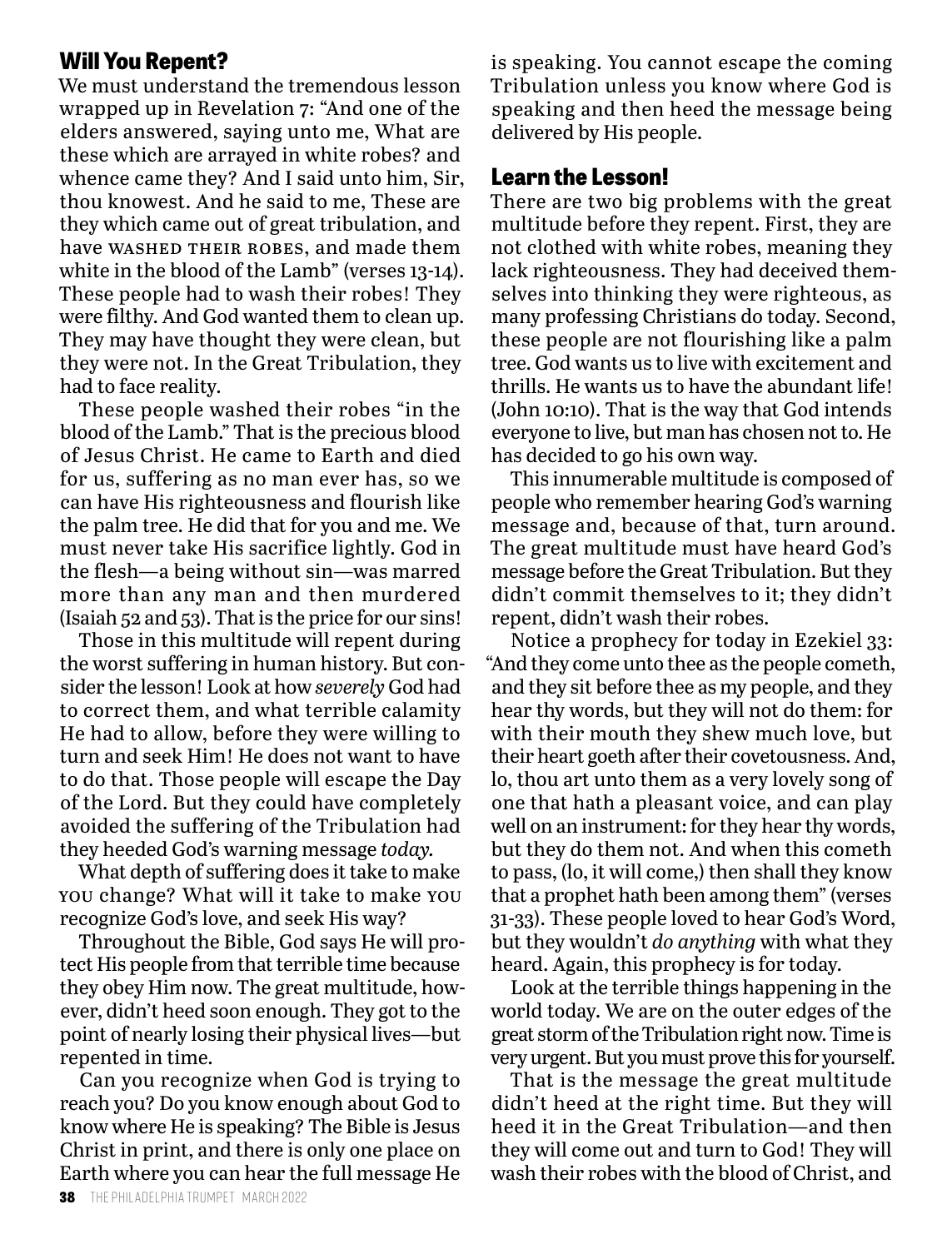## Will You Repent?

We must understand the tremendous lesson wrapped up in Revelation 7: "And one of the elders answered, saying unto me, What are these which are arrayed in white robes? and whence came they? And I said unto him, Sir, thou knowest. And he said to me, These are they which came out of great tribulation, and have WASHED THEIR ROBES, and made them white in the blood of the Lamb" (verses 13-14). These people had to wash their robes! They were filthy. And God wanted them to clean up. They may have thought they were clean, but they were not. In the Great Tribulation, they had to face reality.

These people washed their robes "in the blood of the Lamb." That is the precious blood of Jesus Christ. He came to Earth and died for us, suffering as no man ever has, so we can have His righteousness and flourish like the palm tree. He did that for you and me. We must never take His sacrifice lightly. God in the flesh—a being without sin—was marred more than any man and then murdered (Isaiah 52 and 53). That is the price for our sins!

Those in this multitude will repent during the worst suffering in human history. But consider the lesson! Look at how *severely* God had to correct them, and what terrible calamity He had to allow, before they were willing to turn and seek Him! He does not want to have to do that. Those people will escape the Day of the Lord. But they could have completely avoided the suffering of the Tribulation had they heeded God's warning message *today*.

What depth of suffering does it take to make YOU change? What will it take to make YOU recognize God's love, and seek His way?

Throughout the Bible, God says He will protect His people from that terrible time because they obey Him now. The great multitude, however, didn't heed soon enough. They got to the point of nearly losing their physical lives—but repented in time.

Can you recognize when God is trying to reach you? Do you know enough about God to know where He is speaking? The Bible is Jesus Christ in print, and there is only one place on Earth where you can hear the full message He is speaking. You cannot escape the coming Tribulation unless you know where God is speaking and then heed the message being delivered by His people.

## Learn the Lesson!

There are two big problems with the great multitude before they repent. First, they are not clothed with white robes, meaning they lack righteousness. They had deceived themselves into thinking they were righteous, as many professing Christians do today. Second, these people are not flourishing like a palm tree. God wants us to live with excitement and thrills. He wants us to have the abundant life! (John 10:10). That is the way that God intends everyone to live, but man has chosen not to. He has decided to go his own way.

This innumerable multitude is composed of people who remember hearing God's warning message and, because of that, turn around. The great multitude must have heard God's message before the Great Tribulation. But they didn't commit themselves to it; they didn't repent, didn't wash their robes.

Notice a prophecy for today in Ezekiel 33: "And they come unto thee as the people cometh, and they sit before thee as my people, and they hear thy words, but they will not do them: for with their mouth they shew much love, but their heart goeth after their covetousness. And, lo, thou art unto them as a very lovely song of one that hath a pleasant voice, and can play well on an instrument: for they hear thy words, but they do them not. And when this cometh to pass, (lo, it will come,) then shall they know that a prophet hath been among them" (verses 31-33). These people loved to hear God's Word, but they wouldn't *do anything* with what they heard. Again, this prophecy is for today.

Look at the terrible things happening in the world today. We are on the outer edges of the great storm of the Tribulation right now. Time is very urgent. But you must prove this for yourself.

That is the message the great multitude didn't heed at the right time. But they will heed it in the Great Tribulation—and then they will come out and turn to God! They will wash their robes with the blood of Christ, and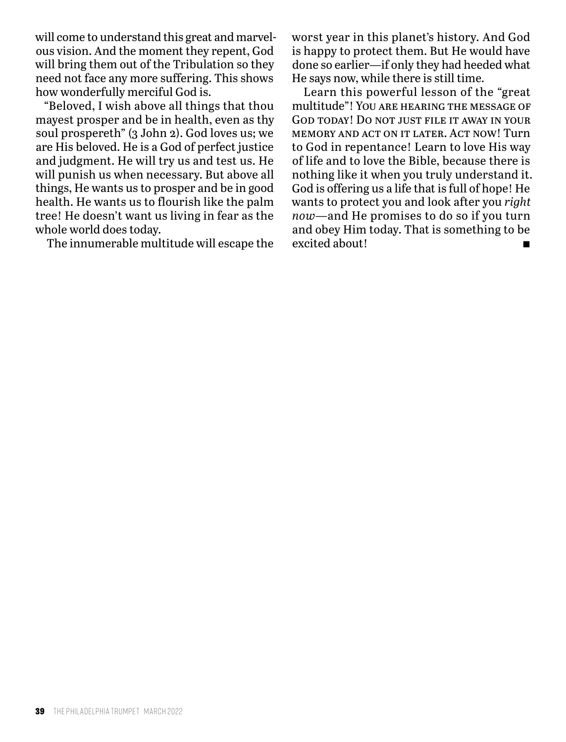will come to understand this great and marvelous vision. And the moment they repent, God will bring them out of the Tribulation so they need not face any more suffering. This shows how wonderfully merciful God is.

"Beloved, I wish above all things that thou mayest prosper and be in health, even as thy soul prospereth" (3 John 2). God loves us; we are His beloved. He is a God of perfect justice and judgment. He will try us and test us. He will punish us when necessary. But above all things, He wants us to prosper and be in good health. He wants us to flourish like the palm tree! He doesn't want us living in fear as the whole world does today.

The innumerable multitude will escape the worst year in this planet's history. And God is happy to protect them. But He would have done so earlier—if only they had heeded what He says now, while there is still time.

Learn this powerful lesson of the "great multitude"! You are hearing the message of God today! Do not just file it away in your memory and act on it later. Act now! Turn to God in repentance! Learn to love His way of life and to love the Bible, because there is nothing like it when you truly understand it. God is offering us a life that is full of hope! He wants to protect you and look after you *right now*—and He promises to do so if you turn and obey Him today. That is something to be excited about! ■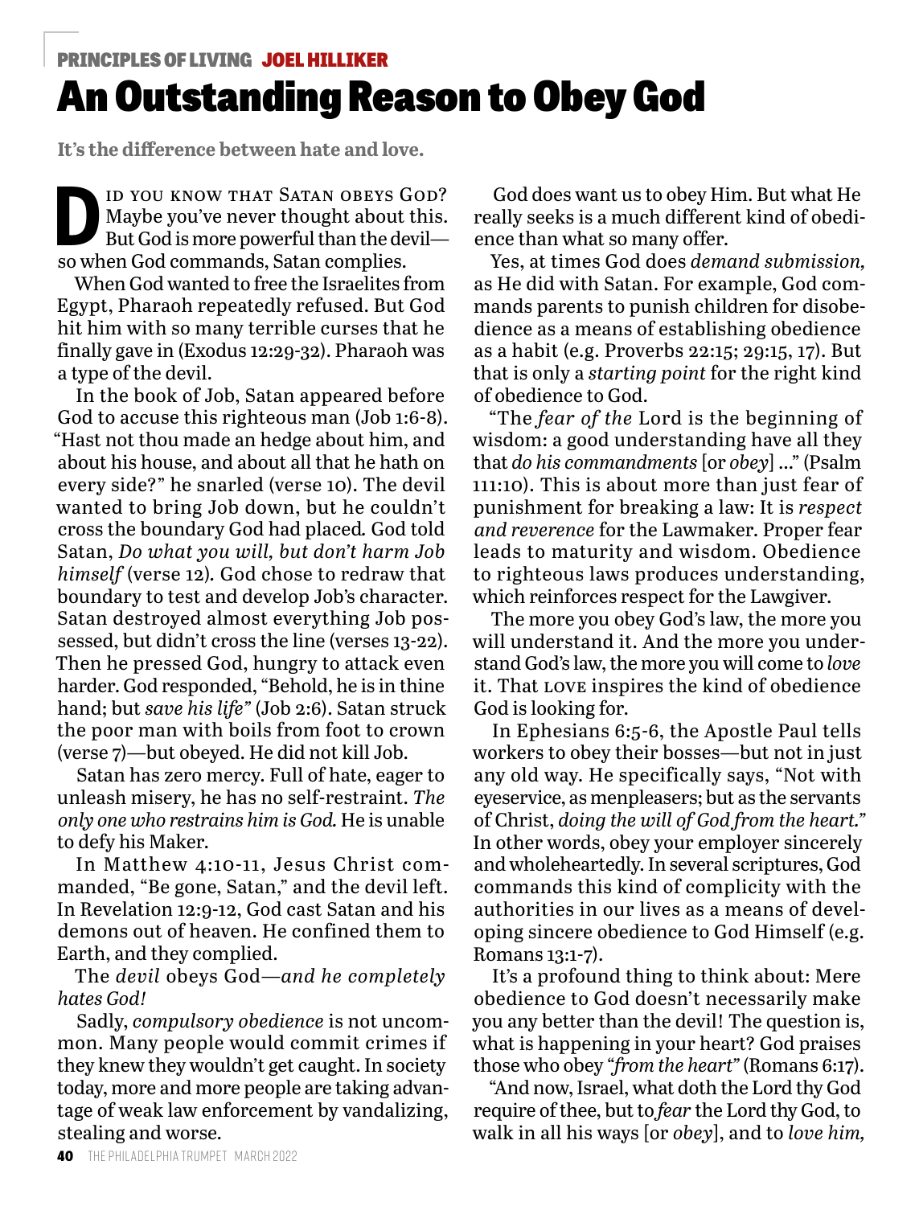PRINCIPLES OF LIVING **JOEL HILLIKER**

# An Outstanding Reason to Obey God

**It's the difference between hate and love.**

DID YOU KNOW THAT SATAN OBEYS GOD? Maybe you've never thought about this. But God is more powerful than the devil—so when God commands, Satan complies.

When God wanted to free the Israelites from Egypt, Pharaoh repeatedly refused. But God hit him with so many terrible curses that he finally gave in (Exodus 12:29-32). Pharaoh was a type of the devil.

In the book of Job, Satan appeared before God to accuse this righteous man (Job 1:6-8). "Hast not thou made an hedge about him, and about his house, and about all that he hath on every side?" he snarled (verse 10). The devil wanted to bring Job down, but he couldn't cross the boundary God had placed. God told Satan, *Do what you will, but don't harm Job himself* (verse 12). God chose to redraw that boundary to test and develop Job's character. Satan destroyed almost everything Job possessed, but didn't cross the line (verses 13-22). Then he pressed God, hungry to attack even harder. God responded, "Behold, he is in thine hand; but *save his life*" (Job 2:6). Satan struck the poor man with boils from foot to crown (verse 7)—but obeyed. He did not kill Job.

Satan has zero mercy. Full of hate, eager to unleash misery, he has no self-restraint. *The only one who restrains him is God.* He is unable to defy his Maker.

In Matthew 4:10-11, Jesus Christ commanded, "Be gone, Satan," and the devil left. In Revelation 12:9-12, God cast Satan and his demons out of heaven. He confined them to Earth, and they complied.

The *devil* obeys God—*and he completely hates God!*

Sadly, *compulsory obedience* is not uncommon. Many people would commit crimes if they knew they wouldn't get caught. In society today, more and more people are taking advantage of weak law enforcement by vandalizing, stealing and worse.

God does want us to obey Him. But what He really seeks is a much different kind of obedience than what so many offer.

Yes, at times God does *demand submission,* as He did with Satan. For example, God commands parents to punish children for disobedience as a means of establishing obedience as a habit (e.g. Proverbs 22:15; 29:15, 17). But that is only a *starting point* for the right kind of obedience to God.

"The *fear of the* Lord is the beginning of wisdom: a good understanding have all they that *do his commandments* [or *obey*] …" (Psalm 111:10). This is about more than just fear of punishment for breaking a law: It is *respect and reverence* for the Lawmaker. Proper fear leads to maturity and wisdom. Obedience to righteous laws produces understanding, which reinforces respect for the Lawgiver.

The more you obey God's law, the more you will understand it. And the more you understand God's law, the more you will come to *love* it. That LOVE inspires the kind of obedience God is looking for.

In Ephesians 6:5-6, the Apostle Paul tells workers to obey their bosses—but not in just any old way. He specifically says, "Not with eyeservice, as menpleasers; but as the servants of Christ, *doing the will of God from the heart.*" In other words, obey your employer sincerely and wholeheartedly. In several scriptures, God commands this kind of complicity with the authorities in our lives as a means of developing sincere obedience to God Himself (e.g. Romans 13:1-7).

It's a profound thing to think about: Mere obedience to God doesn't necessarily make you any better than the devil! The question is, what is happening in your heart? God praises those who obey "*from the heart*" (Romans 6:17).

"And now, Israel, what doth the Lord thy God require of thee, but to *fear* the Lord thy God, to walk in all his ways [or *obey*], and to *love him,*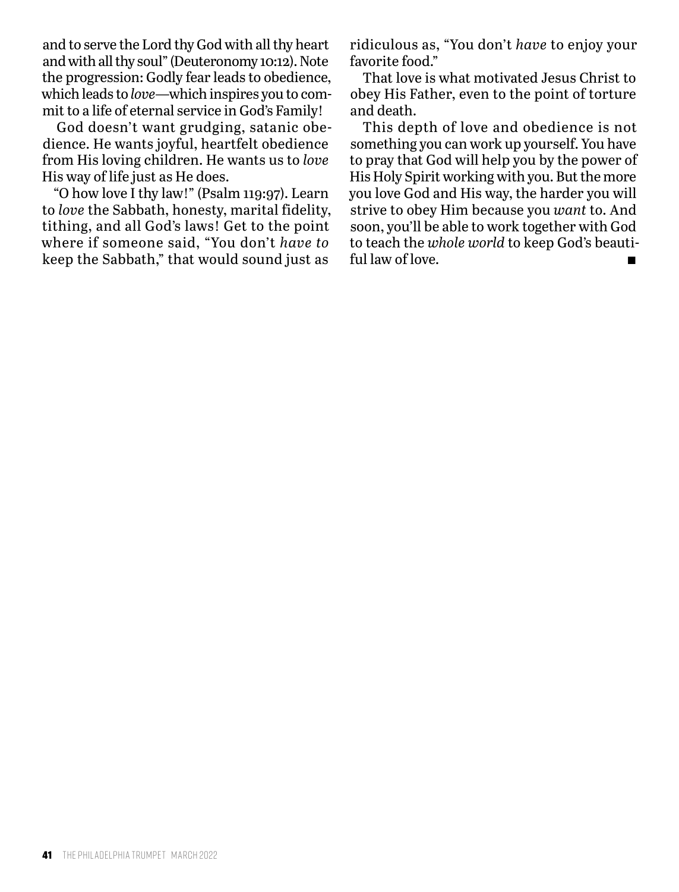and to serve the Lord thy God with all thy heart and with all thy soul" (Deuteronomy 10:12). Note the progression: Godly fear leads to obedience, which leads to *love*—which inspires you to commit to a life of eternal service in God's Family!

God doesn't want grudging, satanic obedience. He wants joyful, heartfelt obedience from His loving children. He wants us to *love* His way of life just as He does.

"O how love I thy law!" (Psalm 119:97). Learn to *love* the Sabbath, honesty, marital fidelity, tithing, and all God's laws! Get to the point where if someone said, "You don't *have to* keep the Sabbath," that would sound just as ridiculous as, "You don't *have* to enjoy your favorite food."

That love is what motivated Jesus Christ to obey His Father, even to the point of torture and death.

This depth of love and obedience is not something you can work up yourself. You have to pray that God will help you by the power of His Holy Spirit working with you. But the more you love God and His way, the harder you will strive to obey Him because you *want* to. And soon, you'll be able to work together with God to teach the *whole world* to keep God's beautiful law of love. ■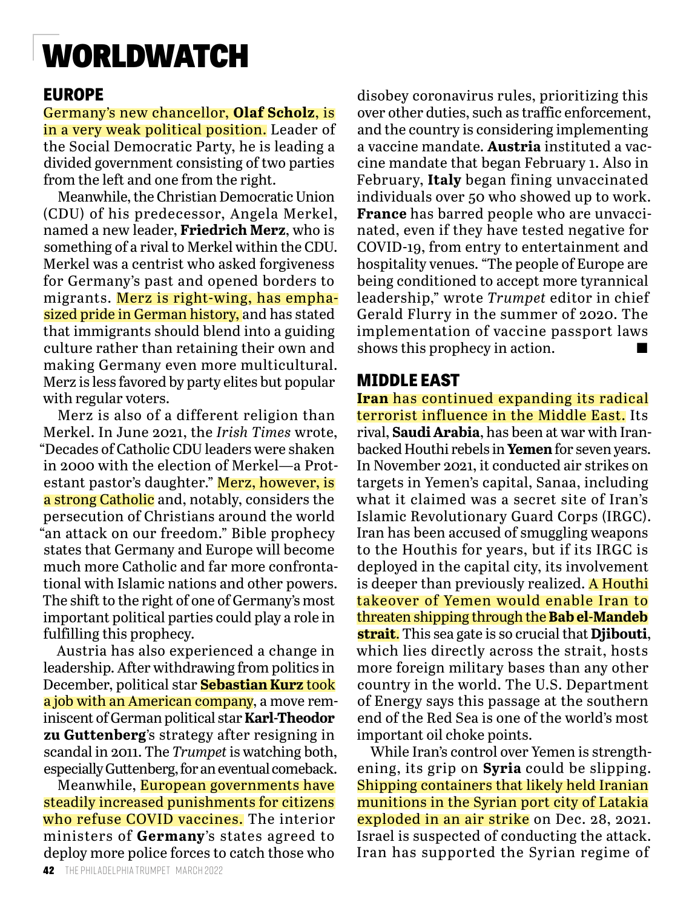# WORLDWATCH

## EUROPE

Germany's new chancellor, **Olaf Scholz**, is in a very weak political position. Leader of the Social Democratic Party, he is leading a divided government consisting of two parties from the left and one from the right.

Meanwhile, the Christian Democratic Union (CDU) of his predecessor, Angela Merkel, named a new leader, **Friedrich Merz**, who is something of a rival to Merkel within the CDU. Merkel was a centrist who asked forgiveness for Germany's past and opened borders to migrants. Merz is right-wing, has emphasized pride in German history, and has stated that immigrants should blend into a guiding culture rather than retaining their own and making Germany even more multicultural. Merz is less favored by party elites but popular with regular voters.

Merz is also of a different religion than Merkel. In June 2021, the *Irish Times* wrote, "Decades of Catholic CDU leaders were shaken in 2000 with the election of Merkel—a Protestant pastor's daughter." Merz, however, is a strong Catholic and, notably, considers the persecution of Christians around the world "an attack on our freedom." Bible prophecy states that Germany and Europe will become much more Catholic and far more confrontational with Islamic nations and other powers. The shift to the right of one of Germany's most important political parties could play a role in fulfilling this prophecy.

Austria has also experienced a change in leadership. After withdrawing from politics in December, political star **Sebastian Kurz** took a job with an American company, a move reminiscent of German political star **Karl-Theodor zu Guttenberg**'s strategy after resigning in scandal in 2011. The *Trumpet* is watching both, especially Guttenberg, for an eventual comeback.

Meanwhile, European governments have steadily increased punishments for citizens who refuse COVID vaccines. The interior ministers of **Germany**'s states agreed to deploy more police forces to catch those who disobey coronavirus rules, prioritizing this over other duties, such as traffic enforcement, and the country is considering implementing a vaccine mandate. **Austria** instituted a vaccine mandate that began February 1. Also in February, **Italy** began fining unvaccinated individuals over 50 who showed up to work. **France** has barred people who are unvaccinated, even if they have tested negative for COVID-19, from entry to entertainment and hospitality venues. "The people of Europe are being conditioned to accept more tyrannical leadership," wrote *Trumpet* editor in chief Gerald Flurry in the summer of 2020. The implementation of vaccine passport laws shows this prophecy in action. ■

## MIDDLE EAST

**Iran** has continued expanding its radical terrorist influence in the Middle East. Its rival, **Saudi Arabia**, has been at war with Iran-backed Houthi rebels in **Yemen** for seven years. In November 2021, it conducted air strikes on targets in Yemen's capital, Sanaa, including what it claimed was a secret site of Iran's Islamic Revolutionary Guard Corps (IRGC). Iran has been accused of smuggling weapons to the Houthis for years, but if its IRGC is deployed in the capital city, its involvement is deeper than previously realized. A Houthi takeover of Yemen would enable Iran to threaten shipping through the **Bab el-Mandeb strait**. This sea gate is so crucial that **Djibouti**, which lies directly across the strait, hosts more foreign military bases than any other country in the world. The U.S. Department of Energy says this passage at the southern end of the Red Sea is one of the world's most important oil choke points.

While Iran's control over Yemen is strengthening, its grip on **Syria** could be slipping. Shipping containers that likely held Iranian munitions in the Syrian port city of Latakia exploded in an air strike on Dec. 28, 2021. Israel is suspected of conducting the attack. Iran has supported the Syrian regime of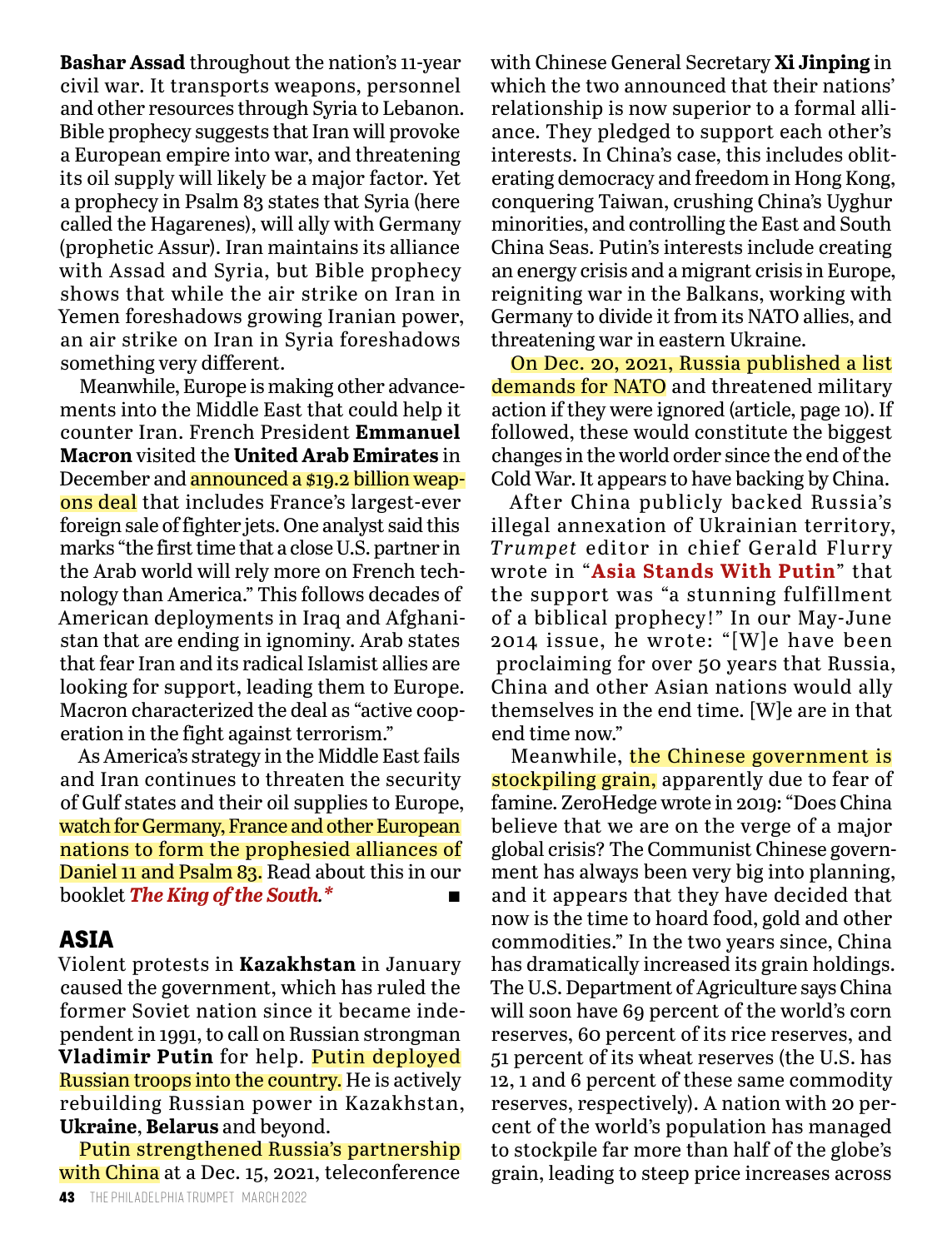**Bashar Assad** throughout the nation's 11-year civil war. It transports weapons, personnel and other resources through Syria to Lebanon. Bible prophecy suggests that Iran will provoke a European empire into war, and threatening its oil supply will likely be a major factor. Yet a prophecy in Psalm 83 states that Syria (here called the Hagarenes), will ally with Germany (prophetic Assur). Iran maintains its alliance with Assad and Syria, but Bible prophecy shows that while the air strike on Iran in Yemen foreshadows growing Iranian power, an air strike on Iran in Syria foreshadows something very different.

Meanwhile, Europe is making other advancements into the Middle East that could help it counter Iran. French President **Emmanuel Macron** visited the **United Arab Emirates** in December and announced a $19.2 billion weapons deal that includes France's largest-ever foreign sale of fighter jets. One analyst said this marks "the first time that a close U.S. partner in the Arab world will rely more on French technology than America." This follows decades of American deployments in Iraq and Afghanistan that are ending in ignominy. Arab states that fear Iran and its radical Islamist allies are looking for support, leading them to Europe. Macron characterized the deal as "active cooperation in the fight against terrorism."

As America's strategy in the Middle East fails and Iran continues to threaten the security of Gulf states and their oil supplies to Europe, watch for Germany, France and other European nations to form the prophesied alliances of Daniel 11 and Psalm 83. Read about this in our booklet ***The King of the South.**** ■

## ASIA

Violent protests in **Kazakhstan** in January caused the government, which has ruled the former Soviet nation since it became independent in 1991, to call on Russian strongman **Vladimir Putin** for help. Putin deployed Russian troops into the country. He is actively rebuilding Russian power in Kazakhstan, **Ukraine**, **Belarus** and beyond.

Putin strengthened Russia's partnership with China at a Dec. 15, 2021, teleconference with Chinese General Secretary **Xi Jinping** in which the two announced that their nations' relationship is now superior to a formal alliance. They pledged to support each other's interests. In China's case, this includes obliterating democracy and freedom in Hong Kong, conquering Taiwan, crushing China's Uyghur minorities, and controlling the East and South China Seas. Putin's interests include creating an energy crisis and a migrant crisis in Europe, reigniting war in the Balkans, working with Germany to divide it from its NATO allies, and threatening war in eastern Ukraine.

On Dec. 20, 2021, Russia published a list demands for NATO and threatened military action if they were ignored (article, page 10). If followed, these would constitute the biggest changes in the world order since the end of the Cold War. It appears to have backing by China.

After China publicly backed Russia's illegal annexation of Ukrainian territory, *Trumpet* editor in chief Gerald Flurry wrote in "**Asia Stands With Putin**" that the support was "a stunning fulfillment of a biblical prophecy!" In our May-June 2014 issue, he wrote: "[W]e have been proclaiming for over 50 years that Russia, China and other Asian nations would ally themselves in the end time. [W]e are in that end time now."

Meanwhile, the Chinese government is stockpiling grain, apparently due to fear of famine. ZeroHedge wrote in 2019: "Does China believe that we are on the verge of a major global crisis? The Communist Chinese government has always been very big into planning, and it appears that they have decided that now is the time to hoard food, gold and other commodities." In the two years since, China has dramatically increased its grain holdings. The U.S. Department of Agriculture says China will soon have 69 percent of the world's corn reserves, 60 percent of its rice reserves, and 51 percent of its wheat reserves (the U.S. has 12, 1 and 6 percent of these same commodity reserves, respectively). A nation with 20 percent of the world's population has managed to stockpile far more than half of the globe's grain, leading to steep price increases across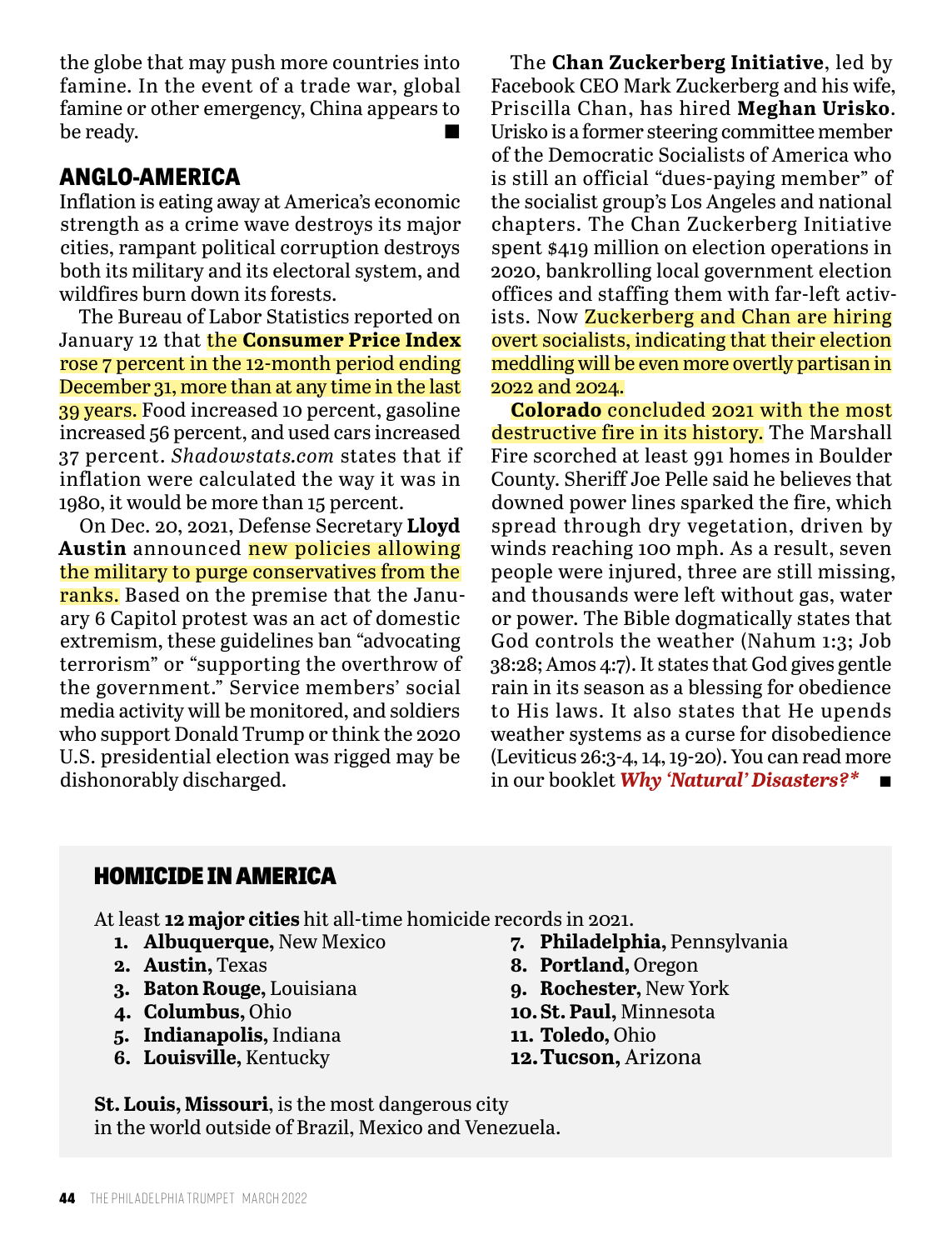the globe that may push more countries into famine. In the event of a trade war, global famine or other emergency, China appears to be ready. ■

## ANGLO-AMERICA

Inflation is eating away at America's economic strength as a crime wave destroys its major cities, rampant political corruption destroys both its military and its electoral system, and wildfires burn down its forests.

The Bureau of Labor Statistics reported on January 12 that the **Consumer Price Index** rose 7 percent in the 12-month period ending December 31, more than at any time in the last 39 years. Food increased 10 percent, gasoline increased 56 percent, and used cars increased 37 percent. *Shadowstats.com* states that if inflation were calculated the way it was in 1980, it would be more than 15 percent.

On Dec. 20, 2021, Defense Secretary **Lloyd Austin** announced new policies allowing the military to purge conservatives from the ranks. Based on the premise that the January 6 Capitol protest was an act of domestic extremism, these guidelines ban "advocating terrorism" or "supporting the overthrow of the government." Service members' social media activity will be monitored, and soldiers who support Donald Trump or think the 2020 U.S. presidential election was rigged may be dishonorably discharged.

The **Chan Zuckerberg Initiative**, led by Facebook CEO Mark Zuckerberg and his wife, Priscilla Chan, has hired **Meghan Urisko**. Urisko is a former steering committee member of the Democratic Socialists of America who is still an official "dues-paying member" of the socialist group's Los Angeles and national chapters. The Chan Zuckerberg Initiative spent $419 million on election operations in 2020, bankrolling local government election offices and staffing them with far-left activists. Now Zuckerberg and Chan are hiring overt socialists, indicating that their election meddling will be even more overtly partisan in 2022 and 2024.

**Colorado** concluded 2021 with the most destructive fire in its history. The Marshall Fire scorched at least 991 homes in Boulder County. Sheriff Joe Pelle said he believes that downed power lines sparked the fire, which spread through dry vegetation, driven by winds reaching 100 mph. As a result, seven people were injured, three are still missing, and thousands were left without gas, water or power. The Bible dogmatically states that God controls the weather (Nahum 1:3; Job 38:28; Amos 4:7). It states that God gives gentle rain in its season as a blessing for obedience to His laws. It also states that He upends weather systems as a curse for disobedience (Leviticus 26:3-4, 14, 19-20). You can read more in our booklet ***Why 'Natural' Disasters?**** ■

## HOMICIDE IN AMERICA

At least **12 major cities** hit all-time homicide records in 2021.

1. **Albuquerque,** New Mexico
2. **Austin,** Texas
3. **Baton Rouge,** Louisiana
4. **Columbus,** Ohio
5. **Indianapolis,** Indiana
6. **Louisville,** Kentucky
7. **Philadelphia,** Pennsylvania
8. **Portland,** Oregon
9. **Rochester,** New York
10. **St. Paul,** Minnesota
11. **Toledo,** Ohio
12. **Tucson,** Arizona

**St. Louis, Missouri**, is the most dangerous city in the world outside of Brazil, Mexico and Venezuela.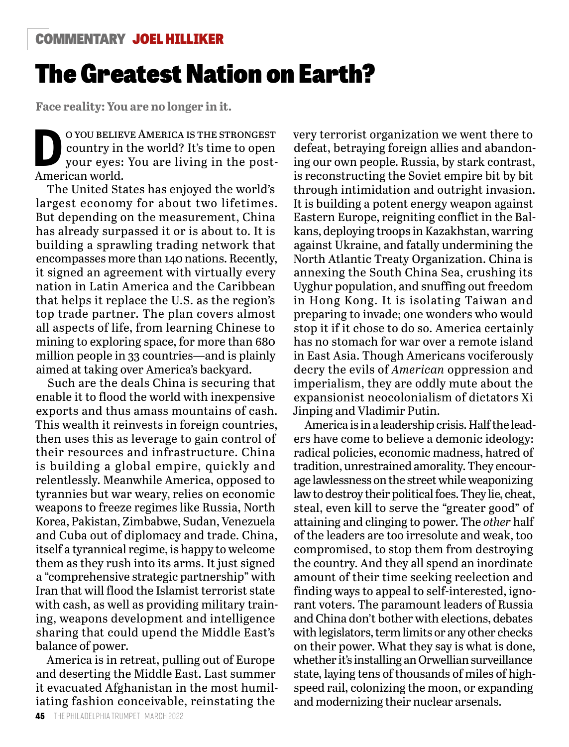COMMENTARY **JOEL HILLIKER**

# The Greatest Nation on Earth?

**Face reality: You are no longer in it.**

DO YOU BELIEVE AMERICA IS THE STRONGEST country in the world? It's time to open your eyes: You are living in the post-American world.

The United States has enjoyed the world's largest economy for about two lifetimes. But depending on the measurement, China has already surpassed it or is about to. It is building a sprawling trading network that encompasses more than 140 nations. Recently, it signed an agreement with virtually every nation in Latin America and the Caribbean that helps it replace the U.S. as the region's top trade partner. The plan covers almost all aspects of life, from learning Chinese to mining to exploring space, for more than 680 million people in 33 countries—and is plainly aimed at taking over America's backyard.

Such are the deals China is securing that enable it to flood the world with inexpensive exports and thus amass mountains of cash. This wealth it reinvests in foreign countries, then uses this as leverage to gain control of their resources and infrastructure. China is building a global empire, quickly and relentlessly. Meanwhile America, opposed to tyrannies but war weary, relies on economic weapons to freeze regimes like Russia, North Korea, Pakistan, Zimbabwe, Sudan, Venezuela and Cuba out of diplomacy and trade. China, itself a tyrannical regime, is happy to welcome them as they rush into its arms. It just signed a "comprehensive strategic partnership" with Iran that will flood the Islamist terrorist state with cash, as well as providing military training, weapons development and intelligence sharing that could upend the Middle East's balance of power.

America is in retreat, pulling out of Europe and deserting the Middle East. Last summer it evacuated Afghanistan in the most humiliating fashion conceivable, reinstating the very terrorist organization we went there to defeat, betraying foreign allies and abandoning our own people. Russia, by stark contrast, is reconstructing the Soviet empire bit by bit through intimidation and outright invasion. It is building a potent energy weapon against Eastern Europe, reigniting conflict in the Balkans, deploying troops in Kazakhstan, warring against Ukraine, and fatally undermining the North Atlantic Treaty Organization. China is annexing the South China Sea, crushing its Uyghur population, and snuffing out freedom in Hong Kong. It is isolating Taiwan and preparing to invade; one wonders who would stop it if it chose to do so. America certainly has no stomach for war over a remote island in East Asia. Though Americans vociferously decry the evils of *American* oppression and imperialism, they are oddly mute about the expansionist neocolonialism of dictators Xi Jinping and Vladimir Putin.

America is in a leadership crisis. Half the leaders have come to believe a demonic ideology: radical policies, economic madness, hatred of tradition, unrestrained amorality. They encourage lawlessness on the street while weaponizing law to destroy their political foes. They lie, cheat, steal, even kill to serve the "greater good" of attaining and clinging to power. The *other* half of the leaders are too irresolute and weak, too compromised, to stop them from destroying the country. And they all spend an inordinate amount of their time seeking reelection and finding ways to appeal to self-interested, ignorant voters. The paramount leaders of Russia and China don't bother with elections, debates with legislators, term limits or any other checks on their power. What they say is what is done, whether it's installing an Orwellian surveillance state, laying tens of thousands of miles of high-speed rail, colonizing the moon, or expanding and modernizing their nuclear arsenals.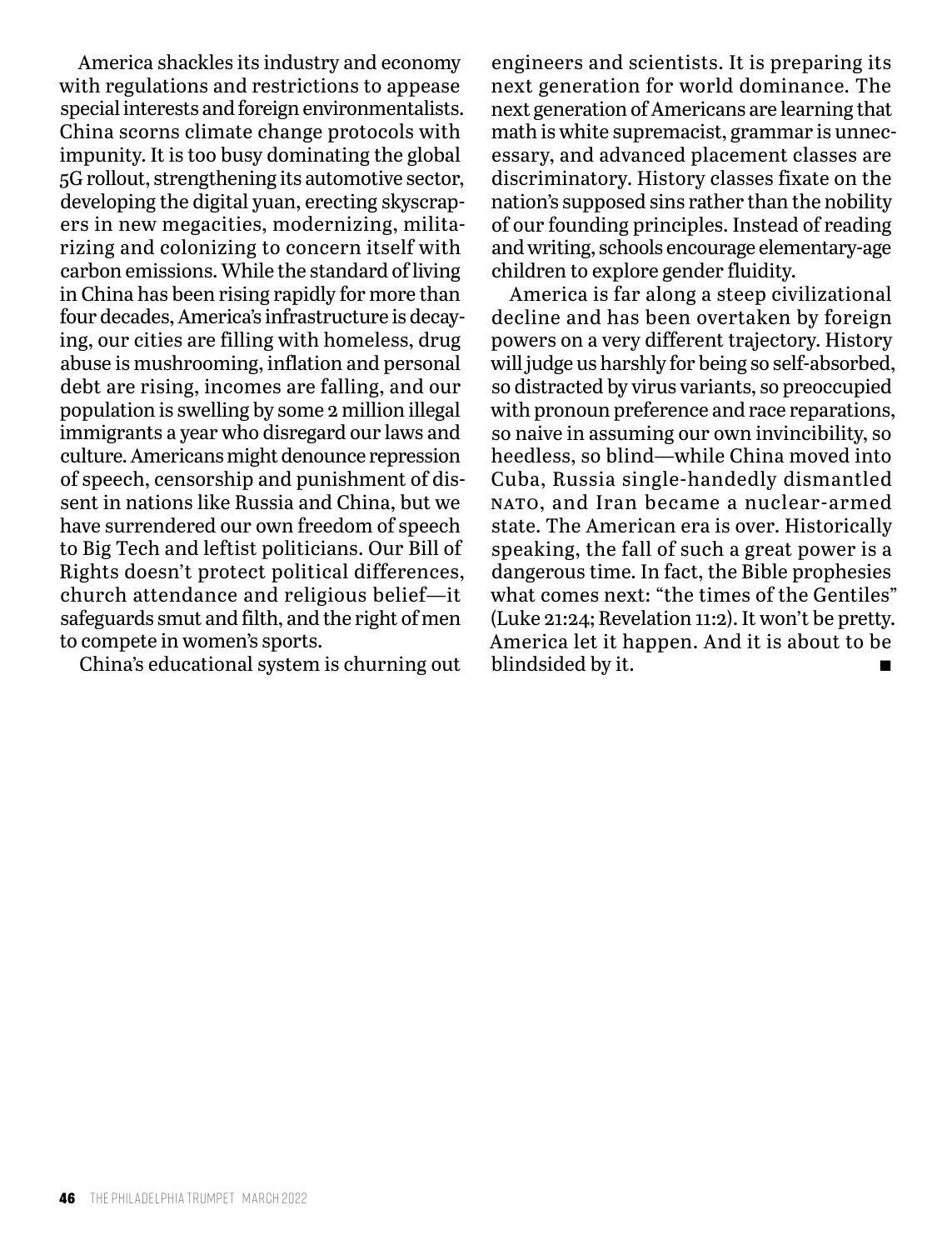America shackles its industry and economy with regulations and restrictions to appease special interests and foreign environmentalists. China scorns climate change protocols with impunity. It is too busy dominating the global 5G rollout, strengthening its automotive sector, developing the digital yuan, erecting skyscrapers in new megacities, modernizing, militarizing and colonizing to concern itself with carbon emissions. While the standard of living in China has been rising rapidly for more than four decades, America's infrastructure is decaying, our cities are filling with homeless, drug abuse is mushrooming, inflation and personal debt are rising, incomes are falling, and our population is swelling by some 2 million illegal immigrants a year who disregard our laws and culture. Americans might denounce repression of speech, censorship and punishment of dissent in nations like Russia and China, but we have surrendered our own freedom of speech to Big Tech and leftist politicians. Our Bill of Rights doesn't protect political differences, church attendance and religious belief—it safeguards smut and filth, and the right of men to compete in women's sports.

China's educational system is churning out engineers and scientists. It is preparing its next generation for world dominance. The next generation of Americans are learning that math is white supremacist, grammar is unnecessary, and advanced placement classes are discriminatory. History classes fixate on the nation's supposed sins rather than the nobility of our founding principles. Instead of reading and writing, schools encourage elementary-age children to explore gender fluidity.

America is far along a steep civilizational decline and has been overtaken by foreign powers on a very different trajectory. History will judge us harshly for being so self-absorbed, so distracted by virus variants, so preoccupied with pronoun preference and race reparations, so naive in assuming our own invincibility, so heedless, so blind—while China moved into Cuba, Russia single-handedly dismantled NATO, and Iran became a nuclear-armed state. The American era is over. Historically speaking, the fall of such a great power is a dangerous time. In fact, the Bible prophesies what comes next: "the times of the Gentiles" (Luke 21:24; Revelation 11:2). It won't be pretty. America let it happen. And it is about to be blindsided by it. ■